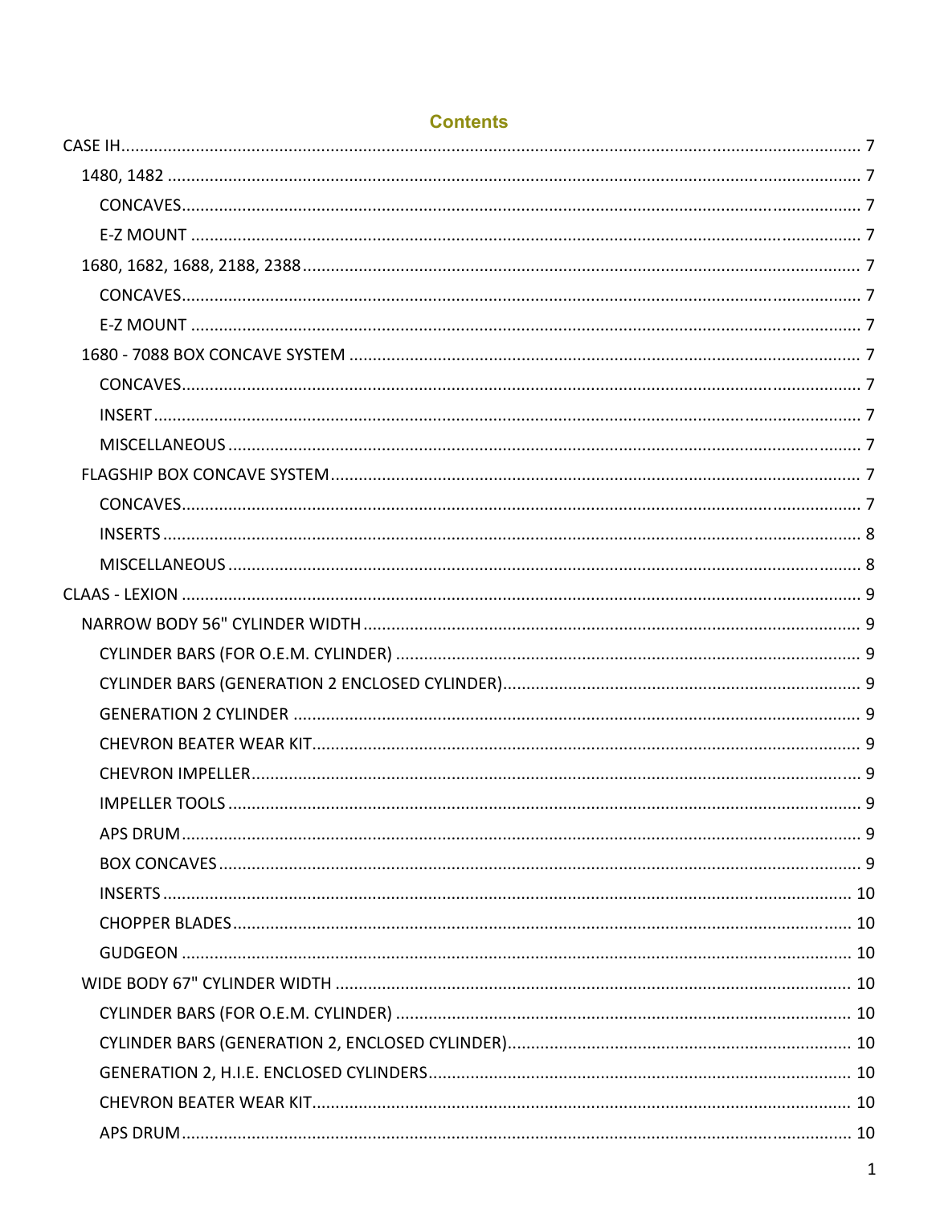# Contents

- CASE IH ........................................ 7
  - 1480, 1482 ........................................ 7
    - CONCAVES ........................................ 7
    - E-Z MOUNT ........................................ 7
  - 1680, 1682, 1688, 2188, 2388 ........................................ 7
    - CONCAVES ........................................ 7
    - E-Z MOUNT ........................................ 7
  - 1680 - 7088 BOX CONCAVE SYSTEM ........................................ 7
    - CONCAVES ........................................ 7
    - INSERT ........................................ 7
    - MISCELLANEOUS ........................................ 7
  - FLAGSHIP BOX CONCAVE SYSTEM ........................................ 7
    - CONCAVES ........................................ 7
    - INSERTS ........................................ 8
    - MISCELLANEOUS ........................................ 8
- CLAAS - LEXION ........................................ 9
  - NARROW BODY 56" CYLINDER WIDTH ........................................ 9
    - CYLINDER BARS (FOR O.E.M. CYLINDER) ........................................ 9
    - CYLINDER BARS (GENERATION 2 ENCLOSED CYLINDER) ........................................ 9
    - GENERATION 2 CYLINDER ........................................ 9
    - CHEVRON BEATER WEAR KIT ........................................ 9
    - CHEVRON IMPELLER ........................................ 9
    - IMPELLER TOOLS ........................................ 9
    - APS DRUM ........................................ 9
    - BOX CONCAVES ........................................ 9
    - INSERTS ........................................ 10
    - CHOPPER BLADES ........................................ 10
    - GUDGEON ........................................ 10
  - WIDE BODY 67" CYLINDER WIDTH ........................................ 10
    - CYLINDER BARS (FOR O.E.M. CYLINDER) ........................................ 10
    - CYLINDER BARS (GENERATION 2, ENCLOSED CYLINDER) ........................................ 10
    - GENERATION 2, H.I.E. ENCLOSED CYLINDERS ........................................ 10
    - CHEVRON BEATER WEAR KIT ........................................ 10
    - APS DRUM ........................................ 10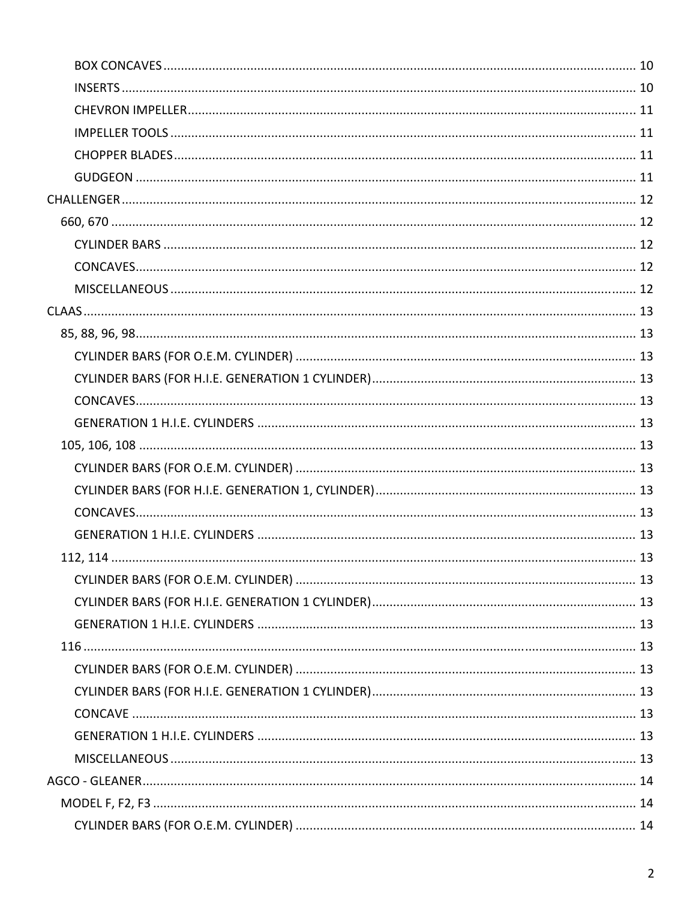- BOX CONCAVES ..... 10
- INSERTS ..... 10
- CHEVRON IMPELLER ..... 11
- IMPELLER TOOLS ..... 11
- CHOPPER BLADES ..... 11
- GUDGEON ..... 11

CHALLENGER ..... 12

- 660, 670 ..... 12
  - CYLINDER BARS ..... 12
  - CONCAVES ..... 12
  - MISCELLANEOUS ..... 12

CLAAS ..... 13

- 85, 88, 96, 98 ..... 13
  - CYLINDER BARS (FOR O.E.M. CYLINDER) ..... 13
  - CYLINDER BARS (FOR H.I.E. GENERATION 1 CYLINDER) ..... 13
  - CONCAVES ..... 13
  - GENERATION 1 H.I.E. CYLINDERS ..... 13
- 105, 106, 108 ..... 13
  - CYLINDER BARS (FOR O.E.M. CYLINDER) ..... 13
  - CYLINDER BARS (FOR H.I.E. GENERATION 1, CYLINDER) ..... 13
  - CONCAVES ..... 13
  - GENERATION 1 H.I.E. CYLINDERS ..... 13
- 112, 114 ..... 13
  - CYLINDER BARS (FOR O.E.M. CYLINDER) ..... 13
  - CYLINDER BARS (FOR H.I.E. GENERATION 1 CYLINDER) ..... 13
  - GENERATION 1 H.I.E. CYLINDERS ..... 13
- 116 ..... 13
  - CYLINDER BARS (FOR O.E.M. CYLINDER) ..... 13
  - CYLINDER BARS (FOR H.I.E. GENERATION 1 CYLINDER) ..... 13
  - CONCAVE ..... 13
  - GENERATION 1 H.I.E. CYLINDERS ..... 13
  - MISCELLANEOUS ..... 13

AGCO - GLEANER ..... 14

- MODEL F, F2, F3 ..... 14
  - CYLINDER BARS (FOR O.E.M. CYLINDER) ..... 14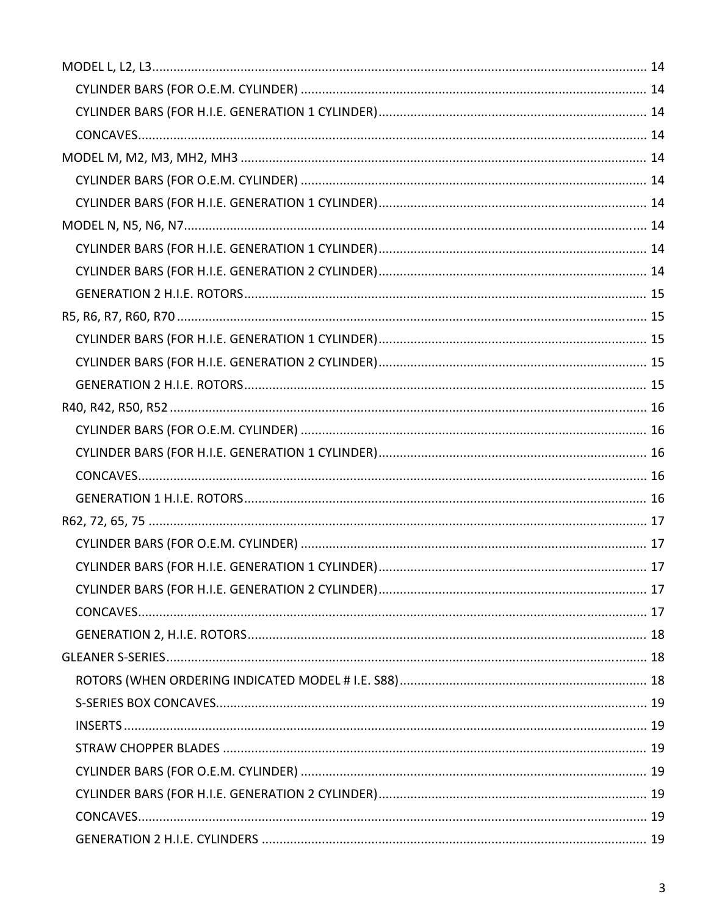- MODEL L, L2, L3 .......... 14
  - CYLINDER BARS (FOR O.E.M. CYLINDER) .......... 14
  - CYLINDER BARS (FOR H.I.E. GENERATION 1 CYLINDER) .......... 14
  - CONCAVES .......... 14
- MODEL M, M2, M3, MH2, MH3 .......... 14
  - CYLINDER BARS (FOR O.E.M. CYLINDER) .......... 14
  - CYLINDER BARS (FOR H.I.E. GENERATION 1 CYLINDER) .......... 14
- MODEL N, N5, N6, N7 .......... 14
  - CYLINDER BARS (FOR H.I.E. GENERATION 1 CYLINDER) .......... 14
  - CYLINDER BARS (FOR H.I.E. GENERATION 2 CYLINDER) .......... 14
  - GENERATION 2 H.I.E. ROTORS .......... 15
- R5, R6, R7, R60, R70 .......... 15
  - CYLINDER BARS (FOR H.I.E. GENERATION 1 CYLINDER) .......... 15
  - CYLINDER BARS (FOR H.I.E. GENERATION 2 CYLINDER) .......... 15
  - GENERATION 2 H.I.E. ROTORS .......... 15
- R40, R42, R50, R52 .......... 16
  - CYLINDER BARS (FOR O.E.M. CYLINDER) .......... 16
  - CYLINDER BARS (FOR H.I.E. GENERATION 1 CYLINDER) .......... 16
  - CONCAVES .......... 16
  - GENERATION 1 H.I.E. ROTORS .......... 16
- R62, 72, 65, 75 .......... 17
  - CYLINDER BARS (FOR O.E.M. CYLINDER) .......... 17
  - CYLINDER BARS (FOR H.I.E. GENERATION 1 CYLINDER) .......... 17
  - CYLINDER BARS (FOR H.I.E. GENERATION 2 CYLINDER) .......... 17
  - CONCAVES .......... 17
  - GENERATION 2, H.I.E. ROTORS .......... 18
- GLEANER S-SERIES .......... 18
  - ROTORS (WHEN ORDERING INDICATED MODEL # I.E. S88) .......... 18
  - S-SERIES BOX CONCAVES .......... 19
  - INSERTS .......... 19
  - STRAW CHOPPER BLADES .......... 19
  - CYLINDER BARS (FOR O.E.M. CYLINDER) .......... 19
  - CYLINDER BARS (FOR H.I.E. GENERATION 2 CYLINDER) .......... 19
  - CONCAVES .......... 19
  - GENERATION 2 H.I.E. CYLINDERS .......... 19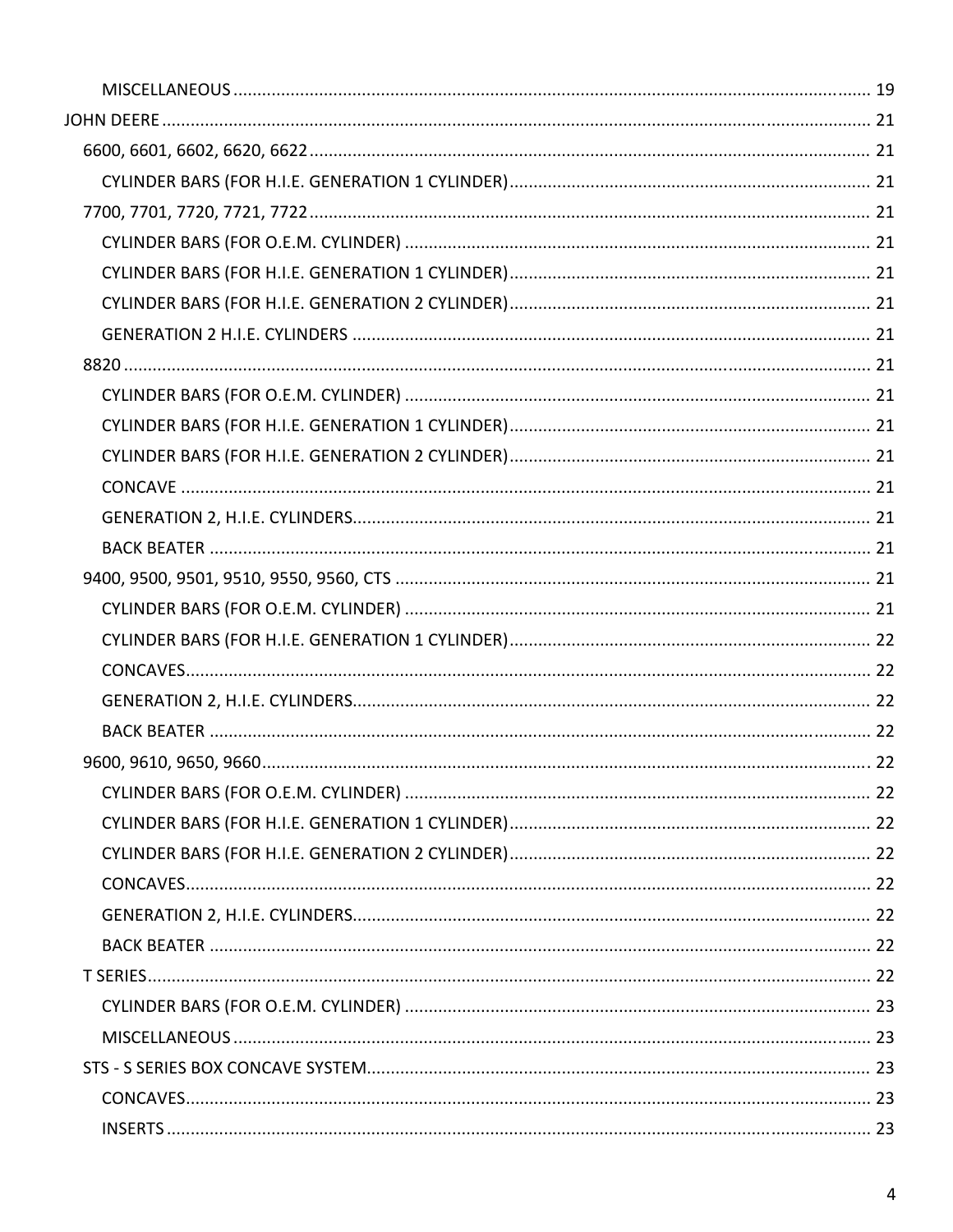- MISCELLANEOUS ..... 19

JOHN DEERE ..... 21

- 6600, 6601, 6602, 6620, 6622 ..... 21
  - CYLINDER BARS (FOR H.I.E. GENERATION 1 CYLINDER) ..... 21
- 7700, 7701, 7720, 7721, 7722 ..... 21
  - CYLINDER BARS (FOR O.E.M. CYLINDER) ..... 21
  - CYLINDER BARS (FOR H.I.E. GENERATION 1 CYLINDER) ..... 21
  - CYLINDER BARS (FOR H.I.E. GENERATION 2 CYLINDER) ..... 21
  - GENERATION 2 H.I.E. CYLINDERS ..... 21
- 8820 ..... 21
  - CYLINDER BARS (FOR O.E.M. CYLINDER) ..... 21
  - CYLINDER BARS (FOR H.I.E. GENERATION 1 CYLINDER) ..... 21
  - CYLINDER BARS (FOR H.I.E. GENERATION 2 CYLINDER) ..... 21
  - CONCAVE ..... 21
  - GENERATION 2, H.I.E. CYLINDERS ..... 21
  - BACK BEATER ..... 21
- 9400, 9500, 9501, 9510, 9550, 9560, CTS ..... 21
  - CYLINDER BARS (FOR O.E.M. CYLINDER) ..... 21
  - CYLINDER BARS (FOR H.I.E. GENERATION 1 CYLINDER) ..... 22
  - CONCAVES ..... 22
  - GENERATION 2, H.I.E. CYLINDERS ..... 22
  - BACK BEATER ..... 22
- 9600, 9610, 9650, 9660 ..... 22
  - CYLINDER BARS (FOR O.E.M. CYLINDER) ..... 22
  - CYLINDER BARS (FOR H.I.E. GENERATION 1 CYLINDER) ..... 22
  - CYLINDER BARS (FOR H.I.E. GENERATION 2 CYLINDER) ..... 22
  - CONCAVES ..... 22
  - GENERATION 2, H.I.E. CYLINDERS ..... 22
  - BACK BEATER ..... 22
- T SERIES ..... 22
  - CYLINDER BARS (FOR O.E.M. CYLINDER) ..... 23
  - MISCELLANEOUS ..... 23
- STS - S SERIES BOX CONCAVE SYSTEM ..... 23
  - CONCAVES ..... 23
  - INSERTS ..... 23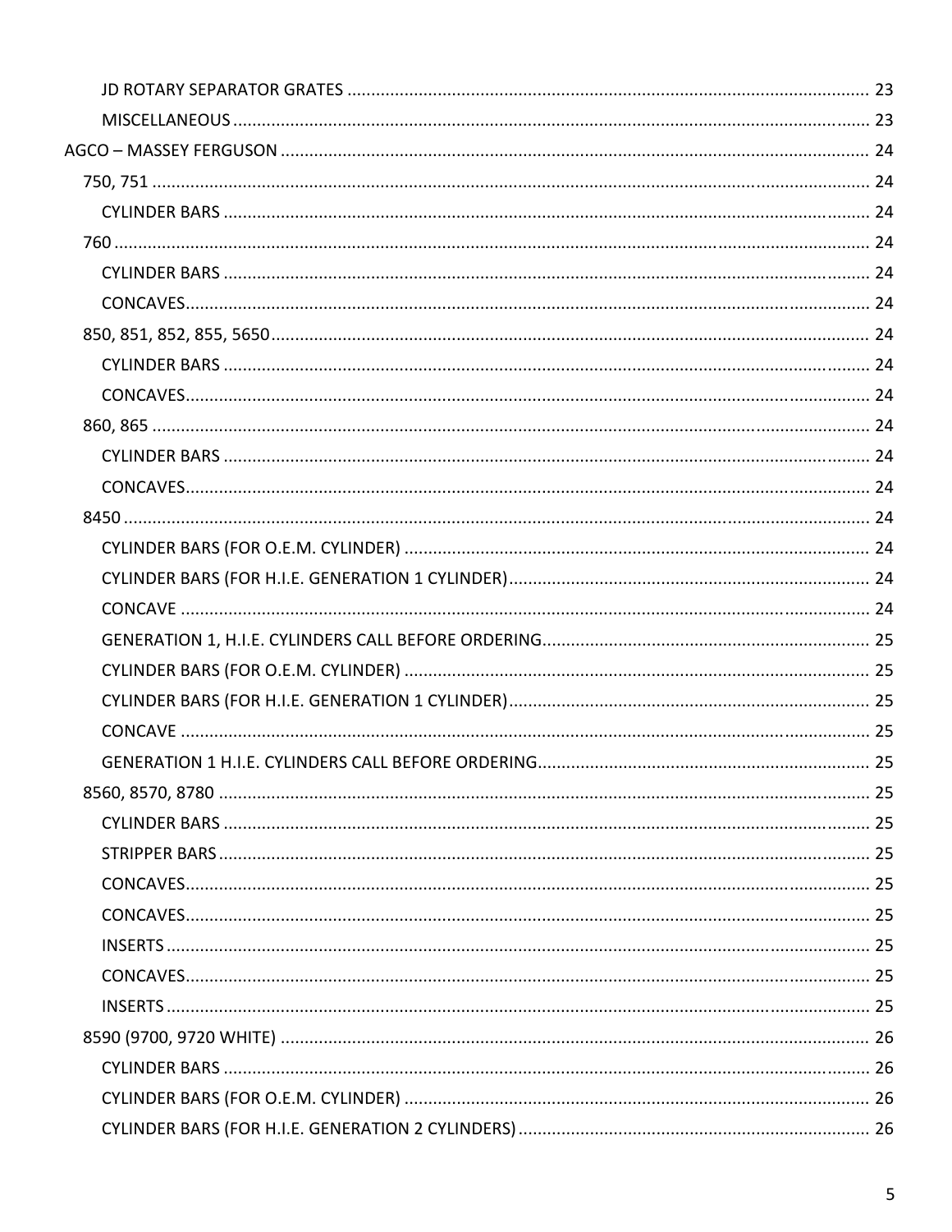- JD ROTARY SEPARATOR GRATES ..... 23
- MISCELLANEOUS ..... 23

AGCO – MASSEY FERGUSON ..... 24

- 750, 751 ..... 24
  - CYLINDER BARS ..... 24
- 760 ..... 24
  - CYLINDER BARS ..... 24
  - CONCAVES ..... 24
- 850, 851, 852, 855, 5650 ..... 24
  - CYLINDER BARS ..... 24
  - CONCAVES ..... 24
- 860, 865 ..... 24
  - CYLINDER BARS ..... 24
  - CONCAVES ..... 24
- 8450 ..... 24
  - CYLINDER BARS (FOR O.E.M. CYLINDER) ..... 24
  - CYLINDER BARS (FOR H.I.E. GENERATION 1 CYLINDER) ..... 24
  - CONCAVE ..... 24
  - GENERATION 1, H.I.E. CYLINDERS CALL BEFORE ORDERING ..... 25
  - CYLINDER BARS (FOR O.E.M. CYLINDER) ..... 25
  - CYLINDER BARS (FOR H.I.E. GENERATION 1 CYLINDER) ..... 25
  - CONCAVE ..... 25
  - GENERATION 1 H.I.E. CYLINDERS CALL BEFORE ORDERING ..... 25
- 8560, 8570, 8780 ..... 25
  - CYLINDER BARS ..... 25
  - STRIPPER BARS ..... 25
  - CONCAVES ..... 25
  - CONCAVES ..... 25
  - INSERTS ..... 25
  - CONCAVES ..... 25
  - INSERTS ..... 25
- 8590 (9700, 9720 WHITE) ..... 26
  - CYLINDER BARS ..... 26
  - CYLINDER BARS (FOR O.E.M. CYLINDER) ..... 26
  - CYLINDER BARS (FOR H.I.E. GENERATION 2 CYLINDERS) ..... 26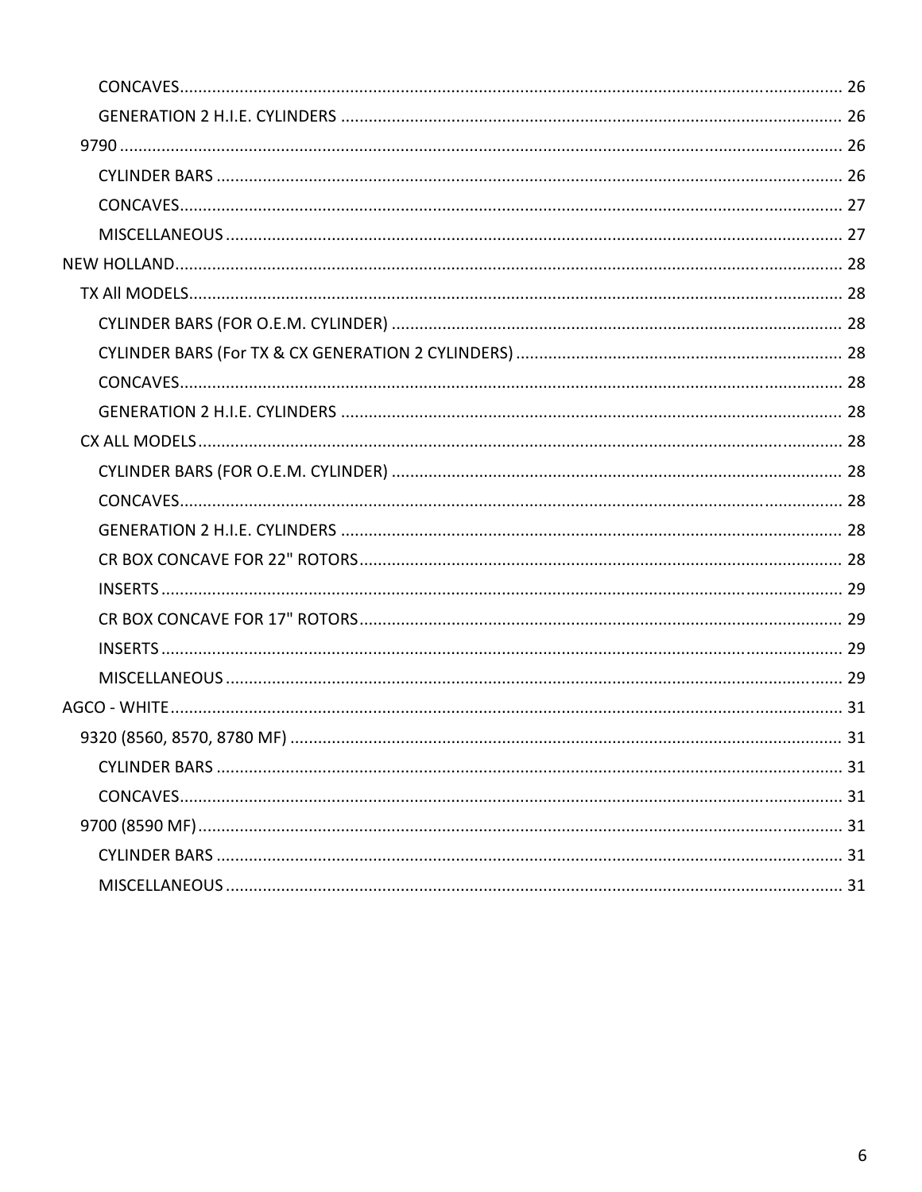- CONCAVES ........ 26
- GENERATION 2 H.I.E. CYLINDERS ........ 26

9790 ........ 26

- CYLINDER BARS ........ 26
- CONCAVES ........ 27
- MISCELLANEOUS ........ 27

NEW HOLLAND ........ 28

TX All MODELS ........ 28

- CYLINDER BARS (FOR O.E.M. CYLINDER) ........ 28
- CYLINDER BARS (For TX & CX GENERATION 2 CYLINDERS) ........ 28
- CONCAVES ........ 28
- GENERATION 2 H.I.E. CYLINDERS ........ 28

CX ALL MODELS ........ 28

- CYLINDER BARS (FOR O.E.M. CYLINDER) ........ 28
- CONCAVES ........ 28
- GENERATION 2 H.I.E. CYLINDERS ........ 28
- CR BOX CONCAVE FOR 22" ROTORS ........ 28
- INSERTS ........ 29
- CR BOX CONCAVE FOR 17" ROTORS ........ 29
- INSERTS ........ 29
- MISCELLANEOUS ........ 29

AGCO - WHITE ........ 31

9320 (8560, 8570, 8780 MF) ........ 31

- CYLINDER BARS ........ 31
- CONCAVES ........ 31

9700 (8590 MF) ........ 31

- CYLINDER BARS ........ 31
- MISCELLANEOUS ........ 31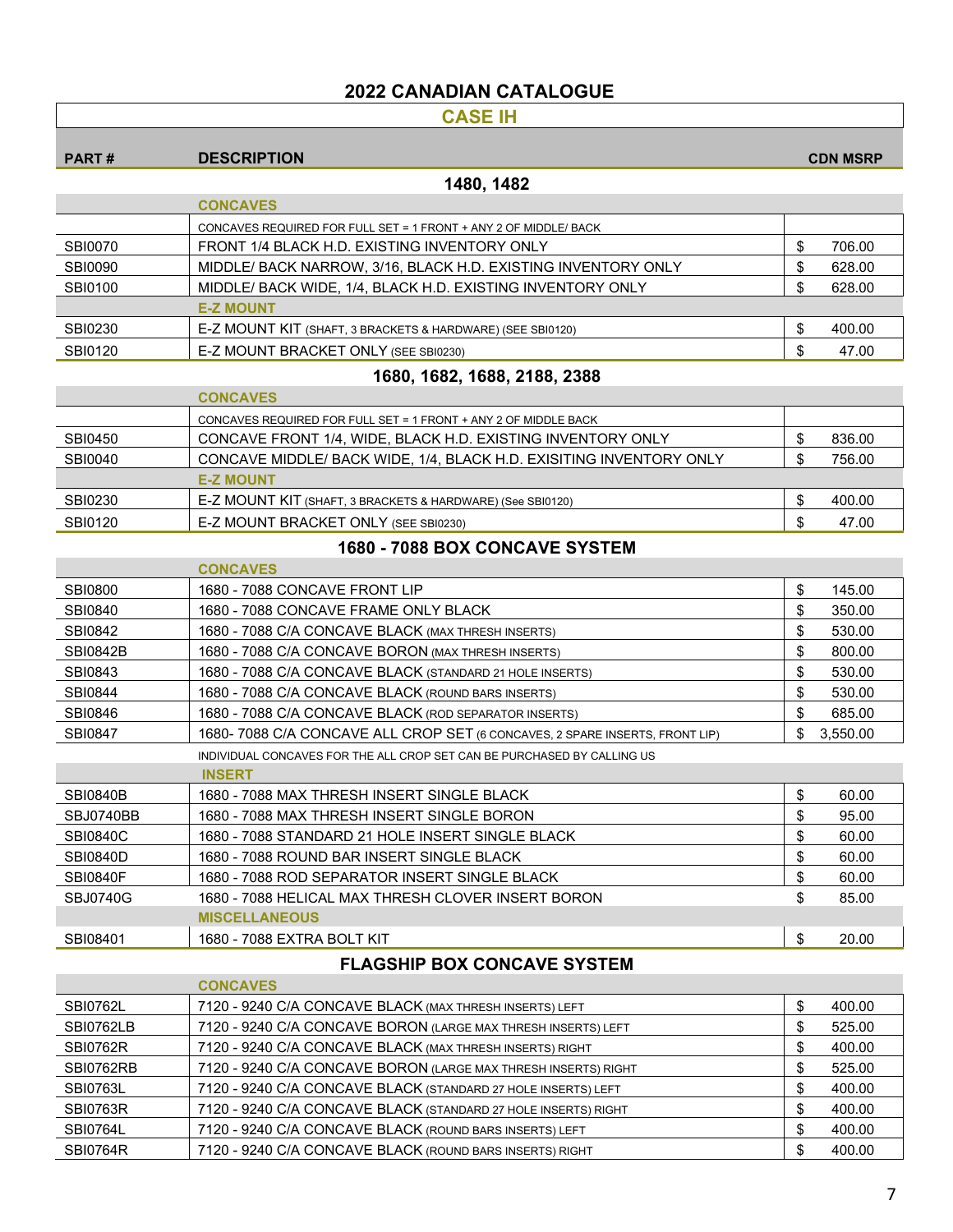# 2022 CANADIAN CATALOGUE

## CASE IH

| PART # | DESCRIPTION | CDN MSRP |
|---|---|---|
| | **1480, 1482** | |
| | **CONCAVES** | |
| | CONCAVES REQUIRED FOR FULL SET = 1 FRONT + ANY 2 OF MIDDLE/ BACK | |
| SBI0070 | FRONT 1/4 BLACK H.D. EXISTING INVENTORY ONLY | $ 706.00 |
| SBI0090 | MIDDLE/ BACK NARROW, 3/16, BLACK H.D. EXISTING INVENTORY ONLY | $ 628.00 |
| SBI0100 | MIDDLE/ BACK WIDE, 1/4, BLACK H.D. EXISTING INVENTORY ONLY | $ 628.00 |
| | **E-Z MOUNT** | |
| SBI0230 | E-Z MOUNT KIT (SHAFT, 3 BRACKETS & HARDWARE) (SEE SBI0120) | $ 400.00 |
| SBI0120 | E-Z MOUNT BRACKET ONLY (SEE SBI0230) | $ 47.00 |
| | **1680, 1682, 1688, 2188, 2388** | |
| | **CONCAVES** | |
| | CONCAVES REQUIRED FOR FULL SET = 1 FRONT + ANY 2 OF MIDDLE BACK | |
| SBI0450 | CONCAVE FRONT 1/4, WIDE, BLACK H.D. EXISTING INVENTORY ONLY | $ 836.00 |
| SBI0040 | CONCAVE MIDDLE/ BACK WIDE, 1/4, BLACK H.D. EXISITING INVENTORY ONLY | $ 756.00 |
| | **E-Z MOUNT** | |
| SBI0230 | E-Z MOUNT KIT (SHAFT, 3 BRACKETS & HARDWARE) (See SBI0120) | $ 400.00 |
| SBI0120 | E-Z MOUNT BRACKET ONLY (SEE SBI0230) | $ 47.00 |
| | **1680 - 7088 BOX CONCAVE SYSTEM** | |
| | **CONCAVES** | |
| SBI0800 | 1680 - 7088 CONCAVE FRONT LIP | $ 145.00 |
| SBI0840 | 1680 - 7088 CONCAVE FRAME ONLY BLACK | $ 350.00 |
| SBI0842 | 1680 - 7088 C/A CONCAVE BLACK (MAX THRESH INSERTS) | $ 530.00 |
| SBI0842B | 1680 - 7088 C/A CONCAVE BORON (MAX THRESH INSERTS) | $ 800.00 |
| SBI0843 | 1680 - 7088 C/A CONCAVE BLACK (STANDARD 21 HOLE INSERTS) | $ 530.00 |
| SBI0844 | 1680 - 7088 C/A CONCAVE BLACK (ROUND BARS INSERTS) | $ 530.00 |
| SBI0846 | 1680 - 7088 C/A CONCAVE BLACK (ROD SEPARATOR INSERTS) | $ 685.00 |
| SBI0847 | 1680- 7088 C/A CONCAVE ALL CROP SET (6 CONCAVES, 2 SPARE INSERTS, FRONT LIP) | $ 3,550.00 |
| | INDIVIDUAL CONCAVES FOR THE ALL CROP SET CAN BE PURCHASED BY CALLING US | |
| | **INSERT** | |
| SBI0840B | 1680 - 7088 MAX THRESH INSERT SINGLE BLACK | $ 60.00 |
| SBJ0740BB | 1680 - 7088 MAX THRESH INSERT SINGLE BORON | $ 95.00 |
| SBI0840C | 1680 - 7088 STANDARD 21 HOLE INSERT SINGLE BLACK | $ 60.00 |
| SBI0840D | 1680 - 7088 ROUND BAR INSERT SINGLE BLACK | $ 60.00 |
| SBI0840F | 1680 - 7088 ROD SEPARATOR INSERT SINGLE BLACK | $ 60.00 |
| SBJ0740G | 1680 - 7088 HELICAL MAX THRESH CLOVER INSERT BORON | $ 85.00 |
| | **MISCELLANEOUS** | |
| SBI08401 | 1680 - 7088 EXTRA BOLT KIT | $ 20.00 |
| | **FLAGSHIP BOX CONCAVE SYSTEM** | |
| | **CONCAVES** | |
| SBI0762L | 7120 - 9240 C/A CONCAVE BLACK (MAX THRESH INSERTS) LEFT | $ 400.00 |
| SBI0762LB | 7120 - 9240 C/A CONCAVE BORON (LARGE MAX THRESH INSERTS) LEFT | $ 525.00 |
| SBI0762R | 7120 - 9240 C/A CONCAVE BLACK (MAX THRESH INSERTS) RIGHT | $ 400.00 |
| SBI0762RB | 7120 - 9240 C/A CONCAVE BORON (LARGE MAX THRESH INSERTS) RIGHT | $ 525.00 |
| SBI0763L | 7120 - 9240 C/A CONCAVE BLACK (STANDARD 27 HOLE INSERTS) LEFT | $ 400.00 |
| SBI0763R | 7120 - 9240 C/A CONCAVE BLACK (STANDARD 27 HOLE INSERTS) RIGHT | $ 400.00 |
| SBI0764L | 7120 - 9240 C/A CONCAVE BLACK (ROUND BARS INSERTS) LEFT | $ 400.00 |
| SBI0764R | 7120 - 9240 C/A CONCAVE BLACK (ROUND BARS INSERTS) RIGHT | $ 400.00 |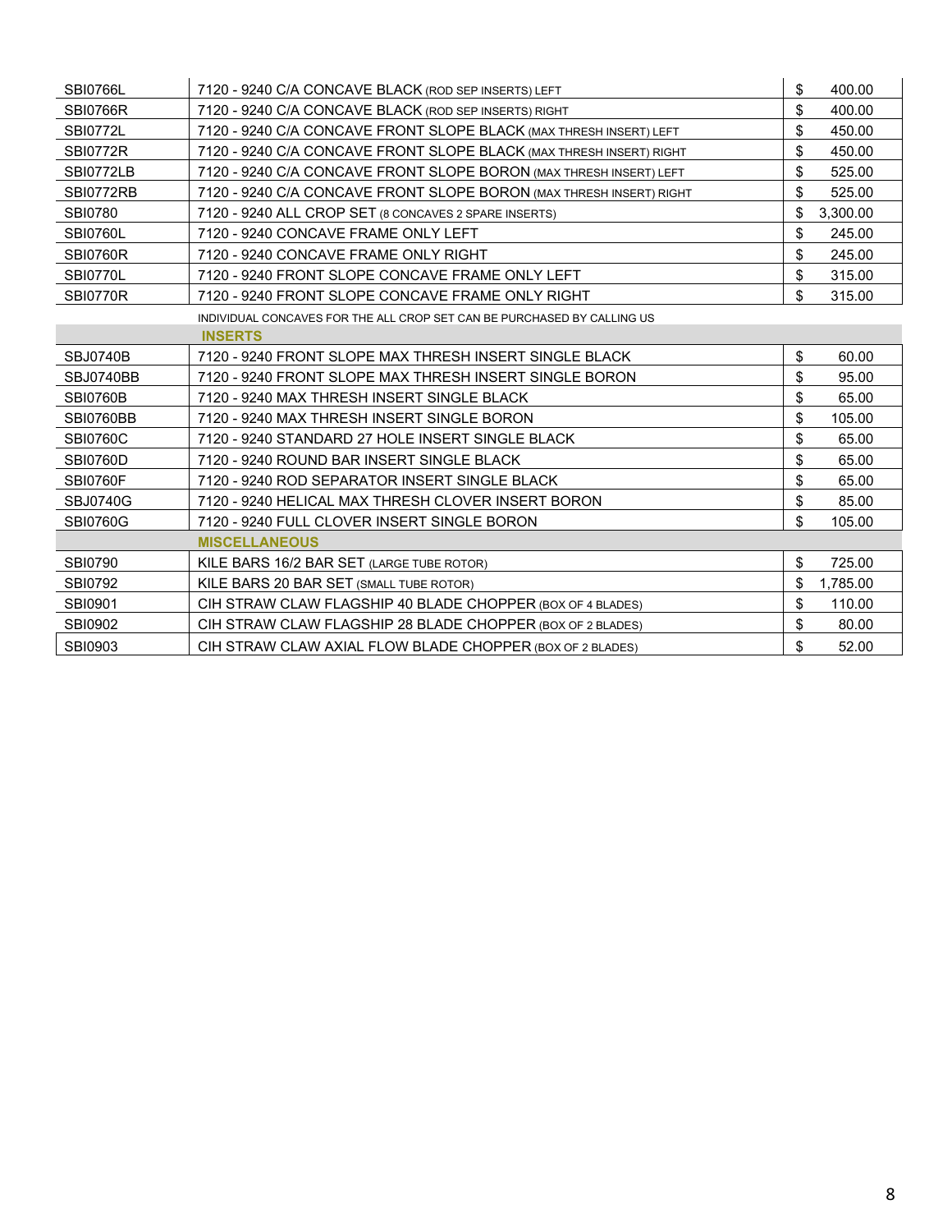| | | | |
|---|---|---|---|
| SBI0766L | 7120 - 9240 C/A CONCAVE BLACK (ROD SEP INSERTS) LEFT | $ | 400.00 |
| SBI0766R | 7120 - 9240 C/A CONCAVE BLACK (ROD SEP INSERTS) RIGHT | $ | 400.00 |
| SBI0772L | 7120 - 9240 C/A CONCAVE FRONT SLOPE BLACK (MAX THRESH INSERT) LEFT | $ | 450.00 |
| SBI0772R | 7120 - 9240 C/A CONCAVE FRONT SLOPE BLACK (MAX THRESH INSERT) RIGHT | $ | 450.00 |
| SBI0772LB | 7120 - 9240 C/A CONCAVE FRONT SLOPE BORON (MAX THRESH INSERT) LEFT | $ | 525.00 |
| SBI0772RB | 7120 - 9240 C/A CONCAVE FRONT SLOPE BORON (MAX THRESH INSERT) RIGHT | $ | 525.00 |
| SBI0780 | 7120 - 9240 ALL CROP SET (8 CONCAVES 2 SPARE INSERTS) | $ | 3,300.00 |
| SBI0760L | 7120 - 9240 CONCAVE FRAME ONLY LEFT | $ | 245.00 |
| SBI0760R | 7120 - 9240 CONCAVE FRAME ONLY RIGHT | $ | 245.00 |
| SBI0770L | 7120 - 9240 FRONT SLOPE CONCAVE FRAME ONLY LEFT | $ | 315.00 |
| SBI0770R | 7120 - 9240 FRONT SLOPE CONCAVE FRAME ONLY RIGHT | $ | 315.00 |
| | INDIVIDUAL CONCAVES FOR THE ALL CROP SET CAN BE PURCHASED BY CALLING US | | |
| | **INSERTS** | | |
| SBJ0740B | 7120 - 9240 FRONT SLOPE MAX THRESH INSERT SINGLE BLACK | $ | 60.00 |
| SBJ0740BB | 7120 - 9240 FRONT SLOPE MAX THRESH INSERT SINGLE BORON | $ | 95.00 |
| SBI0760B | 7120 - 9240 MAX THRESH INSERT SINGLE BLACK | $ | 65.00 |
| SBI0760BB | 7120 - 9240 MAX THRESH INSERT SINGLE BORON | $ | 105.00 |
| SBI0760C | 7120 - 9240 STANDARD 27 HOLE INSERT SINGLE BLACK | $ | 65.00 |
| SBI0760D | 7120 - 9240 ROUND BAR INSERT SINGLE BLACK | $ | 65.00 |
| SBI0760F | 7120 - 9240 ROD SEPARATOR INSERT SINGLE BLACK | $ | 65.00 |
| SBJ0740G | 7120 - 9240 HELICAL MAX THRESH CLOVER INSERT BORON | $ | 85.00 |
| SBI0760G | 7120 - 9240 FULL CLOVER INSERT SINGLE BORON | $ | 105.00 |
| | **MISCELLANEOUS** | | |
| SBI0790 | KILE BARS 16/2 BAR SET (LARGE TUBE ROTOR) | $ | 725.00 |
| SBI0792 | KILE BARS 20 BAR SET (SMALL TUBE ROTOR) | $ | 1,785.00 |
| SBI0901 | CIH STRAW CLAW FLAGSHIP 40 BLADE CHOPPER (BOX OF 4 BLADES) | $ | 110.00 |
| SBI0902 | CIH STRAW CLAW FLAGSHIP 28 BLADE CHOPPER (BOX OF 2 BLADES) | $ | 80.00 |
| SBI0903 | CIH STRAW CLAW AXIAL FLOW BLADE CHOPPER (BOX OF 2 BLADES) | $ | 52.00 |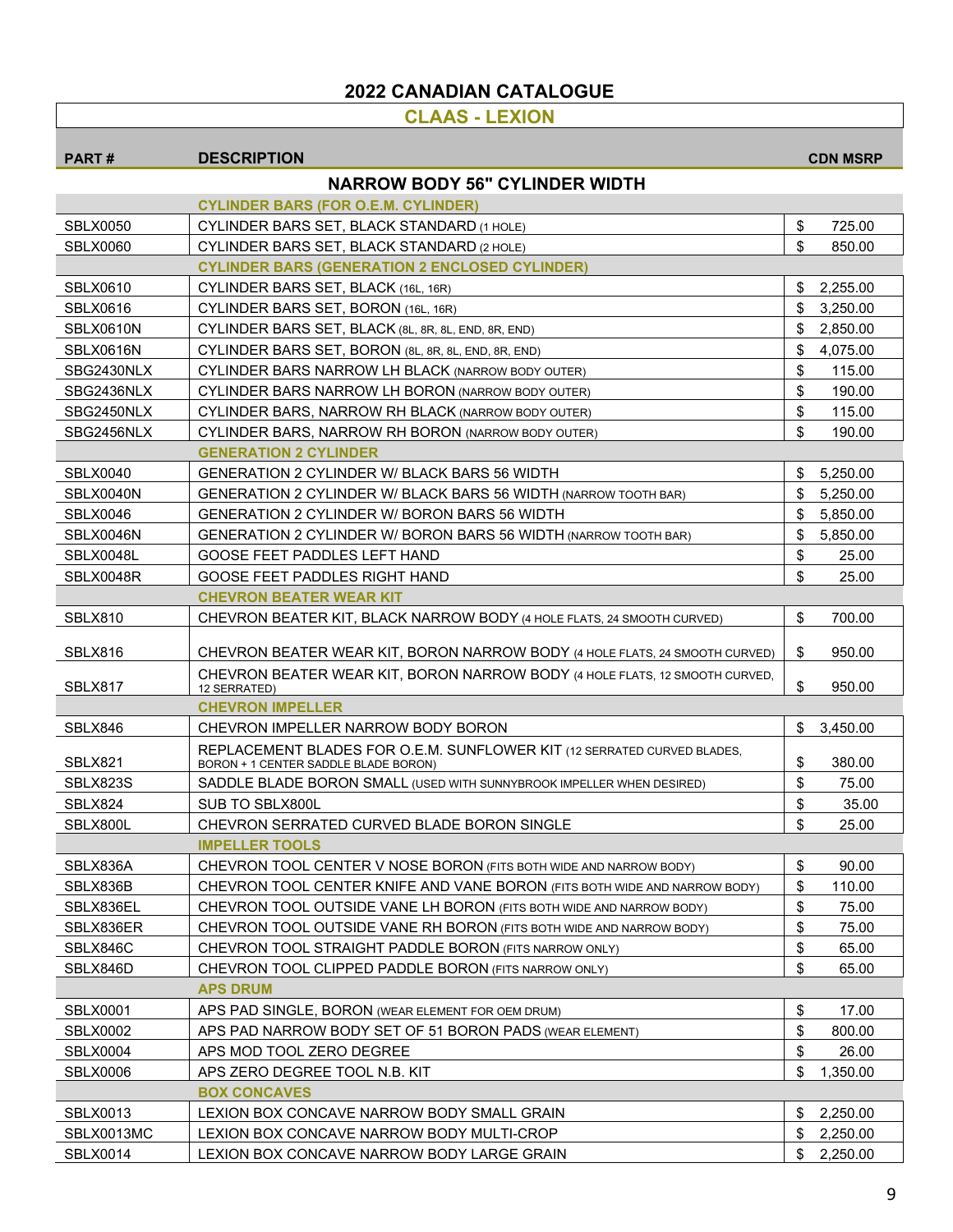## 2022 CANADIAN CATALOGUE

### CLAAS - LEXION

| PART # | DESCRIPTION | CDN MSRP |
|---|---|---|
| | **NARROW BODY 56" CYLINDER WIDTH** | |
| | **CYLINDER BARS (FOR O.E.M. CYLINDER)** | |
| SBLX0050 | CYLINDER BARS SET, BLACK STANDARD (1 HOLE) | $ 725.00 |
| SBLX0060 | CYLINDER BARS SET, BLACK STANDARD (2 HOLE) | $ 850.00 |
| | **CYLINDER BARS (GENERATION 2 ENCLOSED CYLINDER)** | |
| SBLX0610 | CYLINDER BARS SET, BLACK (16L, 16R) | $ 2,255.00 |
| SBLX0616 | CYLINDER BARS SET, BORON (16L, 16R) | $ 3,250.00 |
| SBLX0610N | CYLINDER BARS SET, BLACK (8L, 8R, 8L, END, 8R, END) | $ 2,850.00 |
| SBLX0616N | CYLINDER BARS SET, BORON (8L, 8R, 8L, END, 8R, END) | $ 4,075.00 |
| SBG2430NLX | CYLINDER BARS NARROW LH BLACK (NARROW BODY OUTER) | $ 115.00 |
| SBG2436NLX | CYLINDER BARS NARROW LH BORON (NARROW BODY OUTER) | $ 190.00 |
| SBG2450NLX | CYLINDER BARS, NARROW RH BLACK (NARROW BODY OUTER) | $ 115.00 |
| SBG2456NLX | CYLINDER BARS, NARROW RH BORON (NARROW BODY OUTER) | $ 190.00 |
| | **GENERATION 2 CYLINDER** | |
| SBLX0040 | GENERATION 2 CYLINDER W/ BLACK BARS 56 WIDTH | $ 5,250.00 |
| SBLX0040N | GENERATION 2 CYLINDER W/ BLACK BARS 56 WIDTH (NARROW TOOTH BAR) | $ 5,250.00 |
| SBLX0046 | GENERATION 2 CYLINDER W/ BORON BARS 56 WIDTH | $ 5,850.00 |
| SBLX0046N | GENERATION 2 CYLINDER W/ BORON BARS 56 WIDTH (NARROW TOOTH BAR) | $ 5,850.00 |
| SBLX0048L | GOOSE FEET PADDLES LEFT HAND | $ 25.00 |
| SBLX0048R | GOOSE FEET PADDLES RIGHT HAND | $ 25.00 |
| | **CHEVRON BEATER WEAR KIT** | |
| SBLX810 | CHEVRON BEATER KIT, BLACK NARROW BODY (4 HOLE FLATS, 24 SMOOTH CURVED) | $ 700.00 |
| SBLX816 | CHEVRON BEATER WEAR KIT, BORON NARROW BODY (4 HOLE FLATS, 24 SMOOTH CURVED) | $ 950.00 |
| SBLX817 | CHEVRON BEATER WEAR KIT, BORON NARROW BODY (4 HOLE FLATS, 12 SMOOTH CURVED, 12 SERRATED) | $ 950.00 |
| | **CHEVRON IMPELLER** | |
| SBLX846 | CHEVRON IMPELLER NARROW BODY BORON | $ 3,450.00 |
| SBLX821 | REPLACEMENT BLADES FOR O.E.M. SUNFLOWER KIT (12 SERRATED CURVED BLADES, BORON + 1 CENTER SADDLE BLADE BORON) | $ 380.00 |
| SBLX823S | SADDLE BLADE BORON SMALL (USED WITH SUNNYBROOK IMPELLER WHEN DESIRED) | $ 75.00 |
| SBLX824 | SUB TO SBLX800L | $ 35.00 |
| SBLX800L | CHEVRON SERRATED CURVED BLADE BORON SINGLE | $ 25.00 |
| | **IMPELLER TOOLS** | |
| SBLX836A | CHEVRON TOOL CENTER V NOSE BORON (FITS BOTH WIDE AND NARROW BODY) | $ 90.00 |
| SBLX836B | CHEVRON TOOL CENTER KNIFE AND VANE BORON (FITS BOTH WIDE AND NARROW BODY) | $ 110.00 |
| SBLX836EL | CHEVRON TOOL OUTSIDE VANE LH BORON (FITS BOTH WIDE AND NARROW BODY) | $ 75.00 |
| SBLX836ER | CHEVRON TOOL OUTSIDE VANE RH BORON (FITS BOTH WIDE AND NARROW BODY) | $ 75.00 |
| SBLX846C | CHEVRON TOOL STRAIGHT PADDLE BORON (FITS NARROW ONLY) | $ 65.00 |
| SBLX846D | CHEVRON TOOL CLIPPED PADDLE BORON (FITS NARROW ONLY) | $ 65.00 |
| | **APS DRUM** | |
| SBLX0001 | APS PAD SINGLE, BORON (WEAR ELEMENT FOR OEM DRUM) | $ 17.00 |
| SBLX0002 | APS PAD NARROW BODY SET OF 51 BORON PADS (WEAR ELEMENT) | $ 800.00 |
| SBLX0004 | APS MOD TOOL ZERO DEGREE | $ 26.00 |
| SBLX0006 | APS ZERO DEGREE TOOL N.B. KIT | $ 1,350.00 |
| | **BOX CONCAVES** | |
| SBLX0013 | LEXION BOX CONCAVE NARROW BODY SMALL GRAIN | $ 2,250.00 |
| SBLX0013MC | LEXION BOX CONCAVE NARROW BODY MULTI-CROP | $ 2,250.00 |
| SBLX0014 | LEXION BOX CONCAVE NARROW BODY LARGE GRAIN | $ 2,250.00 |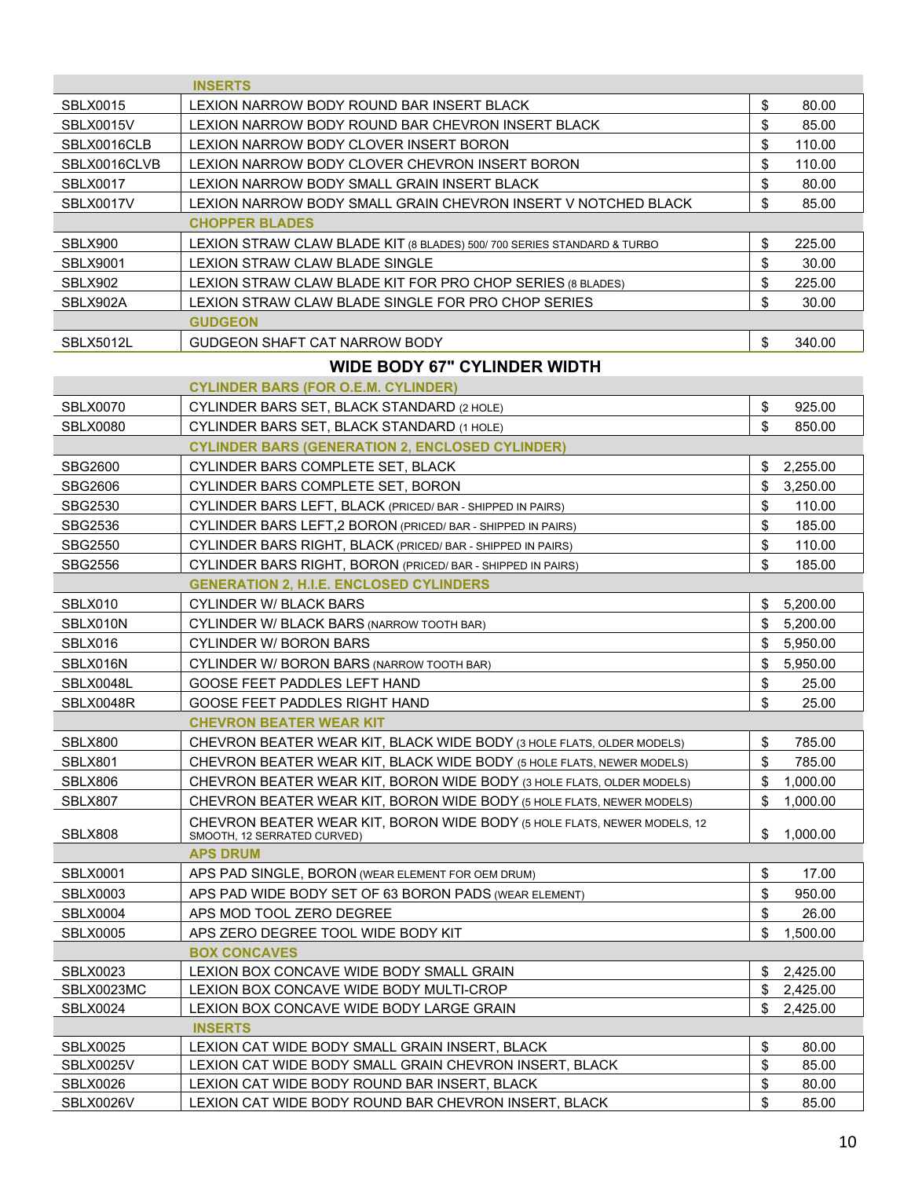| | | |
|---|---|---|
| | **INSERTS** | |
| SBLX0015 | LEXION NARROW BODY ROUND BAR INSERT BLACK | $ 80.00 |
| SBLX0015V | LEXION NARROW BODY ROUND BAR CHEVRON INSERT BLACK | $ 85.00 |
| SBLX0016CLB | LEXION NARROW BODY CLOVER INSERT BORON | $ 110.00 |
| SBLX0016CLVB | LEXION NARROW BODY CLOVER CHEVRON INSERT BORON | $ 110.00 |
| SBLX0017 | LEXION NARROW BODY SMALL GRAIN INSERT BLACK | $ 80.00 |
| SBLX0017V | LEXION NARROW BODY SMALL GRAIN CHEVRON INSERT V NOTCHED BLACK | $ 85.00 |
| | **CHOPPER BLADES** | |
| SBLX900 | LEXION STRAW CLAW BLADE KIT (8 BLADES) 500/ 700 SERIES STANDARD & TURBO | $ 225.00 |
| SBLX9001 | LEXION STRAW CLAW BLADE SINGLE | $ 30.00 |
| SBLX902 | LEXION STRAW CLAW BLADE KIT FOR PRO CHOP SERIES (8 BLADES) | $ 225.00 |
| SBLX902A | LEXION STRAW CLAW BLADE SINGLE FOR PRO CHOP SERIES | $ 30.00 |
| | **GUDGEON** | |
| SBLX5012L | GUDGEON SHAFT CAT NARROW BODY | $ 340.00 |

## WIDE BODY 67" CYLINDER WIDTH

| | | |
|---|---|---|
| | **CYLINDER BARS (FOR O.E.M. CYLINDER)** | |
| SBLX0070 | CYLINDER BARS SET, BLACK STANDARD (2 HOLE) | $ 925.00 |
| SBLX0080 | CYLINDER BARS SET, BLACK STANDARD (1 HOLE) | $ 850.00 |
| | **CYLINDER BARS (GENERATION 2, ENCLOSED CYLINDER)** | |
| SBG2600 | CYLINDER BARS COMPLETE SET, BLACK | $ 2,255.00 |
| SBG2606 | CYLINDER BARS COMPLETE SET, BORON | $ 3,250.00 |
| SBG2530 | CYLINDER BARS LEFT, BLACK (PRICED/ BAR - SHIPPED IN PAIRS) | $ 110.00 |
| SBG2536 | CYLINDER BARS LEFT,2 BORON (PRICED/ BAR - SHIPPED IN PAIRS) | $ 185.00 |
| SBG2550 | CYLINDER BARS RIGHT, BLACK (PRICED/ BAR - SHIPPED IN PAIRS) | $ 110.00 |
| SBG2556 | CYLINDER BARS RIGHT, BORON (PRICED/ BAR - SHIPPED IN PAIRS) | $ 185.00 |
| | **GENERATION 2, H.I.E. ENCLOSED CYLINDERS** | |
| SBLX010 | CYLINDER W/ BLACK BARS | $ 5,200.00 |
| SBLX010N | CYLINDER W/ BLACK BARS (NARROW TOOTH BAR) | $ 5,200.00 |
| SBLX016 | CYLINDER W/ BORON BARS | $ 5,950.00 |
| SBLX016N | CYLINDER W/ BORON BARS (NARROW TOOTH BAR) | $ 5,950.00 |
| SBLX0048L | GOOSE FEET PADDLES LEFT HAND | $ 25.00 |
| SBLX0048R | GOOSE FEET PADDLES RIGHT HAND | $ 25.00 |
| | **CHEVRON BEATER WEAR KIT** | |
| SBLX800 | CHEVRON BEATER WEAR KIT, BLACK WIDE BODY (3 HOLE FLATS, OLDER MODELS) | $ 785.00 |
| SBLX801 | CHEVRON BEATER WEAR KIT, BLACK WIDE BODY (5 HOLE FLATS, NEWER MODELS) | $ 785.00 |
| SBLX806 | CHEVRON BEATER WEAR KIT, BORON WIDE BODY (3 HOLE FLATS, OLDER MODELS) | $ 1,000.00 |
| SBLX807 | CHEVRON BEATER WEAR KIT, BORON WIDE BODY (5 HOLE FLATS, NEWER MODELS) | $ 1,000.00 |
| SBLX808 | CHEVRON BEATER WEAR KIT, BORON WIDE BODY (5 HOLE FLATS, NEWER MODELS, 12 SMOOTH, 12 SERRATED CURVED) | $ 1,000.00 |
| | **APS DRUM** | |
| SBLX0001 | APS PAD SINGLE, BORON (WEAR ELEMENT FOR OEM DRUM) | $ 17.00 |
| SBLX0003 | APS PAD WIDE BODY SET OF 63 BORON PADS (WEAR ELEMENT) | $ 950.00 |
| SBLX0004 | APS MOD TOOL ZERO DEGREE | $ 26.00 |
| SBLX0005 | APS ZERO DEGREE TOOL WIDE BODY KIT | $ 1,500.00 |
| | **BOX CONCAVES** | |
| SBLX0023 | LEXION BOX CONCAVE WIDE BODY SMALL GRAIN | $ 2,425.00 |
| SBLX0023MC | LEXION BOX CONCAVE WIDE BODY MULTI-CROP | $ 2,425.00 |
| SBLX0024 | LEXION BOX CONCAVE WIDE BODY LARGE GRAIN | $ 2,425.00 |
| | **INSERTS** | |
| SBLX0025 | LEXION CAT WIDE BODY SMALL GRAIN INSERT, BLACK | $ 80.00 |
| SBLX0025V | LEXION CAT WIDE BODY SMALL GRAIN CHEVRON INSERT, BLACK | $ 85.00 |
| SBLX0026 | LEXION CAT WIDE BODY ROUND BAR INSERT, BLACK | $ 80.00 |
| SBLX0026V | LEXION CAT WIDE BODY ROUND BAR CHEVRON INSERT, BLACK | $ 85.00 |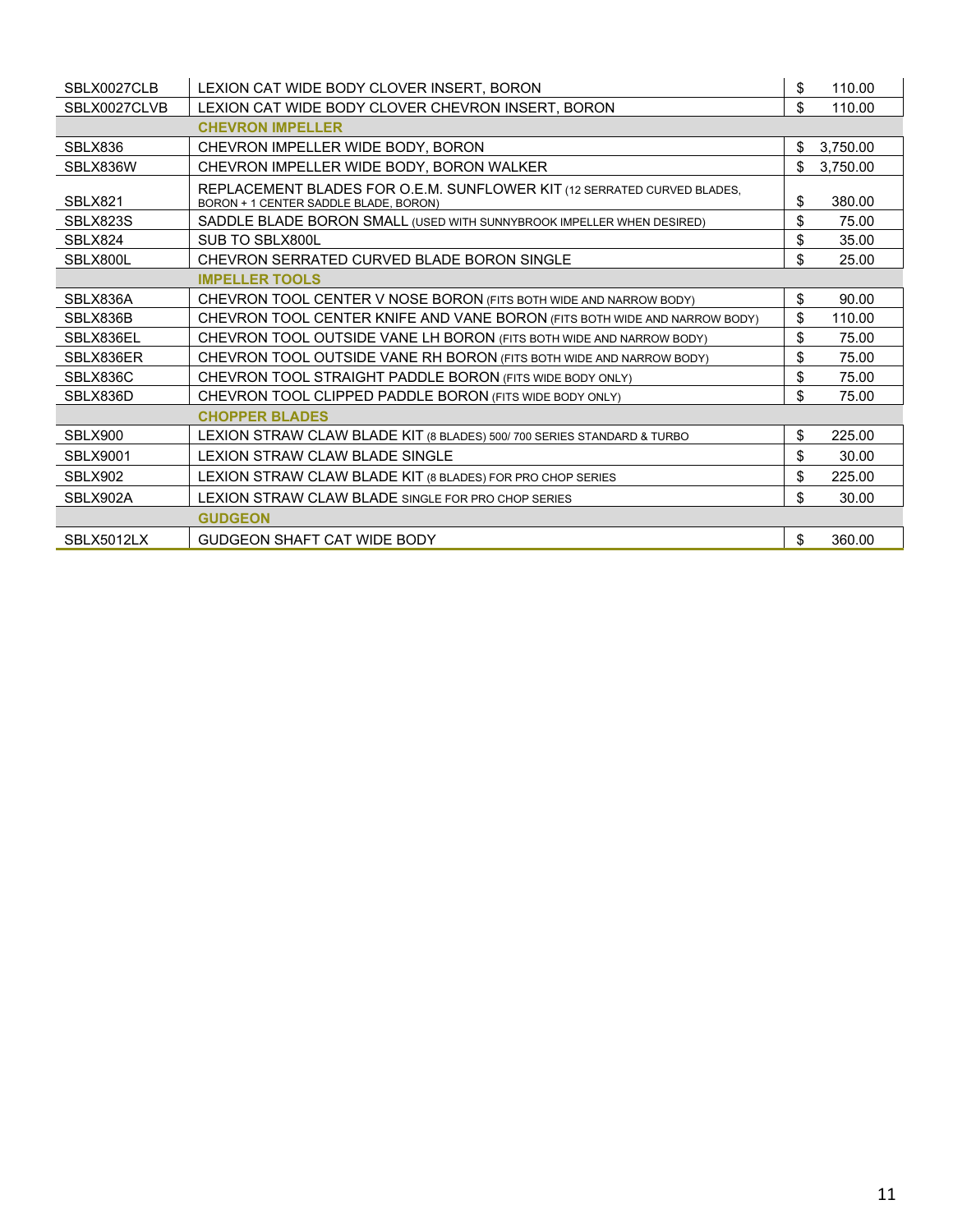| | | |
|---|---|---|
| SBLX0027CLB | LEXION CAT WIDE BODY CLOVER INSERT, BORON | $ 110.00 |
| SBLX0027CLVB | LEXION CAT WIDE BODY CLOVER CHEVRON INSERT, BORON | $ 110.00 |
| | **CHEVRON IMPELLER** | |
| SBLX836 | CHEVRON IMPELLER WIDE BODY, BORON | $ 3,750.00 |
| SBLX836W | CHEVRON IMPELLER WIDE BODY, BORON WALKER | $ 3,750.00 |
| SBLX821 | REPLACEMENT BLADES FOR O.E.M. SUNFLOWER KIT (12 SERRATED CURVED BLADES, BORON + 1 CENTER SADDLE BLADE, BORON) | $ 380.00 |
| SBLX823S | SADDLE BLADE BORON SMALL (USED WITH SUNNYBROOK IMPELLER WHEN DESIRED) | $ 75.00 |
| SBLX824 | SUB TO SBLX800L | $ 35.00 |
| SBLX800L | CHEVRON SERRATED CURVED BLADE BORON SINGLE | $ 25.00 |
| | **IMPELLER TOOLS** | |
| SBLX836A | CHEVRON TOOL CENTER V NOSE BORON (FITS BOTH WIDE AND NARROW BODY) | $ 90.00 |
| SBLX836B | CHEVRON TOOL CENTER KNIFE AND VANE BORON (FITS BOTH WIDE AND NARROW BODY) | $ 110.00 |
| SBLX836EL | CHEVRON TOOL OUTSIDE VANE LH BORON (FITS BOTH WIDE AND NARROW BODY) | $ 75.00 |
| SBLX836ER | CHEVRON TOOL OUTSIDE VANE RH BORON (FITS BOTH WIDE AND NARROW BODY) | $ 75.00 |
| SBLX836C | CHEVRON TOOL STRAIGHT PADDLE BORON (FITS WIDE BODY ONLY) | $ 75.00 |
| SBLX836D | CHEVRON TOOL CLIPPED PADDLE BORON (FITS WIDE BODY ONLY) | $ 75.00 |
| | **CHOPPER BLADES** | |
| SBLX900 | LEXION STRAW CLAW BLADE KIT (8 BLADES) 500/ 700 SERIES STANDARD & TURBO | $ 225.00 |
| SBLX9001 | LEXION STRAW CLAW BLADE SINGLE | $ 30.00 |
| SBLX902 | LEXION STRAW CLAW BLADE KIT (8 BLADES) FOR PRO CHOP SERIES | $ 225.00 |
| SBLX902A | LEXION STRAW CLAW BLADE SINGLE FOR PRO CHOP SERIES | $ 30.00 |
| | **GUDGEON** | |
| SBLX5012LX | GUDGEON SHAFT CAT WIDE BODY | $ 360.00 |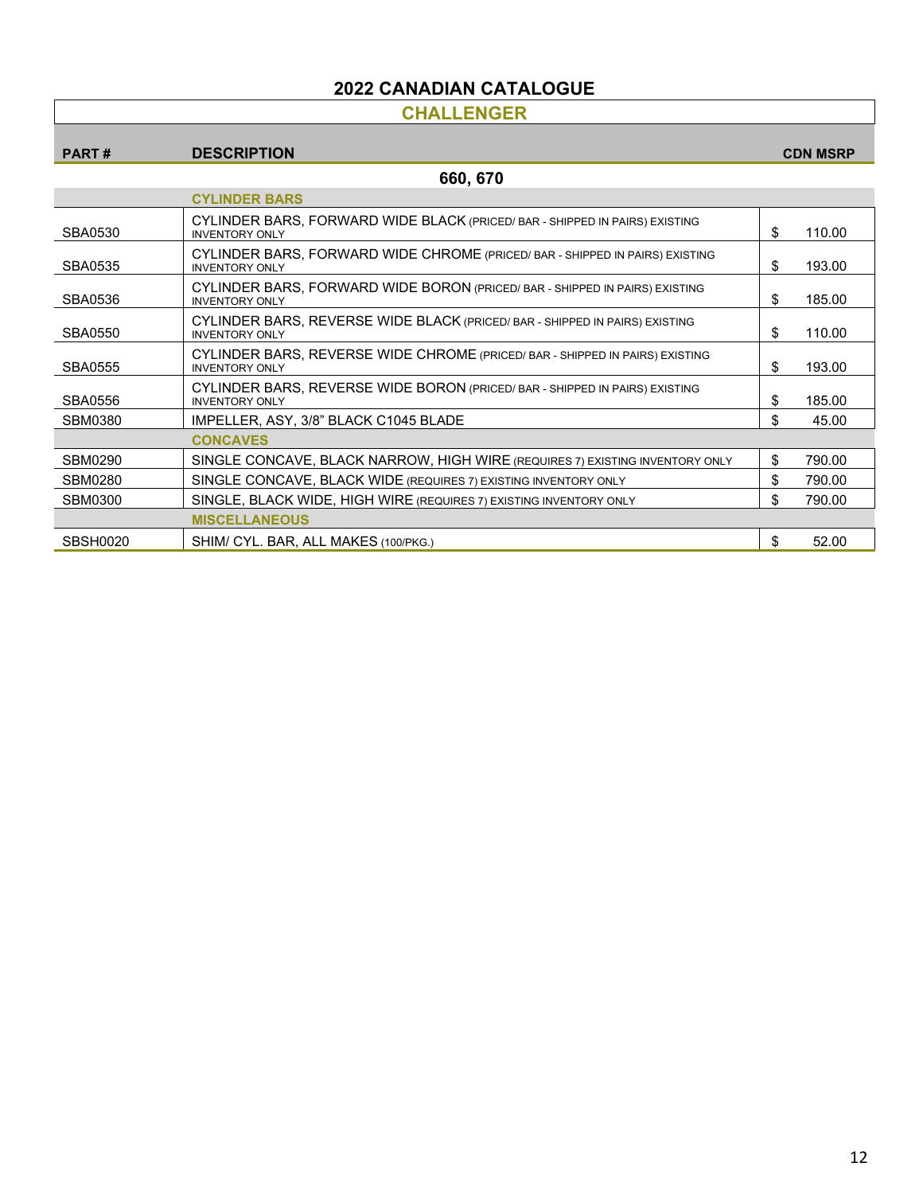## 2022 CANADIAN CATALOGUE

### CHALLENGER

| PART # | DESCRIPTION | CDN MSRP |
|---|---|---|
| | **660, 670** | |
| | **CYLINDER BARS** | |
| SBA0530 | CYLINDER BARS, FORWARD WIDE BLACK (PRICED/ BAR - SHIPPED IN PAIRS) EXISTING INVENTORY ONLY | $ 110.00 |
| SBA0535 | CYLINDER BARS, FORWARD WIDE CHROME (PRICED/ BAR - SHIPPED IN PAIRS) EXISTING INVENTORY ONLY | $ 193.00 |
| SBA0536 | CYLINDER BARS, FORWARD WIDE BORON (PRICED/ BAR - SHIPPED IN PAIRS) EXISTING INVENTORY ONLY | $ 185.00 |
| SBA0550 | CYLINDER BARS, REVERSE WIDE BLACK (PRICED/ BAR - SHIPPED IN PAIRS) EXISTING INVENTORY ONLY | $ 110.00 |
| SBA0555 | CYLINDER BARS, REVERSE WIDE CHROME (PRICED/ BAR - SHIPPED IN PAIRS) EXISTING INVENTORY ONLY | $ 193.00 |
| SBA0556 | CYLINDER BARS, REVERSE WIDE BORON (PRICED/ BAR - SHIPPED IN PAIRS) EXISTING INVENTORY ONLY | $ 185.00 |
| SBM0380 | IMPELLER, ASY, 3/8" BLACK C1045 BLADE | $ 45.00 |
| | **CONCAVES** | |
| SBM0290 | SINGLE CONCAVE, BLACK NARROW, HIGH WIRE (REQUIRES 7) EXISTING INVENTORY ONLY | $ 790.00 |
| SBM0280 | SINGLE CONCAVE, BLACK WIDE (REQUIRES 7) EXISTING INVENTORY ONLY | $ 790.00 |
| SBM0300 | SINGLE, BLACK WIDE, HIGH WIRE (REQUIRES 7) EXISTING INVENTORY ONLY | $ 790.00 |
| | **MISCELLANEOUS** | |
| SBSH0020 | SHIM/ CYL. BAR, ALL MAKES (100/PKG.) | $ 52.00 |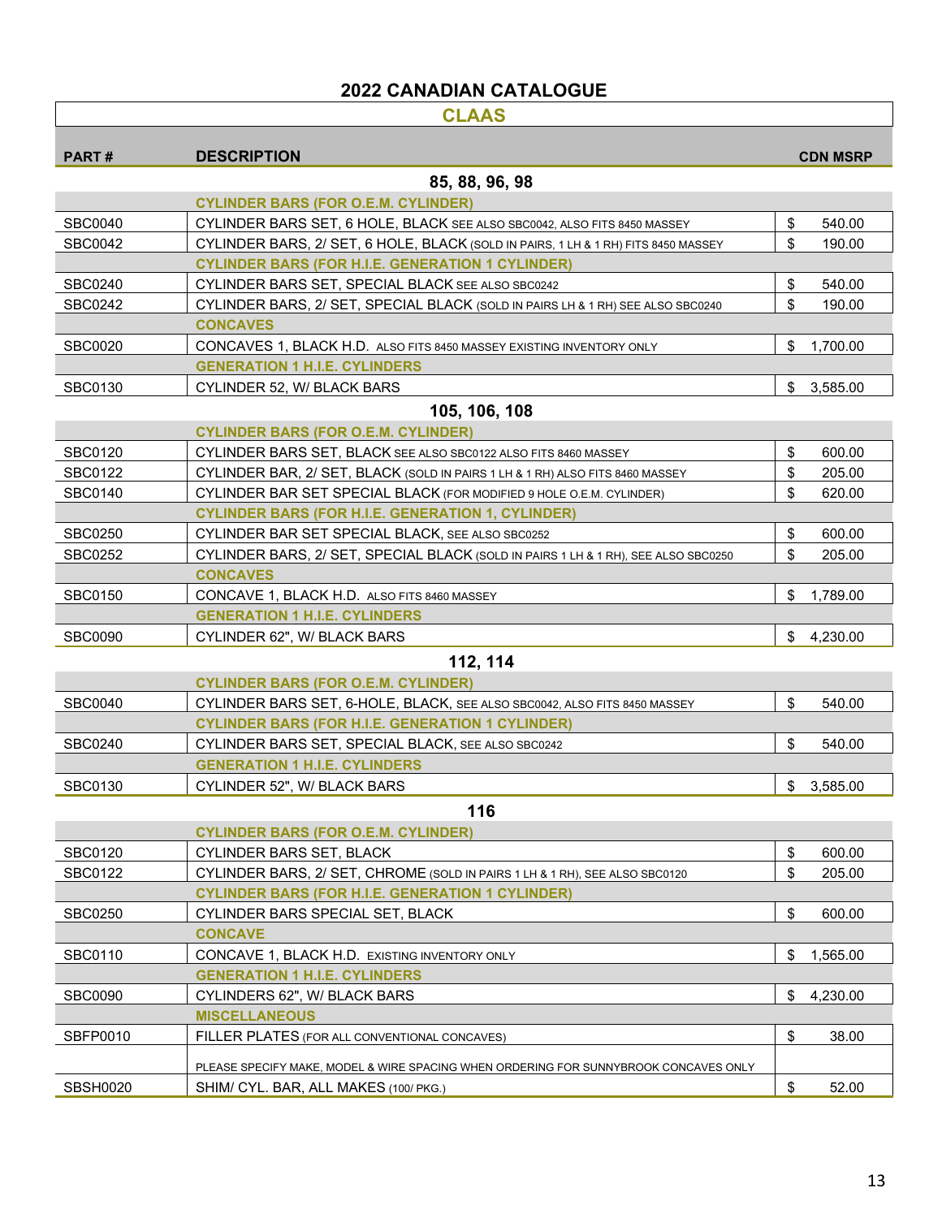## 2022 CANADIAN CATALOGUE

### CLAAS

| PART # | DESCRIPTION | CDN MSRP |
|---|---|---|
| | **85, 88, 96, 98** | |
| | **CYLINDER BARS (FOR O.E.M. CYLINDER)** | |
| SBC0040 | CYLINDER BARS SET, 6 HOLE, BLACK SEE ALSO SBC0042, ALSO FITS 8450 MASSEY | $ 540.00 |
| SBC0042 | CYLINDER BARS, 2/ SET, 6 HOLE, BLACK (SOLD IN PAIRS, 1 LH & 1 RH) FITS 8450 MASSEY | $ 190.00 |
| | **CYLINDER BARS (FOR H.I.E. GENERATION 1 CYLINDER)** | |
| SBC0240 | CYLINDER BARS SET, SPECIAL BLACK SEE ALSO SBC0242 | $ 540.00 |
| SBC0242 | CYLINDER BARS, 2/ SET, SPECIAL BLACK (SOLD IN PAIRS LH & 1 RH) SEE ALSO SBC0240 | $ 190.00 |
| | **CONCAVES** | |
| SBC0020 | CONCAVES 1, BLACK H.D. ALSO FITS 8450 MASSEY EXISTING INVENTORY ONLY | $ 1,700.00 |
| | **GENERATION 1 H.I.E. CYLINDERS** | |
| SBC0130 | CYLINDER 52, W/ BLACK BARS | $ 3,585.00 |
| | **105, 106, 108** | |
| | **CYLINDER BARS (FOR O.E.M. CYLINDER)** | |
| SBC0120 | CYLINDER BARS SET, BLACK SEE ALSO SBC0122 ALSO FITS 8460 MASSEY | $ 600.00 |
| SBC0122 | CYLINDER BAR, 2/ SET, BLACK (SOLD IN PAIRS 1 LH & 1 RH) ALSO FITS 8460 MASSEY | $ 205.00 |
| SBC0140 | CYLINDER BAR SET SPECIAL BLACK (FOR MODIFIED 9 HOLE O.E.M. CYLINDER) | $ 620.00 |
| | **CYLINDER BARS (FOR H.I.E. GENERATION 1, CYLINDER)** | |
| SBC0250 | CYLINDER BAR SET SPECIAL BLACK, SEE ALSO SBC0252 | $ 600.00 |
| SBC0252 | CYLINDER BARS, 2/ SET, SPECIAL BLACK (SOLD IN PAIRS 1 LH & 1 RH), SEE ALSO SBC0250 | $ 205.00 |
| | **CONCAVES** | |
| SBC0150 | CONCAVE 1, BLACK H.D. ALSO FITS 8460 MASSEY | $ 1,789.00 |
| | **GENERATION 1 H.I.E. CYLINDERS** | |
| SBC0090 | CYLINDER 62", W/ BLACK BARS | $ 4,230.00 |
| | **112, 114** | |
| | **CYLINDER BARS (FOR O.E.M. CYLINDER)** | |
| SBC0040 | CYLINDER BARS SET, 6-HOLE, BLACK, SEE ALSO SBC0042, ALSO FITS 8450 MASSEY | $ 540.00 |
| | **CYLINDER BARS (FOR H.I.E. GENERATION 1 CYLINDER)** | |
| SBC0240 | CYLINDER BARS SET, SPECIAL BLACK, SEE ALSO SBC0242 | $ 540.00 |
| | **GENERATION 1 H.I.E. CYLINDERS** | |
| SBC0130 | CYLINDER 52", W/ BLACK BARS | $ 3,585.00 |
| | **116** | |
| | **CYLINDER BARS (FOR O.E.M. CYLINDER)** | |
| SBC0120 | CYLINDER BARS SET, BLACK | $ 600.00 |
| SBC0122 | CYLINDER BARS, 2/ SET, CHROME (SOLD IN PAIRS 1 LH & 1 RH), SEE ALSO SBC0120 | $ 205.00 |
| | **CYLINDER BARS (FOR H.I.E. GENERATION 1 CYLINDER)** | |
| SBC0250 | CYLINDER BARS SPECIAL SET, BLACK | $ 600.00 |
| | **CONCAVE** | |
| SBC0110 | CONCAVE 1, BLACK H.D. EXISTING INVENTORY ONLY | $ 1,565.00 |
| | **GENERATION 1 H.I.E. CYLINDERS** | |
| SBC0090 | CYLINDERS 62", W/ BLACK BARS | $ 4,230.00 |
| | **MISCELLANEOUS** | |
| SBFP0010 | FILLER PLATES (FOR ALL CONVENTIONAL CONCAVES) | $ 38.00 |
| | PLEASE SPECIFY MAKE, MODEL & WIRE SPACING WHEN ORDERING FOR SUNNYBROOK CONCAVES ONLY | |
| SBSH0020 | SHIM/ CYL. BAR, ALL MAKES (100/ PKG.) | $ 52.00 |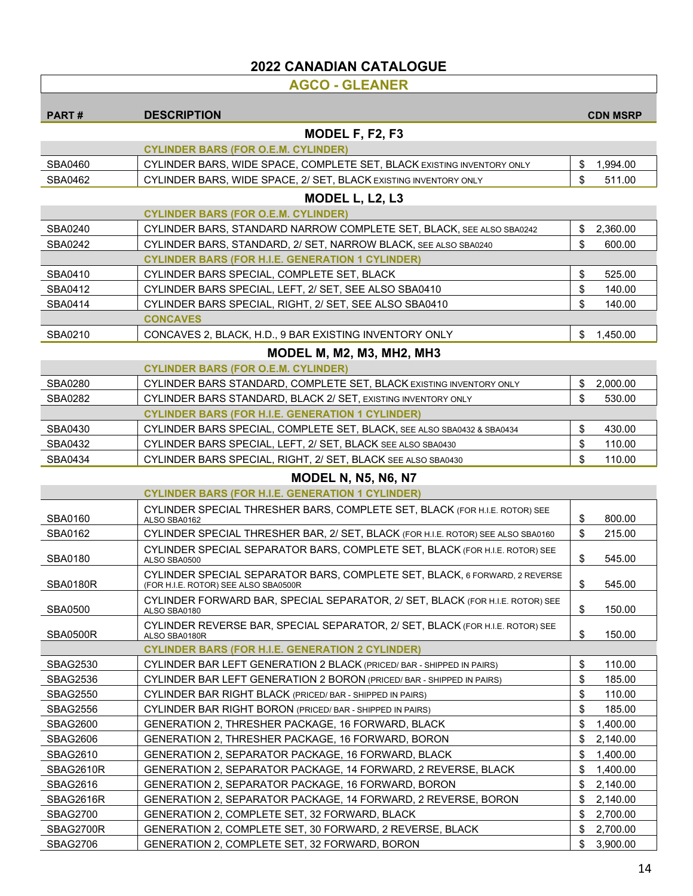## 2022 CANADIAN CATALOGUE

### AGCO - GLEANER

| PART # | DESCRIPTION | CDN MSRP |
|---|---|---|
| | **MODEL F, F2, F3** | |
| | **CYLINDER BARS (FOR O.E.M. CYLINDER)** | |
| SBA0460 | CYLINDER BARS, WIDE SPACE, COMPLETE SET, BLACK EXISTING INVENTORY ONLY | $ 1,994.00 |
| SBA0462 | CYLINDER BARS, WIDE SPACE, 2/ SET, BLACK EXISTING INVENTORY ONLY | $ 511.00 |
| | **MODEL L, L2, L3** | |
| | **CYLINDER BARS (FOR O.E.M. CYLINDER)** | |
| SBA0240 | CYLINDER BARS, STANDARD NARROW COMPLETE SET, BLACK, SEE ALSO SBA0242 | $ 2,360.00 |
| SBA0242 | CYLINDER BARS, STANDARD, 2/ SET, NARROW BLACK, SEE ALSO SBA0240 | $ 600.00 |
| | **CYLINDER BARS (FOR H.I.E. GENERATION 1 CYLINDER)** | |
| SBA0410 | CYLINDER BARS SPECIAL, COMPLETE SET, BLACK | $ 525.00 |
| SBA0412 | CYLINDER BARS SPECIAL, LEFT, 2/ SET, SEE ALSO SBA0410 | $ 140.00 |
| SBA0414 | CYLINDER BARS SPECIAL, RIGHT, 2/ SET, SEE ALSO SBA0410 | $ 140.00 |
| | **CONCAVES** | |
| SBA0210 | CONCAVES 2, BLACK, H.D., 9 BAR EXISTING INVENTORY ONLY | $ 1,450.00 |
| | **MODEL M, M2, M3, MH2, MH3** | |
| | **CYLINDER BARS (FOR O.E.M. CYLINDER)** | |
| SBA0280 | CYLINDER BARS STANDARD, COMPLETE SET, BLACK EXISTING INVENTORY ONLY | $ 2,000.00 |
| SBA0282 | CYLINDER BARS STANDARD, BLACK 2/ SET, EXISTING INVENTORY ONLY | $ 530.00 |
| | **CYLINDER BARS (FOR H.I.E. GENERATION 1 CYLINDER)** | |
| SBA0430 | CYLINDER BARS SPECIAL, COMPLETE SET, BLACK, SEE ALSO SBA0432 & SBA0434 | $ 430.00 |
| SBA0432 | CYLINDER BARS SPECIAL, LEFT, 2/ SET, BLACK SEE ALSO SBA0430 | $ 110.00 |
| SBA0434 | CYLINDER BARS SPECIAL, RIGHT, 2/ SET, BLACK SEE ALSO SBA0430 | $ 110.00 |
| | **MODEL N, N5, N6, N7** | |
| | **CYLINDER BARS (FOR H.I.E. GENERATION 1 CYLINDER)** | |
| SBA0160 | CYLINDER SPECIAL THRESHER BARS, COMPLETE SET, BLACK (FOR H.I.E. ROTOR) SEE ALSO SBA0162 | $ 800.00 |
| SBA0162 | CYLINDER SPECIAL THRESHER BAR, 2/ SET, BLACK (FOR H.I.E. ROTOR) SEE ALSO SBA0160 | $ 215.00 |
| SBA0180 | CYLINDER SPECIAL SEPARATOR BARS, COMPLETE SET, BLACK (FOR H.I.E. ROTOR) SEE ALSO SBA0500 | $ 545.00 |
| SBA0180R | CYLINDER SPECIAL SEPARATOR BARS, COMPLETE SET, BLACK, 6 FORWARD, 2 REVERSE (FOR H.I.E. ROTOR) SEE ALSO SBA0500R | $ 545.00 |
| SBA0500 | CYLINDER FORWARD BAR, SPECIAL SEPARATOR, 2/ SET, BLACK (FOR H.I.E. ROTOR) SEE ALSO SBA0180 | $ 150.00 |
| SBA0500R | CYLINDER REVERSE BAR, SPECIAL SEPARATOR, 2/ SET, BLACK (FOR H.I.E. ROTOR) SEE ALSO SBA0180R | $ 150.00 |
| | **CYLINDER BARS (FOR H.I.E. GENERATION 2 CYLINDER)** | |
| SBAG2530 | CYLINDER BAR LEFT GENERATION 2 BLACK (PRICED/ BAR - SHIPPED IN PAIRS) | $ 110.00 |
| SBAG2536 | CYLINDER BAR LEFT GENERATION 2 BORON (PRICED/ BAR - SHIPPED IN PAIRS) | $ 185.00 |
| SBAG2550 | CYLINDER BAR RIGHT BLACK (PRICED/ BAR - SHIPPED IN PAIRS) | $ 110.00 |
| SBAG2556 | CYLINDER BAR RIGHT BORON (PRICED/ BAR - SHIPPED IN PAIRS) | $ 185.00 |
| SBAG2600 | GENERATION 2, THRESHER PACKAGE, 16 FORWARD, BLACK | $ 1,400.00 |
| SBAG2606 | GENERATION 2, THRESHER PACKAGE, 16 FORWARD, BORON | $ 2,140.00 |
| SBAG2610 | GENERATION 2, SEPARATOR PACKAGE, 16 FORWARD, BLACK | $ 1,400.00 |
| SBAG2610R | GENERATION 2, SEPARATOR PACKAGE, 14 FORWARD, 2 REVERSE, BLACK | $ 1,400.00 |
| SBAG2616 | GENERATION 2, SEPARATOR PACKAGE, 16 FORWARD, BORON | $ 2,140.00 |
| SBAG2616R | GENERATION 2, SEPARATOR PACKAGE, 14 FORWARD, 2 REVERSE, BORON | $ 2,140.00 |
| SBAG2700 | GENERATION 2, COMPLETE SET, 32 FORWARD, BLACK | $ 2,700.00 |
| SBAG2700R | GENERATION 2, COMPLETE SET, 30 FORWARD, 2 REVERSE, BLACK | $ 2,700.00 |
| SBAG2706 | GENERATION 2, COMPLETE SET, 32 FORWARD, BORON | $ 3,900.00 |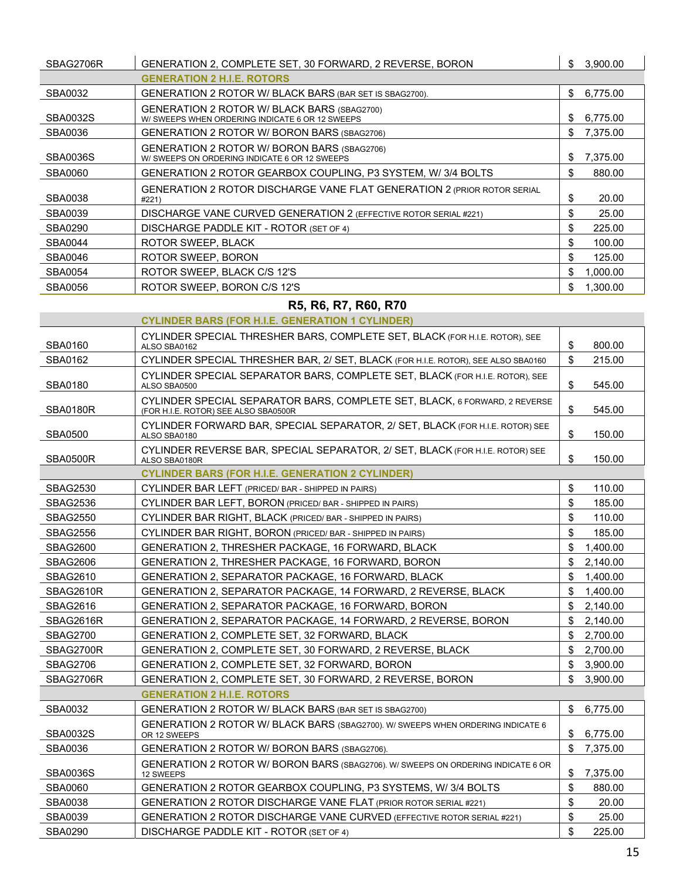| | | |
|---|---|---|
| SBAG2706R | GENERATION 2, COMPLETE SET, 30 FORWARD, 2 REVERSE, BORON | $ 3,900.00 |
| | **GENERATION 2 H.I.E. ROTORS** | |
| SBA0032 | GENERATION 2 ROTOR W/ BLACK BARS (BAR SET IS SBAG2700). | $ 6,775.00 |
| SBA0032S | GENERATION 2 ROTOR W/ BLACK BARS (SBAG2700) W/ SWEEPS WHEN ORDERING INDICATE 6 OR 12 SWEEPS | $ 6,775.00 |
| SBA0036 | GENERATION 2 ROTOR W/ BORON BARS (SBAG2706) | $ 7,375.00 |
| SBA0036S | GENERATION 2 ROTOR W/ BORON BARS (SBAG2706) W/ SWEEPS ON ORDERING INDICATE 6 OR 12 SWEEPS | $ 7,375.00 |
| SBA0060 | GENERATION 2 ROTOR GEARBOX COUPLING, P3 SYSTEM, W/ 3/4 BOLTS | $ 880.00 |
| SBA0038 | GENERATION 2 ROTOR DISCHARGE VANE FLAT GENERATION 2 (PRIOR ROTOR SERIAL #221) | $ 20.00 |
| SBA0039 | DISCHARGE VANE CURVED GENERATION 2 (EFFECTIVE ROTOR SERIAL #221) | $ 25.00 |
| SBA0290 | DISCHARGE PADDLE KIT - ROTOR (SET OF 4) | $ 225.00 |
| SBA0044 | ROTOR SWEEP, BLACK | $ 100.00 |
| SBA0046 | ROTOR SWEEP, BORON | $ 125.00 |
| SBA0054 | ROTOR SWEEP, BLACK C/S 12'S | $ 1,000.00 |
| SBA0056 | ROTOR SWEEP, BORON C/S 12'S | $ 1,300.00 |

## R5, R6, R7, R60, R70

| | | |
|---|---|---|
| | **CYLINDER BARS (FOR H.I.E. GENERATION 1 CYLINDER)** | |
| SBA0160 | CYLINDER SPECIAL THRESHER BARS, COMPLETE SET, BLACK (FOR H.I.E. ROTOR), SEE ALSO SBA0162 | $ 800.00 |
| SBA0162 | CYLINDER SPECIAL THRESHER BAR, 2/ SET, BLACK (FOR H.I.E. ROTOR), SEE ALSO SBA0160 | $ 215.00 |
| SBA0180 | CYLINDER SPECIAL SEPARATOR BARS, COMPLETE SET, BLACK (FOR H.I.E. ROTOR), SEE ALSO SBA0500 | $ 545.00 |
| SBA0180R | CYLINDER SPECIAL SEPARATOR BARS, COMPLETE SET, BLACK, 6 FORWARD, 2 REVERSE (FOR H.I.E. ROTOR) SEE ALSO SBA0500R | $ 545.00 |
| SBA0500 | CYLINDER FORWARD BAR, SPECIAL SEPARATOR, 2/ SET, BLACK (FOR H.I.E. ROTOR) SEE ALSO SBA0180 | $ 150.00 |
| SBA0500R | CYLINDER REVERSE BAR, SPECIAL SEPARATOR, 2/ SET, BLACK (FOR H.I.E. ROTOR) SEE ALSO SBA0180R | $ 150.00 |
| | **CYLINDER BARS (FOR H.I.E. GENERATION 2 CYLINDER)** | |
| SBAG2530 | CYLINDER BAR LEFT (PRICED/ BAR - SHIPPED IN PAIRS) | $ 110.00 |
| SBAG2536 | CYLINDER BAR LEFT, BORON (PRICED/ BAR - SHIPPED IN PAIRS) | $ 185.00 |
| SBAG2550 | CYLINDER BAR RIGHT, BLACK (PRICED/ BAR - SHIPPED IN PAIRS) | $ 110.00 |
| SBAG2556 | CYLINDER BAR RIGHT, BORON (PRICED/ BAR - SHIPPED IN PAIRS) | $ 185.00 |
| SBAG2600 | GENERATION 2, THRESHER PACKAGE, 16 FORWARD, BLACK | $ 1,400.00 |
| SBAG2606 | GENERATION 2, THRESHER PACKAGE, 16 FORWARD, BORON | $ 2,140.00 |
| SBAG2610 | GENERATION 2, SEPARATOR PACKAGE, 16 FORWARD, BLACK | $ 1,400.00 |
| SBAG2610R | GENERATION 2, SEPARATOR PACKAGE, 14 FORWARD, 2 REVERSE, BLACK | $ 1,400.00 |
| SBAG2616 | GENERATION 2, SEPARATOR PACKAGE, 16 FORWARD, BORON | $ 2,140.00 |
| SBAG2616R | GENERATION 2, SEPARATOR PACKAGE, 14 FORWARD, 2 REVERSE, BORON | $ 2,140.00 |
| SBAG2700 | GENERATION 2, COMPLETE SET, 32 FORWARD, BLACK | $ 2,700.00 |
| SBAG2700R | GENERATION 2, COMPLETE SET, 30 FORWARD, 2 REVERSE, BLACK | $ 2,700.00 |
| SBAG2706 | GENERATION 2, COMPLETE SET, 32 FORWARD, BORON | $ 3,900.00 |
| SBAG2706R | GENERATION 2, COMPLETE SET, 30 FORWARD, 2 REVERSE, BORON | $ 3,900.00 |
| | **GENERATION 2 H.I.E. ROTORS** | |
| SBA0032 | GENERATION 2 ROTOR W/ BLACK BARS (BAR SET IS SBAG2700) | $ 6,775.00 |
| SBA0032S | GENERATION 2 ROTOR W/ BLACK BARS (SBAG2700). W/ SWEEPS WHEN ORDERING INDICATE 6 OR 12 SWEEPS | $ 6,775.00 |
| SBA0036 | GENERATION 2 ROTOR W/ BORON BARS (SBAG2706). | $ 7,375.00 |
| SBA0036S | GENERATION 2 ROTOR W/ BORON BARS (SBAG2706). W/ SWEEPS ON ORDERING INDICATE 6 OR 12 SWEEPS | $ 7,375.00 |
| SBA0060 | GENERATION 2 ROTOR GEARBOX COUPLING, P3 SYSTEMS, W/ 3/4 BOLTS | $ 880.00 |
| SBA0038 | GENERATION 2 ROTOR DISCHARGE VANE FLAT (PRIOR ROTOR SERIAL #221) | $ 20.00 |
| SBA0039 | GENERATION 2 ROTOR DISCHARGE VANE CURVED (EFFECTIVE ROTOR SERIAL #221) | $ 25.00 |
| SBA0290 | DISCHARGE PADDLE KIT - ROTOR (SET OF 4) | $ 225.00 |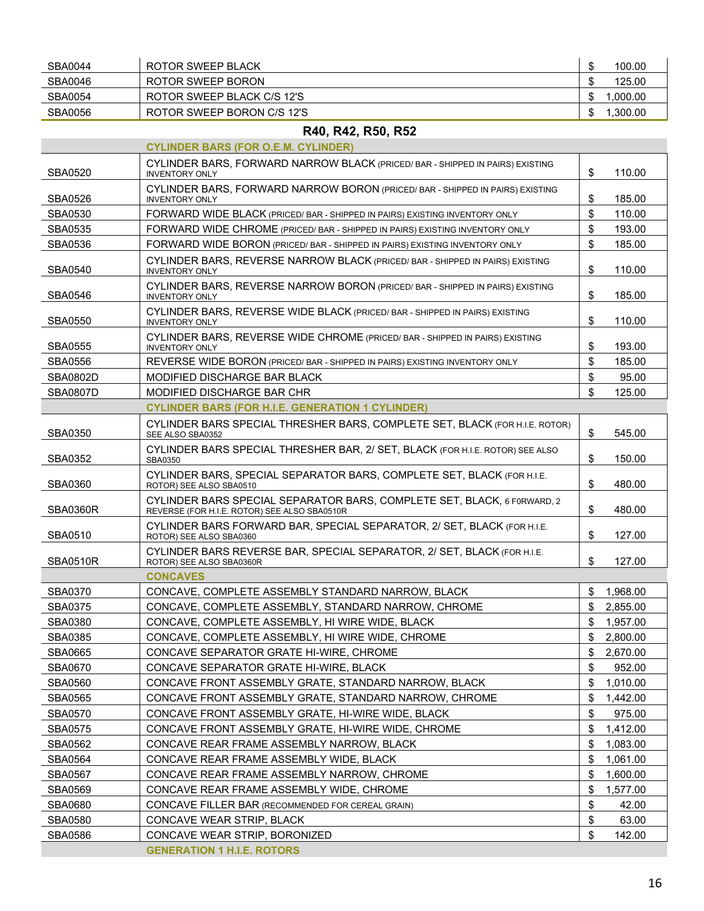| | | | |
|---|---|---|---|
| SBA0044 | ROTOR SWEEP BLACK | $ | 100.00 |
| SBA0046 | ROTOR SWEEP BORON | $ | 125.00 |
| SBA0054 | ROTOR SWEEP BLACK C/S 12'S | $ | 1,000.00 |
| SBA0056 | ROTOR SWEEP BORON C/S 12'S | $ | 1,300.00 |

## R40, R42, R50, R52

| | | | |
|---|---|---|---|
| | **CYLINDER BARS (FOR O.E.M. CYLINDER)** | | |
| SBA0520 | CYLINDER BARS, FORWARD NARROW BLACK (PRICED/ BAR - SHIPPED IN PAIRS) EXISTING INVENTORY ONLY | $ | 110.00 |
| SBA0526 | CYLINDER BARS, FORWARD NARROW BORON (PRICED/ BAR - SHIPPED IN PAIRS) EXISTING INVENTORY ONLY | $ | 185.00 |
| SBA0530 | FORWARD WIDE BLACK (PRICED/ BAR - SHIPPED IN PAIRS) EXISTING INVENTORY ONLY | $ | 110.00 |
| SBA0535 | FORWARD WIDE CHROME (PRICED/ BAR - SHIPPED IN PAIRS) EXISTING INVENTORY ONLY | $ | 193.00 |
| SBA0536 | FORWARD WIDE BORON (PRICED/ BAR - SHIPPED IN PAIRS) EXISTING INVENTORY ONLY | $ | 185.00 |
| SBA0540 | CYLINDER BARS, REVERSE NARROW BLACK (PRICED/ BAR - SHIPPED IN PAIRS) EXISTING INVENTORY ONLY | $ | 110.00 |
| SBA0546 | CYLINDER BARS, REVERSE NARROW BORON (PRICED/ BAR - SHIPPED IN PAIRS) EXISTING INVENTORY ONLY | $ | 185.00 |
| SBA0550 | CYLINDER BARS, REVERSE WIDE BLACK (PRICED/ BAR - SHIPPED IN PAIRS) EXISTING INVENTORY ONLY | $ | 110.00 |
| SBA0555 | CYLINDER BARS, REVERSE WIDE CHROME (PRICED/ BAR - SHIPPED IN PAIRS) EXISTING INVENTORY ONLY | $ | 193.00 |
| SBA0556 | REVERSE WIDE BORON (PRICED/ BAR - SHIPPED IN PAIRS) EXISTING INVENTORY ONLY | $ | 185.00 |
| SBA0802D | MODIFIED DISCHARGE BAR BLACK | $ | 95.00 |
| SBA0807D | MODIFIED DISCHARGE BAR CHR | $ | 125.00 |
| | **CYLINDER BARS (FOR H.I.E. GENERATION 1 CYLINDER)** | | |
| SBA0350 | CYLINDER BARS SPECIAL THRESHER BARS, COMPLETE SET, BLACK (FOR H.I.E. ROTOR) SEE ALSO SBA0352 | $ | 545.00 |
| SBA0352 | CYLINDER BARS SPECIAL THRESHER BAR, 2/ SET, BLACK (FOR H.I.E. ROTOR) SEE ALSO SBA0350 | $ | 150.00 |
| SBA0360 | CYLINDER BARS, SPECIAL SEPARATOR BARS, COMPLETE SET, BLACK (FOR H.I.E. ROTOR) SEE ALSO SBA0510 | $ | 480.00 |
| SBA0360R | CYLINDER BARS SPECIAL SEPARATOR BARS, COMPLETE SET, BLACK, 6 F0RWARD, 2 REVERSE (FOR H.I.E. ROTOR) SEE ALSO SBA0510R | $ | 480.00 |
| SBA0510 | CYLINDER BARS FORWARD BAR, SPECIAL SEPARATOR, 2/ SET, BLACK (FOR H.I.E. ROTOR) SEE ALSO SBA0360 | $ | 127.00 |
| SBA0510R | CYLINDER BARS REVERSE BAR, SPECIAL SEPARATOR, 2/ SET, BLACK (FOR H.I.E. ROTOR) SEE ALSO SBA0360R | $ | 127.00 |
| | **CONCAVES** | | |
| SBA0370 | CONCAVE, COMPLETE ASSEMBLY STANDARD NARROW, BLACK | $ | 1,968.00 |
| SBA0375 | CONCAVE, COMPLETE ASSEMBLY, STANDARD NARROW, CHROME | $ | 2,855.00 |
| SBA0380 | CONCAVE, COMPLETE ASSEMBLY, HI WIRE WIDE, BLACK | $ | 1,957.00 |
| SBA0385 | CONCAVE, COMPLETE ASSEMBLY, HI WIRE WIDE, CHROME | $ | 2,800.00 |
| SBA0665 | CONCAVE SEPARATOR GRATE HI-WIRE, CHROME | $ | 2,670.00 |
| SBA0670 | CONCAVE SEPARATOR GRATE HI-WIRE, BLACK | $ | 952.00 |
| SBA0560 | CONCAVE FRONT ASSEMBLY GRATE, STANDARD NARROW, BLACK | $ | 1,010.00 |
| SBA0565 | CONCAVE FRONT ASSEMBLY GRATE, STANDARD NARROW, CHROME | $ | 1,442.00 |
| SBA0570 | CONCAVE FRONT ASSEMBLY GRATE, HI-WIRE WIDE, BLACK | $ | 975.00 |
| SBA0575 | CONCAVE FRONT ASSEMBLY GRATE, HI-WIRE WIDE, CHROME | $ | 1,412.00 |
| SBA0562 | CONCAVE REAR FRAME ASSEMBLY NARROW, BLACK | $ | 1,083.00 |
| SBA0564 | CONCAVE REAR FRAME ASSEMBLY WIDE, BLACK | $ | 1,061.00 |
| SBA0567 | CONCAVE REAR FRAME ASSEMBLY NARROW, CHROME | $ | 1,600.00 |
| SBA0569 | CONCAVE REAR FRAME ASSEMBLY WIDE, CHROME | $ | 1,577.00 |
| SBA0680 | CONCAVE FILLER BAR (RECOMMENDED FOR CEREAL GRAIN) | $ | 42.00 |
| SBA0580 | CONCAVE WEAR STRIP, BLACK | $ | 63.00 |
| SBA0586 | CONCAVE WEAR STRIP, BORONIZED | $ | 142.00 |
| | **GENERATION 1 H.I.E. ROTORS** | | |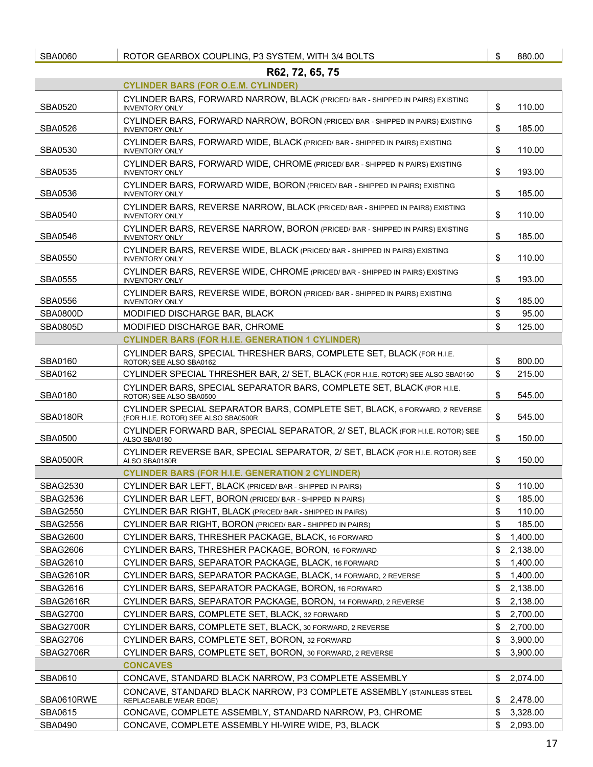| | | | |
|---|---|---|---|
| SBA0060 | ROTOR GEARBOX COUPLING, P3 SYSTEM, WITH 3/4 BOLTS | $ | 880.00 |

## R62, 72, 65, 75

| | | | |
|---|---|---|---|
| | **CYLINDER BARS (FOR O.E.M. CYLINDER)** | | |
| SBA0520 | CYLINDER BARS, FORWARD NARROW, BLACK (PRICED/ BAR - SHIPPED IN PAIRS) EXISTING INVENTORY ONLY | $ | 110.00 |
| SBA0526 | CYLINDER BARS, FORWARD NARROW, BORON (PRICED/ BAR - SHIPPED IN PAIRS) EXISTING INVENTORY ONLY | $ | 185.00 |
| SBA0530 | CYLINDER BARS, FORWARD WIDE, BLACK (PRICED/ BAR - SHIPPED IN PAIRS) EXISTING INVENTORY ONLY | $ | 110.00 |
| SBA0535 | CYLINDER BARS, FORWARD WIDE, CHROME (PRICED/ BAR - SHIPPED IN PAIRS) EXISTING INVENTORY ONLY | $ | 193.00 |
| SBA0536 | CYLINDER BARS, FORWARD WIDE, BORON (PRICED/ BAR - SHIPPED IN PAIRS) EXISTING INVENTORY ONLY | $ | 185.00 |
| SBA0540 | CYLINDER BARS, REVERSE NARROW, BLACK (PRICED/ BAR - SHIPPED IN PAIRS) EXISTING INVENTORY ONLY | $ | 110.00 |
| SBA0546 | CYLINDER BARS, REVERSE NARROW, BORON (PRICED/ BAR - SHIPPED IN PAIRS) EXISTING INVENTORY ONLY | $ | 185.00 |
| SBA0550 | CYLINDER BARS, REVERSE WIDE, BLACK (PRICED/ BAR - SHIPPED IN PAIRS) EXISTING INVENTORY ONLY | $ | 110.00 |
| SBA0555 | CYLINDER BARS, REVERSE WIDE, CHROME (PRICED/ BAR - SHIPPED IN PAIRS) EXISTING INVENTORY ONLY | $ | 193.00 |
| SBA0556 | CYLINDER BARS, REVERSE WIDE, BORON (PRICED/ BAR - SHIPPED IN PAIRS) EXISTING INVENTORY ONLY | $ | 185.00 |
| SBA0800D | MODIFIED DISCHARGE BAR, BLACK | $ | 95.00 |
| SBA0805D | MODIFIED DISCHARGE BAR, CHROME | $ | 125.00 |
| | **CYLINDER BARS (FOR H.I.E. GENERATION 1 CYLINDER)** | | |
| SBA0160 | CYLINDER BARS, SPECIAL THRESHER BARS, COMPLETE SET, BLACK (FOR H.I.E. ROTOR) SEE ALSO SBA0162 | $ | 800.00 |
| SBA0162 | CYLINDER SPECIAL THRESHER BAR, 2/ SET, BLACK (FOR H.I.E. ROTOR) SEE ALSO SBA0160 | $ | 215.00 |
| SBA0180 | CYLINDER BARS, SPECIAL SEPARATOR BARS, COMPLETE SET, BLACK (FOR H.I.E. ROTOR) SEE ALSO SBA0500 | $ | 545.00 |
| SBA0180R | CYLINDER SPECIAL SEPARATOR BARS, COMPLETE SET, BLACK, 6 FORWARD, 2 REVERSE (FOR H.I.E. ROTOR) SEE ALSO SBA0500R | $ | 545.00 |
| SBA0500 | CYLINDER FORWARD BAR, SPECIAL SEPARATOR, 2/ SET, BLACK (FOR H.I.E. ROTOR) SEE ALSO SBA0180 | $ | 150.00 |
| SBA0500R | CYLINDER REVERSE BAR, SPECIAL SEPARATOR, 2/ SET, BLACK (FOR H.I.E. ROTOR) SEE ALSO SBA0180R | $ | 150.00 |
| | **CYLINDER BARS (FOR H.I.E. GENERATION 2 CYLINDER)** | | |
| SBAG2530 | CYLINDER BAR LEFT, BLACK (PRICED/ BAR - SHIPPED IN PAIRS) | $ | 110.00 |
| SBAG2536 | CYLINDER BAR LEFT, BORON (PRICED/ BAR - SHIPPED IN PAIRS) | $ | 185.00 |
| SBAG2550 | CYLINDER BAR RIGHT, BLACK (PRICED/ BAR - SHIPPED IN PAIRS) | $ | 110.00 |
| SBAG2556 | CYLINDER BAR RIGHT, BORON (PRICED/ BAR - SHIPPED IN PAIRS) | $ | 185.00 |
| SBAG2600 | CYLINDER BARS, THRESHER PACKAGE, BLACK, 16 FORWARD | $ | 1,400.00 |
| SBAG2606 | CYLINDER BARS, THRESHER PACKAGE, BORON, 16 FORWARD | $ | 2,138.00 |
| SBAG2610 | CYLINDER BARS, SEPARATOR PACKAGE, BLACK, 16 FORWARD | $ | 1,400.00 |
| SBAG2610R | CYLINDER BARS, SEPARATOR PACKAGE, BLACK, 14 FORWARD, 2 REVERSE | $ | 1,400.00 |
| SBAG2616 | CYLINDER BARS, SEPARATOR PACKAGE, BORON, 16 FORWARD | $ | 2,138.00 |
| SBAG2616R | CYLINDER BARS, SEPARATOR PACKAGE, BORON, 14 FORWARD, 2 REVERSE | $ | 2,138.00 |
| SBAG2700 | CYLINDER BARS, COMPLETE SET, BLACK, 32 FORWARD | $ | 2,700.00 |
| SBAG2700R | CYLINDER BARS, COMPLETE SET, BLACK, 30 FORWARD, 2 REVERSE | $ | 2,700.00 |
| SBAG2706 | CYLINDER BARS, COMPLETE SET, BORON, 32 FORWARD | $ | 3,900.00 |
| SBAG2706R | CYLINDER BARS, COMPLETE SET, BORON, 30 FORWARD, 2 REVERSE | $ | 3,900.00 |
| | **CONCAVES** | | |
| SBA0610 | CONCAVE, STANDARD BLACK NARROW, P3 COMPLETE ASSEMBLY | $ | 2,074.00 |
| SBA0610RWE | CONCAVE, STANDARD BLACK NARROW, P3 COMPLETE ASSEMBLY (STAINLESS STEEL REPLACEABLE WEAR EDGE) | $ | 2,478.00 |
| SBA0615 | CONCAVE, COMPLETE ASSEMBLY, STANDARD NARROW, P3, CHROME | $ | 3,328.00 |
| SBA0490 | CONCAVE, COMPLETE ASSEMBLY HI-WIRE WIDE, P3, BLACK | $ | 2,093.00 |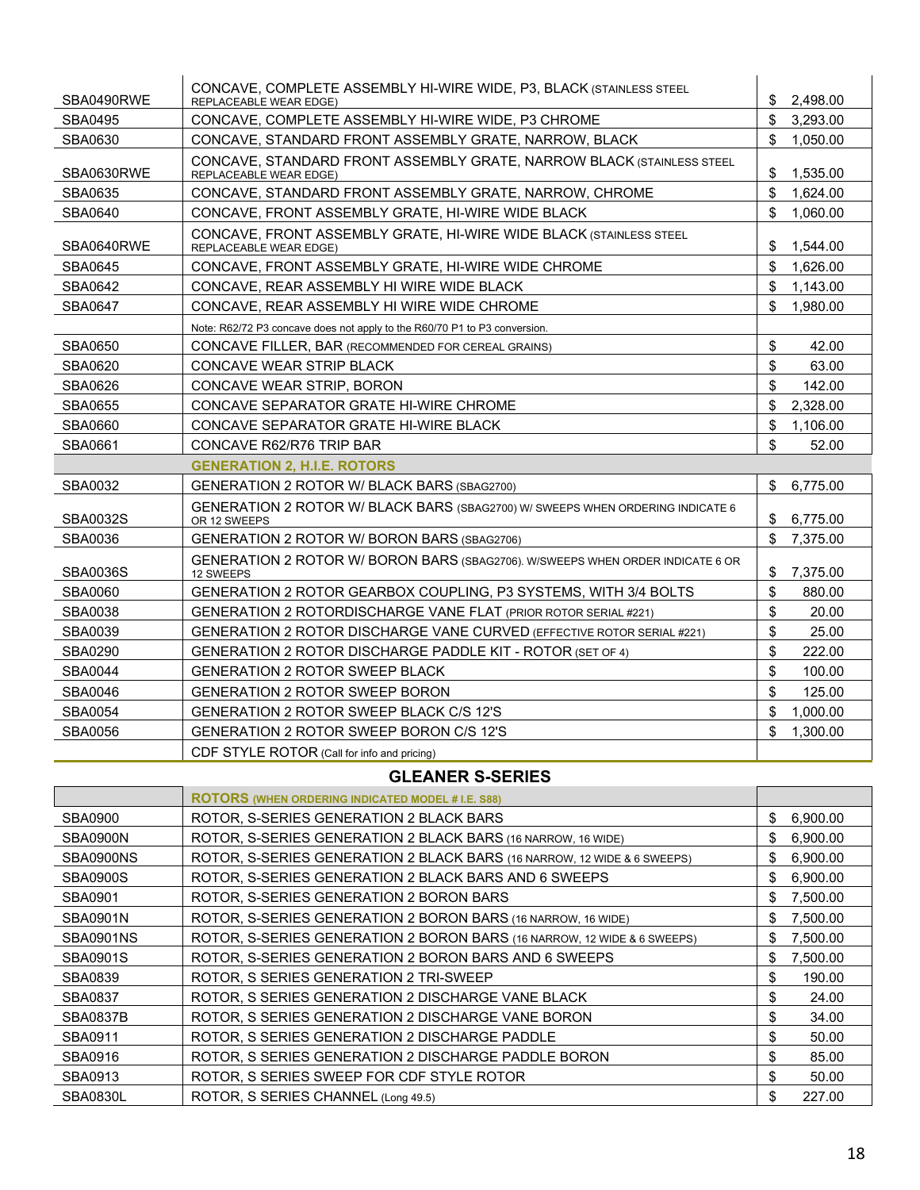| | | |
|---|---|---|
| SBA0490RWE | CONCAVE, COMPLETE ASSEMBLY HI-WIRE WIDE, P3, BLACK (STAINLESS STEEL REPLACEABLE WEAR EDGE) | $ 2,498.00 |
| SBA0495 | CONCAVE, COMPLETE ASSEMBLY HI-WIRE WIDE, P3 CHROME | $ 3,293.00 |
| SBA0630 | CONCAVE, STANDARD FRONT ASSEMBLY GRATE, NARROW, BLACK | $ 1,050.00 |
| SBA0630RWE | CONCAVE, STANDARD FRONT ASSEMBLY GRATE, NARROW BLACK (STAINLESS STEEL REPLACEABLE WEAR EDGE) | $ 1,535.00 |
| SBA0635 | CONCAVE, STANDARD FRONT ASSEMBLY GRATE, NARROW, CHROME | $ 1,624.00 |
| SBA0640 | CONCAVE, FRONT ASSEMBLY GRATE, HI-WIRE WIDE BLACK | $ 1,060.00 |
| SBA0640RWE | CONCAVE, FRONT ASSEMBLY GRATE, HI-WIRE WIDE BLACK (STAINLESS STEEL REPLACEABLE WEAR EDGE) | $ 1,544.00 |
| SBA0645 | CONCAVE, FRONT ASSEMBLY GRATE, HI-WIRE WIDE CHROME | $ 1,626.00 |
| SBA0642 | CONCAVE, REAR ASSEMBLY HI WIRE WIDE BLACK | $ 1,143.00 |
| SBA0647 | CONCAVE, REAR ASSEMBLY HI WIRE WIDE CHROME | $ 1,980.00 |
| | Note: R62/72 P3 concave does not apply to the R60/70 P1 to P3 conversion. | |
| SBA0650 | CONCAVE FILLER, BAR (RECOMMENDED FOR CEREAL GRAINS) | $ 42.00 |
| SBA0620 | CONCAVE WEAR STRIP BLACK | $ 63.00 |
| SBA0626 | CONCAVE WEAR STRIP, BORON | $ 142.00 |
| SBA0655 | CONCAVE SEPARATOR GRATE HI-WIRE CHROME | $ 2,328.00 |
| SBA0660 | CONCAVE SEPARATOR GRATE HI-WIRE BLACK | $ 1,106.00 |
| SBA0661 | CONCAVE R62/R76 TRIP BAR | $ 52.00 |
| | **GENERATION 2, H.I.E. ROTORS** | |
| SBA0032 | GENERATION 2 ROTOR W/ BLACK BARS (SBAG2700) | $ 6,775.00 |
| SBA0032S | GENERATION 2 ROTOR W/ BLACK BARS (SBAG2700) W/ SWEEPS WHEN ORDERING INDICATE 6 OR 12 SWEEPS | $ 6,775.00 |
| SBA0036 | GENERATION 2 ROTOR W/ BORON BARS (SBAG2706) | $ 7,375.00 |
| SBA0036S | GENERATION 2 ROTOR W/ BORON BARS (SBAG2706). W/SWEEPS WHEN ORDER INDICATE 6 OR 12 SWEEPS | $ 7,375.00 |
| SBA0060 | GENERATION 2 ROTOR GEARBOX COUPLING, P3 SYSTEMS, WITH 3/4 BOLTS | $ 880.00 |
| SBA0038 | GENERATION 2 ROTORDISCHARGE VANE FLAT (PRIOR ROTOR SERIAL #221) | $ 20.00 |
| SBA0039 | GENERATION 2 ROTOR DISCHARGE VANE CURVED (EFFECTIVE ROTOR SERIAL #221) | $ 25.00 |
| SBA0290 | GENERATION 2 ROTOR DISCHARGE PADDLE KIT - ROTOR (SET OF 4) | $ 222.00 |
| SBA0044 | GENERATION 2 ROTOR SWEEP BLACK | $ 100.00 |
| SBA0046 | GENERATION 2 ROTOR SWEEP BORON | $ 125.00 |
| SBA0054 | GENERATION 2 ROTOR SWEEP BLACK C/S 12'S | $ 1,000.00 |
| SBA0056 | GENERATION 2 ROTOR SWEEP BORON C/S 12'S | $ 1,300.00 |
| | CDF STYLE ROTOR (Call for info and pricing) | |

## GLEANER S-SERIES

| | | |
|---|---|---|
| | **ROTORS (WHEN ORDERING INDICATED MODEL # I.E. S88)** | |
| SBA0900 | ROTOR, S-SERIES GENERATION 2 BLACK BARS | $ 6,900.00 |
| SBA0900N | ROTOR, S-SERIES GENERATION 2 BLACK BARS (16 NARROW, 16 WIDE) | $ 6,900.00 |
| SBA0900NS | ROTOR, S-SERIES GENERATION 2 BLACK BARS (16 NARROW, 12 WIDE & 6 SWEEPS) | $ 6,900.00 |
| SBA0900S | ROTOR, S-SERIES GENERATION 2 BLACK BARS AND 6 SWEEPS | $ 6,900.00 |
| SBA0901 | ROTOR, S-SERIES GENERATION 2 BORON BARS | $ 7,500.00 |
| SBA0901N | ROTOR, S-SERIES GENERATION 2 BORON BARS (16 NARROW, 16 WIDE) | $ 7,500.00 |
| SBA0901NS | ROTOR, S-SERIES GENERATION 2 BORON BARS (16 NARROW, 12 WIDE & 6 SWEEPS) | $ 7,500.00 |
| SBA0901S | ROTOR, S-SERIES GENERATION 2 BORON BARS AND 6 SWEEPS | $ 7,500.00 |
| SBA0839 | ROTOR, S SERIES GENERATION 2 TRI-SWEEP | $ 190.00 |
| SBA0837 | ROTOR, S SERIES GENERATION 2 DISCHARGE VANE BLACK | $ 24.00 |
| SBA0837B | ROTOR, S SERIES GENERATION 2 DISCHARGE VANE BORON | $ 34.00 |
| SBA0911 | ROTOR, S SERIES GENERATION 2 DISCHARGE PADDLE | $ 50.00 |
| SBA0916 | ROTOR, S SERIES GENERATION 2 DISCHARGE PADDLE BORON | $ 85.00 |
| SBA0913 | ROTOR, S SERIES SWEEP FOR CDF STYLE ROTOR | $ 50.00 |
| SBA0830L | ROTOR, S SERIES CHANNEL (Long 49.5) | $ 227.00 |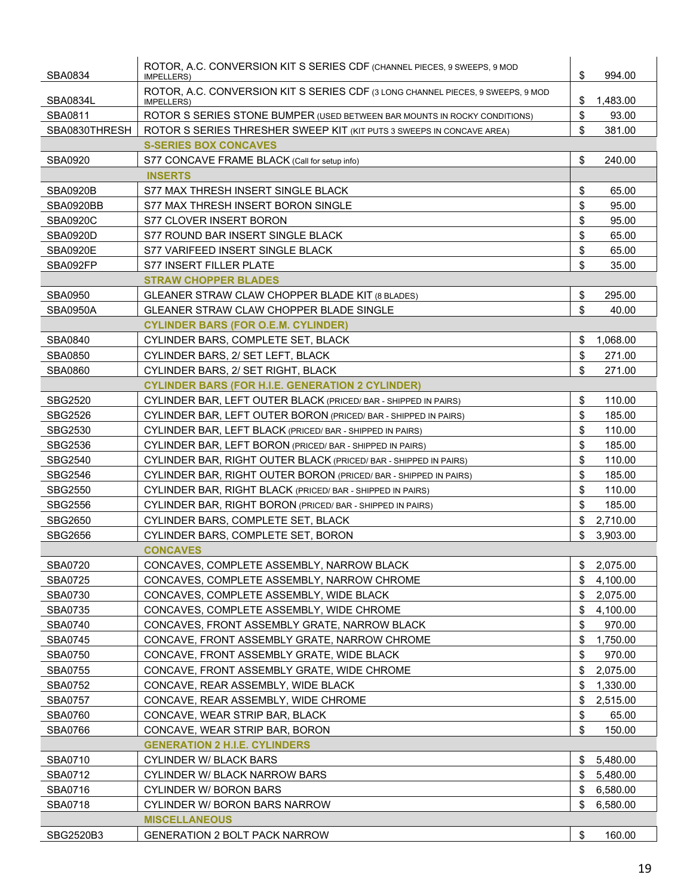| | | | |
|---|---|---|---|
| SBA0834 | ROTOR, A.C. CONVERSION KIT S SERIES CDF (CHANNEL PIECES, 9 SWEEPS, 9 MOD IMPELLERS) | $ | 994.00 |
| SBA0834L | ROTOR, A.C. CONVERSION KIT S SERIES CDF (3 LONG CHANNEL PIECES, 9 SWEEPS, 9 MOD IMPELLERS) | $ | 1,483.00 |
| SBA0811 | ROTOR S SERIES STONE BUMPER (USED BETWEEN BAR MOUNTS IN ROCKY CONDITIONS) | $ | 93.00 |
| SBA0830THRESH | ROTOR S SERIES THRESHER SWEEP KIT (KIT PUTS 3 SWEEPS IN CONCAVE AREA) | $ | 381.00 |
| | **S-SERIES BOX CONCAVES** | | |
| SBA0920 | S77 CONCAVE FRAME BLACK (Call for setup info) | $ | 240.00 |
| | **INSERTS** | | |
| SBA0920B | S77 MAX THRESH INSERT SINGLE BLACK | $ | 65.00 |
| SBA0920BB | S77 MAX THRESH INSERT BORON SINGLE | $ | 95.00 |
| SBA0920C | S77 CLOVER INSERT BORON | $ | 95.00 |
| SBA0920D | S77 ROUND BAR INSERT SINGLE BLACK | $ | 65.00 |
| SBA0920E | S77 VARIFEED INSERT SINGLE BLACK | $ | 65.00 |
| SBA092FP | S77 INSERT FILLER PLATE | $ | 35.00 |
| | **STRAW CHOPPER BLADES** | | |
| SBA0950 | GLEANER STRAW CLAW CHOPPER BLADE KIT (8 BLADES) | $ | 295.00 |
| SBA0950A | GLEANER STRAW CLAW CHOPPER BLADE SINGLE | $ | 40.00 |
| | **CYLINDER BARS (FOR O.E.M. CYLINDER)** | | |
| SBA0840 | CYLINDER BARS, COMPLETE SET, BLACK | $ | 1,068.00 |
| SBA0850 | CYLINDER BARS, 2/ SET LEFT, BLACK | $ | 271.00 |
| SBA0860 | CYLINDER BARS, 2/ SET RIGHT, BLACK | $ | 271.00 |
| | **CYLINDER BARS (FOR H.I.E. GENERATION 2 CYLINDER)** | | |
| SBG2520 | CYLINDER BAR, LEFT OUTER BLACK (PRICED/ BAR - SHIPPED IN PAIRS) | $ | 110.00 |
| SBG2526 | CYLINDER BAR, LEFT OUTER BORON (PRICED/ BAR - SHIPPED IN PAIRS) | $ | 185.00 |
| SBG2530 | CYLINDER BAR, LEFT BLACK (PRICED/ BAR - SHIPPED IN PAIRS) | $ | 110.00 |
| SBG2536 | CYLINDER BAR, LEFT BORON (PRICED/ BAR - SHIPPED IN PAIRS) | $ | 185.00 |
| SBG2540 | CYLINDER BAR, RIGHT OUTER BLACK (PRICED/ BAR - SHIPPED IN PAIRS) | $ | 110.00 |
| SBG2546 | CYLINDER BAR, RIGHT OUTER BORON (PRICED/ BAR - SHIPPED IN PAIRS) | $ | 185.00 |
| SBG2550 | CYLINDER BAR, RIGHT BLACK (PRICED/ BAR - SHIPPED IN PAIRS) | $ | 110.00 |
| SBG2556 | CYLINDER BAR, RIGHT BORON (PRICED/ BAR - SHIPPED IN PAIRS) | $ | 185.00 |
| SBG2650 | CYLINDER BARS, COMPLETE SET, BLACK | $ | 2,710.00 |
| SBG2656 | CYLINDER BARS, COMPLETE SET, BORON | $ | 3,903.00 |
| | **CONCAVES** | | |
| SBA0720 | CONCAVES, COMPLETE ASSEMBLY, NARROW BLACK | $ | 2,075.00 |
| SBA0725 | CONCAVES, COMPLETE ASSEMBLY, NARROW CHROME | $ | 4,100.00 |
| SBA0730 | CONCAVES, COMPLETE ASSEMBLY, WIDE BLACK | $ | 2,075.00 |
| SBA0735 | CONCAVES, COMPLETE ASSEMBLY, WIDE CHROME | $ | 4,100.00 |
| SBA0740 | CONCAVES, FRONT ASSEMBLY GRATE, NARROW BLACK | $ | 970.00 |
| SBA0745 | CONCAVE, FRONT ASSEMBLY GRATE, NARROW CHROME | $ | 1,750.00 |
| SBA0750 | CONCAVE, FRONT ASSEMBLY GRATE, WIDE BLACK | $ | 970.00 |
| SBA0755 | CONCAVE, FRONT ASSEMBLY GRATE, WIDE CHROME | $ | 2,075.00 |
| SBA0752 | CONCAVE, REAR ASSEMBLY, WIDE BLACK | $ | 1,330.00 |
| SBA0757 | CONCAVE, REAR ASSEMBLY, WIDE CHROME | $ | 2,515.00 |
| SBA0760 | CONCAVE, WEAR STRIP BAR, BLACK | $ | 65.00 |
| SBA0766 | CONCAVE, WEAR STRIP BAR, BORON | $ | 150.00 |
| | **GENERATION 2 H.I.E. CYLINDERS** | | |
| SBA0710 | CYLINDER W/ BLACK BARS | $ | 5,480.00 |
| SBA0712 | CYLINDER W/ BLACK NARROW BARS | $ | 5,480.00 |
| SBA0716 | CYLINDER W/ BORON BARS | $ | 6,580.00 |
| SBA0718 | CYLINDER W/ BORON BARS NARROW | $ | 6,580.00 |
| | **MISCELLANEOUS** | | |
| SBG2520B3 | GENERATION 2 BOLT PACK NARROW | $ | 160.00 |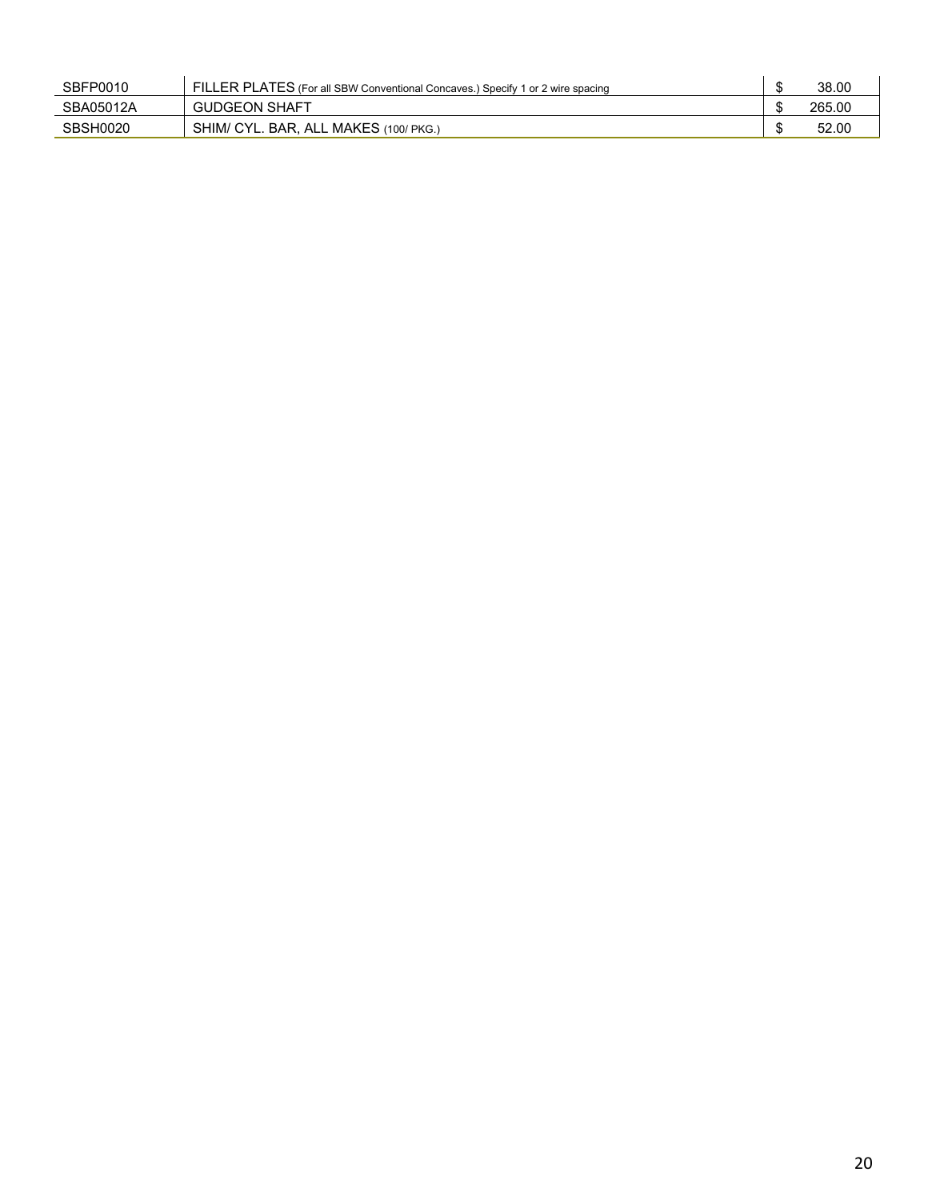| | | | |
|---|---|---|---|
| SBFP0010 | FILLER PLATES (For all SBW Conventional Concaves.) Specify 1 or 2 wire spacing | $ | 38.00 |
| SBA05012A | GUDGEON SHAFT | $ | 265.00 |
| SBSH0020 | SHIM/ CYL. BAR, ALL MAKES (100/ PKG.) | $ | 52.00 |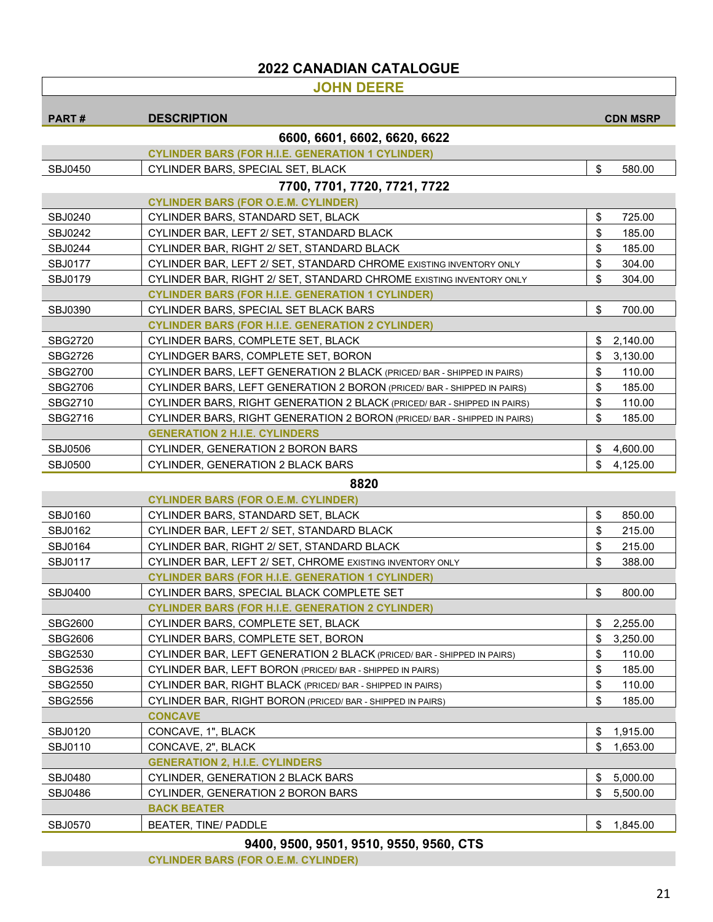## 2022 CANADIAN CATALOGUE

### JOHN DEERE

| PART # | DESCRIPTION | CDN MSRP |
|---|---|---|
| | **6600, 6601, 6602, 6620, 6622** | |
| | **CYLINDER BARS (FOR H.I.E. GENERATION 1 CYLINDER)** | |
| SBJ0450 | CYLINDER BARS, SPECIAL SET, BLACK | $ 580.00 |
| | **7700, 7701, 7720, 7721, 7722** | |
| | **CYLINDER BARS (FOR O.E.M. CYLINDER)** | |
| SBJ0240 | CYLINDER BARS, STANDARD SET, BLACK | $ 725.00 |
| SBJ0242 | CYLINDER BAR, LEFT 2/ SET, STANDARD BLACK | $ 185.00 |
| SBJ0244 | CYLINDER BAR, RIGHT 2/ SET, STANDARD BLACK | $ 185.00 |
| SBJ0177 | CYLINDER BAR, LEFT 2/ SET, STANDARD CHROME EXISTING INVENTORY ONLY | $ 304.00 |
| SBJ0179 | CYLINDER BAR, RIGHT 2/ SET, STANDARD CHROME EXISTING INVENTORY ONLY | $ 304.00 |
| | **CYLINDER BARS (FOR H.I.E. GENERATION 1 CYLINDER)** | |
| SBJ0390 | CYLINDER BARS, SPECIAL SET BLACK BARS | $ 700.00 |
| | **CYLINDER BARS (FOR H.I.E. GENERATION 2 CYLINDER)** | |
| SBG2720 | CYLINDER BARS, COMPLETE SET, BLACK | $ 2,140.00 |
| SBG2726 | CYLINDGER BARS, COMPLETE SET, BORON | $ 3,130.00 |
| SBG2700 | CYLINDER BARS, LEFT GENERATION 2 BLACK (PRICED/ BAR - SHIPPED IN PAIRS) | $ 110.00 |
| SBG2706 | CYLINDER BARS, LEFT GENERATION 2 BORON (PRICED/ BAR - SHIPPED IN PAIRS) | $ 185.00 |
| SBG2710 | CYLINDER BARS, RIGHT GENERATION 2 BLACK (PRICED/ BAR - SHIPPED IN PAIRS) | $ 110.00 |
| SBG2716 | CYLINDER BARS, RIGHT GENERATION 2 BORON (PRICED/ BAR - SHIPPED IN PAIRS) | $ 185.00 |
| | **GENERATION 2 H.I.E. CYLINDERS** | |
| SBJ0506 | CYLINDER, GENERATION 2 BORON BARS | $ 4,600.00 |
| SBJ0500 | CYLINDER, GENERATION 2 BLACK BARS | $ 4,125.00 |
| | **8820** | |
| | **CYLINDER BARS (FOR O.E.M. CYLINDER)** | |
| SBJ0160 | CYLINDER BARS, STANDARD SET, BLACK | $ 850.00 |
| SBJ0162 | CYLINDER BAR, LEFT 2/ SET, STANDARD BLACK | $ 215.00 |
| SBJ0164 | CYLINDER BAR, RIGHT 2/ SET, STANDARD BLACK | $ 215.00 |
| SBJ0117 | CYLINDER BAR, LEFT 2/ SET, CHROME EXISTING INVENTORY ONLY | $ 388.00 |
| | **CYLINDER BARS (FOR H.I.E. GENERATION 1 CYLINDER)** | |
| SBJ0400 | CYLINDER BARS, SPECIAL BLACK COMPLETE SET | $ 800.00 |
| | **CYLINDER BARS (FOR H.I.E. GENERATION 2 CYLINDER)** | |
| SBG2600 | CYLINDER BARS, COMPLETE SET, BLACK | $ 2,255.00 |
| SBG2606 | CYLINDER BARS, COMPLETE SET, BORON | $ 3,250.00 |
| SBG2530 | CYLINDER BAR, LEFT GENERATION 2 BLACK (PRICED/ BAR - SHIPPED IN PAIRS) | $ 110.00 |
| SBG2536 | CYLINDER BAR, LEFT BORON (PRICED/ BAR - SHIPPED IN PAIRS) | $ 185.00 |
| SBG2550 | CYLINDER BAR, RIGHT BLACK (PRICED/ BAR - SHIPPED IN PAIRS) | $ 110.00 |
| SBG2556 | CYLINDER BAR, RIGHT BORON (PRICED/ BAR - SHIPPED IN PAIRS) | $ 185.00 |
| | **CONCAVE** | |
| SBJ0120 | CONCAVE, 1", BLACK | $ 1,915.00 |
| SBJ0110 | CONCAVE, 2", BLACK | $ 1,653.00 |
| | **GENERATION 2, H.I.E. CYLINDERS** | |
| SBJ0480 | CYLINDER, GENERATION 2 BLACK BARS | $ 5,000.00 |
| SBJ0486 | CYLINDER, GENERATION 2 BORON BARS | $ 5,500.00 |
| | **BACK BEATER** | |
| SBJ0570 | BEATER, TINE/ PADDLE | $ 1,845.00 |
| | **9400, 9500, 9501, 9510, 9550, 9560, CTS** | |
| | **CYLINDER BARS (FOR O.E.M. CYLINDER)** | |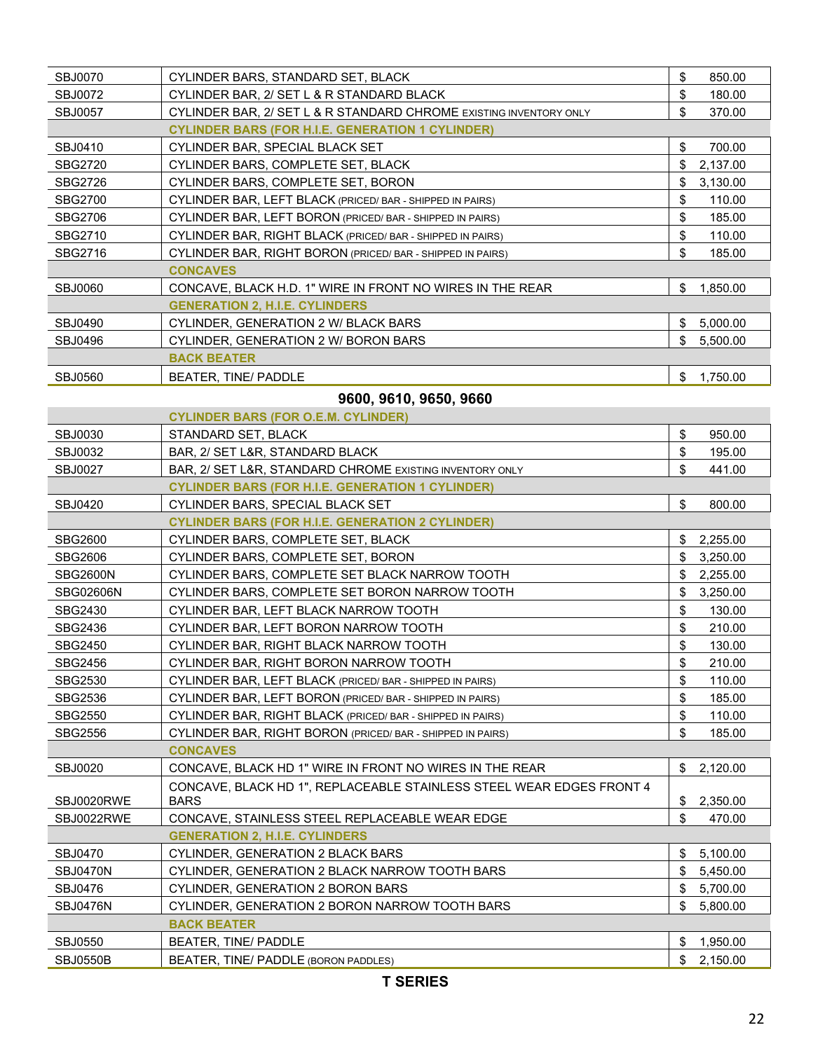| | | |
|---|---|---|
| SBJ0070 | CYLINDER BARS, STANDARD SET, BLACK | $ 850.00 |
| SBJ0072 | CYLINDER BAR, 2/ SET L & R STANDARD BLACK | $ 180.00 |
| SBJ0057 | CYLINDER BAR, 2/ SET L & R STANDARD CHROME EXISTING INVENTORY ONLY | $ 370.00 |
| | **CYLINDER BARS (FOR H.I.E. GENERATION 1 CYLINDER)** | |
| SBJ0410 | CYLINDER BAR, SPECIAL BLACK SET | $ 700.00 |
| SBG2720 | CYLINDER BARS, COMPLETE SET, BLACK | $ 2,137.00 |
| SBG2726 | CYLINDER BARS, COMPLETE SET, BORON | $ 3,130.00 |
| SBG2700 | CYLINDER BAR, LEFT BLACK (PRICED/ BAR - SHIPPED IN PAIRS) | $ 110.00 |
| SBG2706 | CYLINDER BAR, LEFT BORON (PRICED/ BAR - SHIPPED IN PAIRS) | $ 185.00 |
| SBG2710 | CYLINDER BAR, RIGHT BLACK (PRICED/ BAR - SHIPPED IN PAIRS) | $ 110.00 |
| SBG2716 | CYLINDER BAR, RIGHT BORON (PRICED/ BAR - SHIPPED IN PAIRS) | $ 185.00 |
| | **CONCAVES** | |
| SBJ0060 | CONCAVE, BLACK H.D. 1" WIRE IN FRONT NO WIRES IN THE REAR | $ 1,850.00 |
| | **GENERATION 2, H.I.E. CYLINDERS** | |
| SBJ0490 | CYLINDER, GENERATION 2 W/ BLACK BARS | $ 5,000.00 |
| SBJ0496 | CYLINDER, GENERATION 2 W/ BORON BARS | $ 5,500.00 |
| | **BACK BEATER** | |
| SBJ0560 | BEATER, TINE/ PADDLE | $ 1,750.00 |

## 9600, 9610, 9650, 9660

| | | |
|---|---|---|
| | **CYLINDER BARS (FOR O.E.M. CYLINDER)** | |
| SBJ0030 | STANDARD SET, BLACK | $ 950.00 |
| SBJ0032 | BAR, 2/ SET L&R, STANDARD BLACK | $ 195.00 |
| SBJ0027 | BAR, 2/ SET L&R, STANDARD CHROME EXISTING INVENTORY ONLY | $ 441.00 |
| | **CYLINDER BARS (FOR H.I.E. GENERATION 1 CYLINDER)** | |
| SBJ0420 | CYLINDER BARS, SPECIAL BLACK SET | $ 800.00 |
| | **CYLINDER BARS (FOR H.I.E. GENERATION 2 CYLINDER)** | |
| SBG2600 | CYLINDER BARS, COMPLETE SET, BLACK | $ 2,255.00 |
| SBG2606 | CYLINDER BARS, COMPLETE SET, BORON | $ 3,250.00 |
| SBG2600N | CYLINDER BARS, COMPLETE SET BLACK NARROW TOOTH | $ 2,255.00 |
| SBG02606N | CYLINDER BARS, COMPLETE SET BORON NARROW TOOTH | $ 3,250.00 |
| SBG2430 | CYLINDER BAR, LEFT BLACK NARROW TOOTH | $ 130.00 |
| SBG2436 | CYLINDER BAR, LEFT BORON NARROW TOOTH | $ 210.00 |
| SBG2450 | CYLINDER BAR, RIGHT BLACK NARROW TOOTH | $ 130.00 |
| SBG2456 | CYLINDER BAR, RIGHT BORON NARROW TOOTH | $ 210.00 |
| SBG2530 | CYLINDER BAR, LEFT BLACK (PRICED/ BAR - SHIPPED IN PAIRS) | $ 110.00 |
| SBG2536 | CYLINDER BAR, LEFT BORON (PRICED/ BAR - SHIPPED IN PAIRS) | $ 185.00 |
| SBG2550 | CYLINDER BAR, RIGHT BLACK (PRICED/ BAR - SHIPPED IN PAIRS) | $ 110.00 |
| SBG2556 | CYLINDER BAR, RIGHT BORON (PRICED/ BAR - SHIPPED IN PAIRS) | $ 185.00 |
| | **CONCAVES** | |
| SBJ0020 | CONCAVE, BLACK HD 1" WIRE IN FRONT NO WIRES IN THE REAR | $ 2,120.00 |
| SBJ0020RWE | CONCAVE, BLACK HD 1", REPLACEABLE STAINLESS STEEL WEAR EDGES FRONT 4 BARS | $ 2,350.00 |
| SBJ0022RWE | CONCAVE, STAINLESS STEEL REPLACEABLE WEAR EDGE | $ 470.00 |
| | **GENERATION 2, H.I.E. CYLINDERS** | |
| SBJ0470 | CYLINDER, GENERATION 2 BLACK BARS | $ 5,100.00 |
| SBJ0470N | CYLINDER, GENERATION 2 BLACK NARROW TOOTH BARS | $ 5,450.00 |
| SBJ0476 | CYLINDER, GENERATION 2 BORON BARS | $ 5,700.00 |
| SBJ0476N | CYLINDER, GENERATION 2 BORON NARROW TOOTH BARS | $ 5,800.00 |
| | **BACK BEATER** | |
| SBJ0550 | BEATER, TINE/ PADDLE | $ 1,950.00 |
| SBJ0550B | BEATER, TINE/ PADDLE (BORON PADDLES) | $ 2,150.00 |

## T SERIES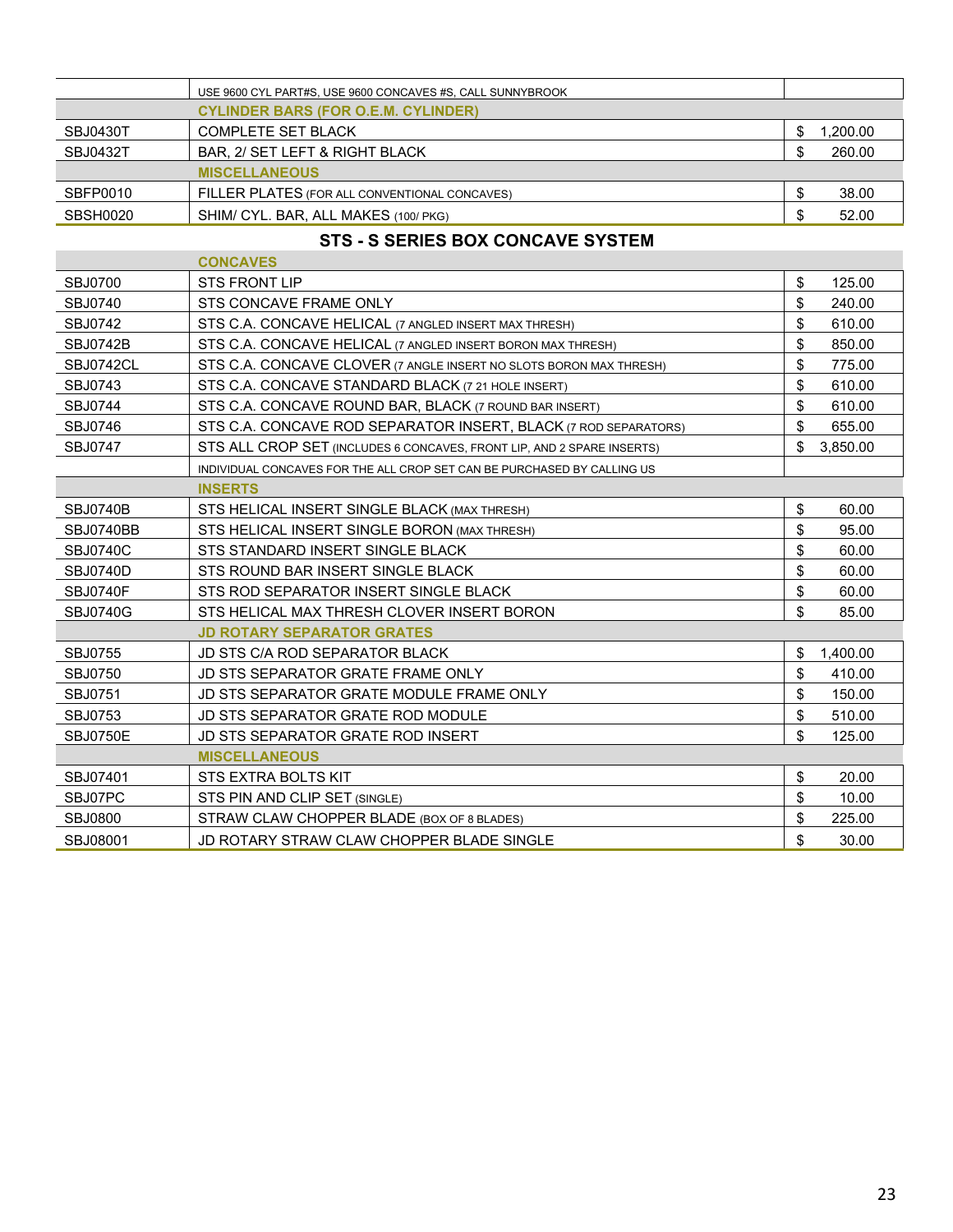| | | |
|---|---|---|
| | USE 9600 CYL PART#S, USE 9600 CONCAVES #S, CALL SUNNYBROOK | |
| | **CYLINDER BARS (FOR O.E.M. CYLINDER)** | |
| SBJ0430T | COMPLETE SET BLACK | $ 1,200.00 |
| SBJ0432T | BAR, 2/ SET LEFT & RIGHT BLACK | $ 260.00 |
| | **MISCELLANEOUS** | |
| SBFP0010 | FILLER PLATES (FOR ALL CONVENTIONAL CONCAVES) | $ 38.00 |
| SBSH0020 | SHIM/ CYL. BAR, ALL MAKES (100/ PKG) | $ 52.00 |

## STS - S SERIES BOX CONCAVE SYSTEM

| | | |
|---|---|---|
| | **CONCAVES** | |
| SBJ0700 | STS FRONT LIP | $ 125.00 |
| SBJ0740 | STS CONCAVE FRAME ONLY | $ 240.00 |
| SBJ0742 | STS C.A. CONCAVE HELICAL (7 ANGLED INSERT MAX THRESH) | $ 610.00 |
| SBJ0742B | STS C.A. CONCAVE HELICAL (7 ANGLED INSERT BORON MAX THRESH) | $ 850.00 |
| SBJ0742CL | STS C.A. CONCAVE CLOVER (7 ANGLE INSERT NO SLOTS BORON MAX THRESH) | $ 775.00 |
| SBJ0743 | STS C.A. CONCAVE STANDARD BLACK (7 21 HOLE INSERT) | $ 610.00 |
| SBJ0744 | STS C.A. CONCAVE ROUND BAR, BLACK (7 ROUND BAR INSERT) | $ 610.00 |
| SBJ0746 | STS C.A. CONCAVE ROD SEPARATOR INSERT, BLACK (7 ROD SEPARATORS) | $ 655.00 |
| SBJ0747 | STS ALL CROP SET (INCLUDES 6 CONCAVES, FRONT LIP, AND 2 SPARE INSERTS) | $ 3,850.00 |
| | INDIVIDUAL CONCAVES FOR THE ALL CROP SET CAN BE PURCHASED BY CALLING US | |
| | **INSERTS** | |
| SBJ0740B | STS HELICAL INSERT SINGLE BLACK (MAX THRESH) | $ 60.00 |
| SBJ0740BB | STS HELICAL INSERT SINGLE BORON (MAX THRESH) | $ 95.00 |
| SBJ0740C | STS STANDARD INSERT SINGLE BLACK | $ 60.00 |
| SBJ0740D | STS ROUND BAR INSERT SINGLE BLACK | $ 60.00 |
| SBJ0740F | STS ROD SEPARATOR INSERT SINGLE BLACK | $ 60.00 |
| SBJ0740G | STS HELICAL MAX THRESH CLOVER INSERT BORON | $ 85.00 |
| | **JD ROTARY SEPARATOR GRATES** | |
| SBJ0755 | JD STS C/A ROD SEPARATOR BLACK | $ 1,400.00 |
| SBJ0750 | JD STS SEPARATOR GRATE FRAME ONLY | $ 410.00 |
| SBJ0751 | JD STS SEPARATOR GRATE MODULE FRAME ONLY | $ 150.00 |
| SBJ0753 | JD STS SEPARATOR GRATE ROD MODULE | $ 510.00 |
| SBJ0750E | JD STS SEPARATOR GRATE ROD INSERT | $ 125.00 |
| | **MISCELLANEOUS** | |
| SBJ07401 | STS EXTRA BOLTS KIT | $ 20.00 |
| SBJ07PC | STS PIN AND CLIP SET (SINGLE) | $ 10.00 |
| SBJ0800 | STRAW CLAW CHOPPER BLADE (BOX OF 8 BLADES) | $ 225.00 |
| SBJ08001 | JD ROTARY STRAW CLAW CHOPPER BLADE SINGLE | $ 30.00 |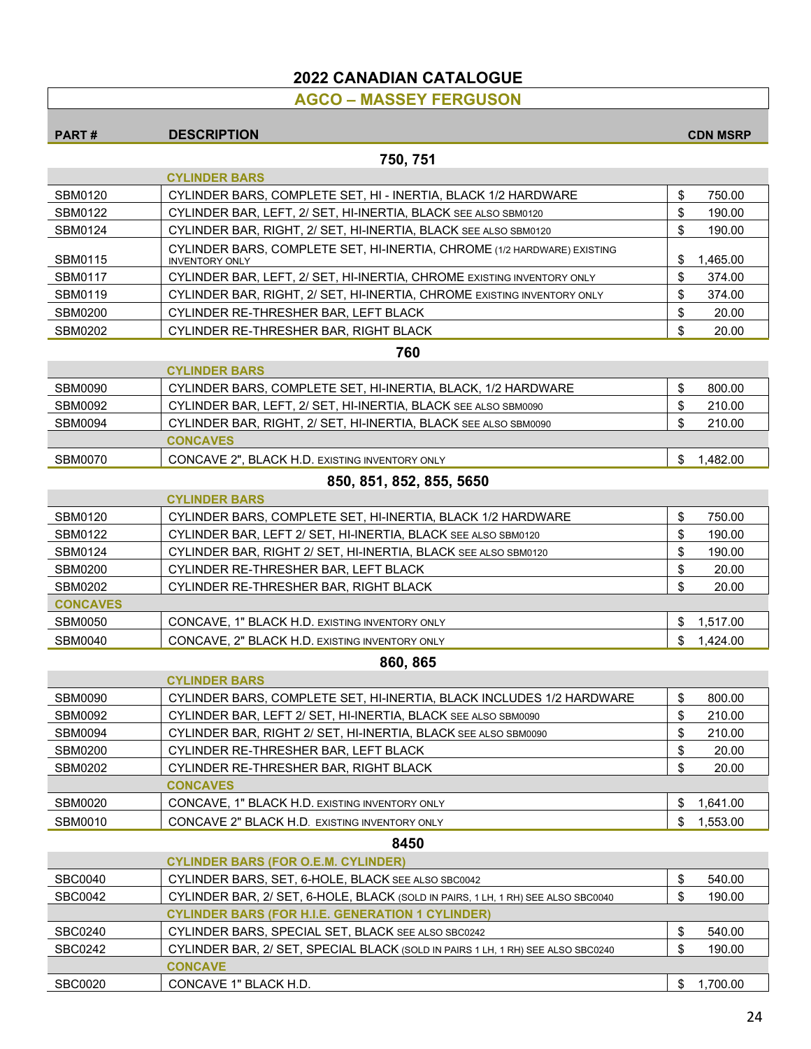# 2022 CANADIAN CATALOGUE

## AGCO – MASSEY FERGUSON

| PART # | DESCRIPTION | CDN MSRP |
|---|---|---|
| | **750, 751** | |
| | **CYLINDER BARS** | |
| SBM0120 | CYLINDER BARS, COMPLETE SET, HI - INERTIA, BLACK 1/2 HARDWARE | $ 750.00 |
| SBM0122 | CYLINDER BAR, LEFT, 2/ SET, HI-INERTIA, BLACK SEE ALSO SBM0120 | $ 190.00 |
| SBM0124 | CYLINDER BAR, RIGHT, 2/ SET, HI-INERTIA, BLACK SEE ALSO SBM0120 | $ 190.00 |
| SBM0115 | CYLINDER BARS, COMPLETE SET, HI-INERTIA, CHROME (1/2 HARDWARE) EXISTING INVENTORY ONLY | $ 1,465.00 |
| SBM0117 | CYLINDER BAR, LEFT, 2/ SET, HI-INERTIA, CHROME EXISTING INVENTORY ONLY | $ 374.00 |
| SBM0119 | CYLINDER BAR, RIGHT, 2/ SET, HI-INERTIA, CHROME EXISTING INVENTORY ONLY | $ 374.00 |
| SBM0200 | CYLINDER RE-THRESHER BAR, LEFT BLACK | $ 20.00 |
| SBM0202 | CYLINDER RE-THRESHER BAR, RIGHT BLACK | $ 20.00 |
| | **760** | |
| | **CYLINDER BARS** | |
| SBM0090 | CYLINDER BARS, COMPLETE SET, HI-INERTIA, BLACK, 1/2 HARDWARE | $ 800.00 |
| SBM0092 | CYLINDER BAR, LEFT, 2/ SET, HI-INERTIA, BLACK SEE ALSO SBM0090 | $ 210.00 |
| SBM0094 | CYLINDER BAR, RIGHT, 2/ SET, HI-INERTIA, BLACK SEE ALSO SBM0090 | $ 210.00 |
| | **CONCAVES** | |
| SBM0070 | CONCAVE 2", BLACK H.D. EXISTING INVENTORY ONLY | $ 1,482.00 |
| | **850, 851, 852, 855, 5650** | |
| | **CYLINDER BARS** | |
| SBM0120 | CYLINDER BARS, COMPLETE SET, HI-INERTIA, BLACK 1/2 HARDWARE | $ 750.00 |
| SBM0122 | CYLINDER BAR, LEFT 2/ SET, HI-INERTIA, BLACK SEE ALSO SBM0120 | $ 190.00 |
| SBM0124 | CYLINDER BAR, RIGHT 2/ SET, HI-INERTIA, BLACK SEE ALSO SBM0120 | $ 190.00 |
| SBM0200 | CYLINDER RE-THRESHER BAR, LEFT BLACK | $ 20.00 |
| SBM0202 | CYLINDER RE-THRESHER BAR, RIGHT BLACK | $ 20.00 |
| **CONCAVES** | | |
| SBM0050 | CONCAVE, 1" BLACK H.D. EXISTING INVENTORY ONLY | $ 1,517.00 |
| SBM0040 | CONCAVE, 2" BLACK H.D. EXISTING INVENTORY ONLY | $ 1,424.00 |
| | **860, 865** | |
| | **CYLINDER BARS** | |
| SBM0090 | CYLINDER BARS, COMPLETE SET, HI-INERTIA, BLACK INCLUDES 1/2 HARDWARE | $ 800.00 |
| SBM0092 | CYLINDER BAR, LEFT 2/ SET, HI-INERTIA, BLACK SEE ALSO SBM0090 | $ 210.00 |
| SBM0094 | CYLINDER BAR, RIGHT 2/ SET, HI-INERTIA, BLACK SEE ALSO SBM0090 | $ 210.00 |
| SBM0200 | CYLINDER RE-THRESHER BAR, LEFT BLACK | $ 20.00 |
| SBM0202 | CYLINDER RE-THRESHER BAR, RIGHT BLACK | $ 20.00 |
| | **CONCAVES** | |
| SBM0020 | CONCAVE, 1" BLACK H.D. EXISTING INVENTORY ONLY | $ 1,641.00 |
| SBM0010 | CONCAVE 2" BLACK H.D. EXISTING INVENTORY ONLY | $ 1,553.00 |
| | **8450** | |
| | **CYLINDER BARS (FOR O.E.M. CYLINDER)** | |
| SBC0040 | CYLINDER BARS, SET, 6-HOLE, BLACK SEE ALSO SBC0042 | $ 540.00 |
| SBC0042 | CYLINDER BAR, 2/ SET, 6-HOLE, BLACK (SOLD IN PAIRS, 1 LH, 1 RH) SEE ALSO SBC0040 | $ 190.00 |
| | **CYLINDER BARS (FOR H.I.E. GENERATION 1 CYLINDER)** | |
| SBC0240 | CYLINDER BARS, SPECIAL SET, BLACK SEE ALSO SBC0242 | $ 540.00 |
| SBC0242 | CYLINDER BAR, 2/ SET, SPECIAL BLACK (SOLD IN PAIRS 1 LH, 1 RH) SEE ALSO SBC0240 | $ 190.00 |
| | **CONCAVE** | |
| SBC0020 | CONCAVE 1" BLACK H.D. | $ 1,700.00 |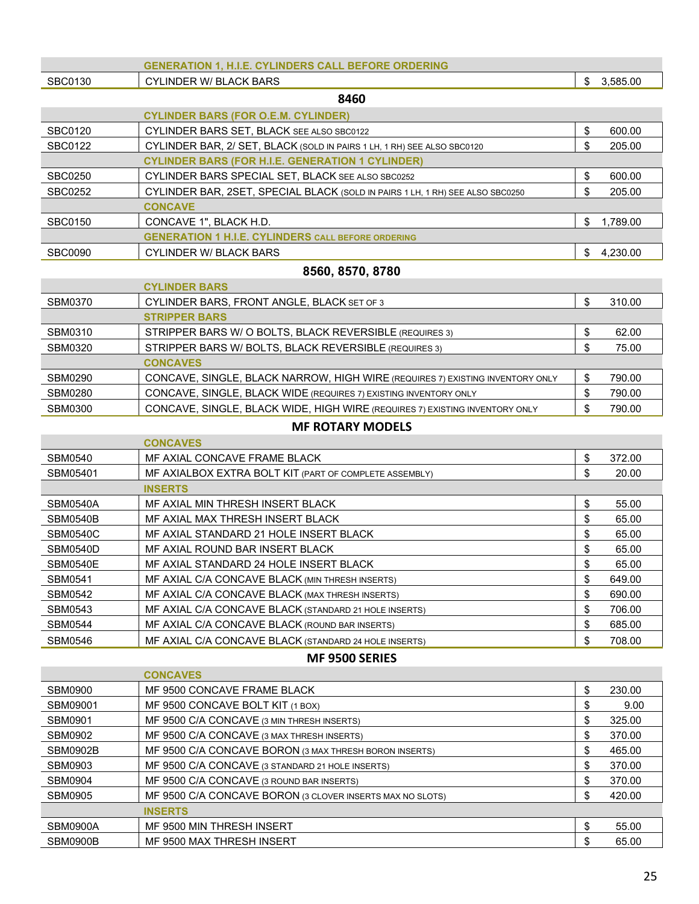| | | | |
|---|---|---|---|
| | **GENERATION 1, H.I.E. CYLINDERS CALL BEFORE ORDERING** | | |
| SBC0130 | CYLINDER W/ BLACK BARS | $ | 3,585.00 |

## 8460

| | | | |
|---|---|---|---|
| | **CYLINDER BARS (FOR O.E.M. CYLINDER)** | | |
| SBC0120 | CYLINDER BARS SET, BLACK SEE ALSO SBC0122 | $ | 600.00 |
| SBC0122 | CYLINDER BAR, 2/ SET, BLACK (SOLD IN PAIRS 1 LH, 1 RH) SEE ALSO SBC0120 | $ | 205.00 |
| | **CYLINDER BARS (FOR H.I.E. GENERATION 1 CYLINDER)** | | |
| SBC0250 | CYLINDER BARS SPECIAL SET, BLACK SEE ALSO SBC0252 | $ | 600.00 |
| SBC0252 | CYLINDER BAR, 2SET, SPECIAL BLACK (SOLD IN PAIRS 1 LH, 1 RH) SEE ALSO SBC0250 | $ | 205.00 |
| | **CONCAVE** | | |
| SBC0150 | CONCAVE 1", BLACK H.D. | $ | 1,789.00 |
| | **GENERATION 1 H.I.E. CYLINDERS CALL BEFORE ORDERING** | | |
| SBC0090 | CYLINDER W/ BLACK BARS | $ | 4,230.00 |

## 8560, 8570, 8780

| | | | |
|---|---|---|---|
| | **CYLINDER BARS** | | |
| SBM0370 | CYLINDER BARS, FRONT ANGLE, BLACK SET OF 3 | $ | 310.00 |
| | **STRIPPER BARS** | | |
| SBM0310 | STRIPPER BARS W/ O BOLTS, BLACK REVERSIBLE (REQUIRES 3) | $ | 62.00 |
| SBM0320 | STRIPPER BARS W/ BOLTS, BLACK REVERSIBLE (REQUIRES 3) | $ | 75.00 |
| | **CONCAVES** | | |
| SBM0290 | CONCAVE, SINGLE, BLACK NARROW, HIGH WIRE (REQUIRES 7) EXISTING INVENTORY ONLY | $ | 790.00 |
| SBM0280 | CONCAVE, SINGLE, BLACK WIDE (REQUIRES 7) EXISTING INVENTORY ONLY | $ | 790.00 |
| SBM0300 | CONCAVE, SINGLE, BLACK WIDE, HIGH WIRE (REQUIRES 7) EXISTING INVENTORY ONLY | $ | 790.00 |

## MF ROTARY MODELS

| | | | |
|---|---|---|---|
| | **CONCAVES** | | |
| SBM0540 | MF AXIAL CONCAVE FRAME BLACK | $ | 372.00 |
| SBM05401 | MF AXIALBOX EXTRA BOLT KIT (PART OF COMPLETE ASSEMBLY) | $ | 20.00 |
| | **INSERTS** | | |
| SBM0540A | MF AXIAL MIN THRESH INSERT BLACK | $ | 55.00 |
| SBM0540B | MF AXIAL MAX THRESH INSERT BLACK | $ | 65.00 |
| SBM0540C | MF AXIAL STANDARD 21 HOLE INSERT BLACK | $ | 65.00 |
| SBM0540D | MF AXIAL ROUND BAR INSERT BLACK | $ | 65.00 |
| SBM0540E | MF AXIAL STANDARD 24 HOLE INSERT BLACK | $ | 65.00 |
| SBM0541 | MF AXIAL C/A CONCAVE BLACK (MIN THRESH INSERTS) | $ | 649.00 |
| SBM0542 | MF AXIAL C/A CONCAVE BLACK (MAX THRESH INSERTS) | $ | 690.00 |
| SBM0543 | MF AXIAL C/A CONCAVE BLACK (STANDARD 21 HOLE INSERTS) | $ | 706.00 |
| SBM0544 | MF AXIAL C/A CONCAVE BLACK (ROUND BAR INSERTS) | $ | 685.00 |
| SBM0546 | MF AXIAL C/A CONCAVE BLACK (STANDARD 24 HOLE INSERTS) | $ | 708.00 |

## MF 9500 SERIES

| | | | |
|---|---|---|---|
| | **CONCAVES** | | |
| SBM0900 | MF 9500 CONCAVE FRAME BLACK | $ | 230.00 |
| SBM09001 | MF 9500 CONCAVE BOLT KIT (1 BOX) | $ | 9.00 |
| SBM0901 | MF 9500 C/A CONCAVE (3 MIN THRESH INSERTS) | $ | 325.00 |
| SBM0902 | MF 9500 C/A CONCAVE (3 MAX THRESH INSERTS) | $ | 370.00 |
| SBM0902B | MF 9500 C/A CONCAVE BORON (3 MAX THRESH BORON INSERTS) | $ | 465.00 |
| SBM0903 | MF 9500 C/A CONCAVE (3 STANDARD 21 HOLE INSERTS) | $ | 370.00 |
| SBM0904 | MF 9500 C/A CONCAVE (3 ROUND BAR INSERTS) | $ | 370.00 |
| SBM0905 | MF 9500 C/A CONCAVE BORON (3 CLOVER INSERTS MAX NO SLOTS) | $ | 420.00 |
| | **INSERTS** | | |
| SBM0900A | MF 9500 MIN THRESH INSERT | $ | 55.00 |
| SBM0900B | MF 9500 MAX THRESH INSERT | $ | 65.00 |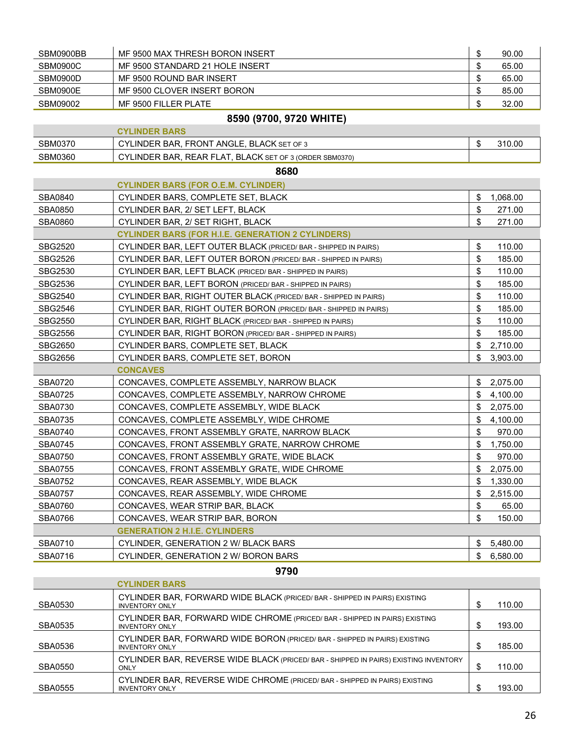| | | |
|---|---|---|
| SBM0900BB | MF 9500 MAX THRESH BORON INSERT | $ 90.00 |
| SBM0900C | MF 9500 STANDARD 21 HOLE INSERT | $ 65.00 |
| SBM0900D | MF 9500 ROUND BAR INSERT | $ 65.00 |
| SBM0900E | MF 9500 CLOVER INSERT BORON | $ 85.00 |
| SBM09002 | MF 9500 FILLER PLATE | $ 32.00 |

## 8590 (9700, 9720 WHITE)

| | | |
|---|---|---|
| | **CYLINDER BARS** | |
| SBM0370 | CYLINDER BAR, FRONT ANGLE, BLACK SET OF 3 | $ 310.00 |
| SBM0360 | CYLINDER BAR, REAR FLAT, BLACK SET OF 3 (ORDER SBM0370) | |

## 8680

| | | |
|---|---|---|
| | **CYLINDER BARS (FOR O.E.M. CYLINDER)** | |
| SBA0840 | CYLINDER BARS, COMPLETE SET, BLACK | $ 1,068.00 |
| SBA0850 | CYLINDER BAR, 2/ SET LEFT, BLACK | $ 271.00 |
| SBA0860 | CYLINDER BAR, 2/ SET RIGHT, BLACK | $ 271.00 |
| | **CYLINDER BARS (FOR H.I.E. GENERATION 2 CYLINDERS)** | |
| SBG2520 | CYLINDER BAR, LEFT OUTER BLACK (PRICED/ BAR - SHIPPED IN PAIRS) | $ 110.00 |
| SBG2526 | CYLINDER BAR, LEFT OUTER BORON (PRICED/ BAR - SHIPPED IN PAIRS) | $ 185.00 |
| SBG2530 | CYLINDER BAR, LEFT BLACK (PRICED/ BAR - SHIPPED IN PAIRS) | $ 110.00 |
| SBG2536 | CYLINDER BAR, LEFT BORON (PRICED/ BAR - SHIPPED IN PAIRS) | $ 185.00 |
| SBG2540 | CYLINDER BAR, RIGHT OUTER BLACK (PRICED/ BAR - SHIPPED IN PAIRS) | $ 110.00 |
| SBG2546 | CYLINDER BAR, RIGHT OUTER BORON (PRICED/ BAR - SHIPPED IN PAIRS) | $ 185.00 |
| SBG2550 | CYLINDER BAR, RIGHT BLACK (PRICED/ BAR - SHIPPED IN PAIRS) | $ 110.00 |
| SBG2556 | CYLINDER BAR, RIGHT BORON (PRICED/ BAR - SHIPPED IN PAIRS) | $ 185.00 |
| SBG2650 | CYLINDER BARS, COMPLETE SET, BLACK | $ 2,710.00 |
| SBG2656 | CYLINDER BARS, COMPLETE SET, BORON | $ 3,903.00 |
| | **CONCAVES** | |
| SBA0720 | CONCAVES, COMPLETE ASSEMBLY, NARROW BLACK | $ 2,075.00 |
| SBA0725 | CONCAVES, COMPLETE ASSEMBLY, NARROW CHROME | $ 4,100.00 |
| SBA0730 | CONCAVES, COMPLETE ASSEMBLY, WIDE BLACK | $ 2,075.00 |
| SBA0735 | CONCAVES, COMPLETE ASSEMBLY, WIDE CHROME | $ 4,100.00 |
| SBA0740 | CONCAVES, FRONT ASSEMBLY GRATE, NARROW BLACK | $ 970.00 |
| SBA0745 | CONCAVES, FRONT ASSEMBLY GRATE, NARROW CHROME | $ 1,750.00 |
| SBA0750 | CONCAVES, FRONT ASSEMBLY GRATE, WIDE BLACK | $ 970.00 |
| SBA0755 | CONCAVES, FRONT ASSEMBLY GRATE, WIDE CHROME | $ 2,075.00 |
| SBA0752 | CONCAVES, REAR ASSEMBLY, WIDE BLACK | $ 1,330.00 |
| SBA0757 | CONCAVES, REAR ASSEMBLY, WIDE CHROME | $ 2,515.00 |
| SBA0760 | CONCAVES, WEAR STRIP BAR, BLACK | $ 65.00 |
| SBA0766 | CONCAVES, WEAR STRIP BAR, BORON | $ 150.00 |
| | **GENERATION 2 H.I.E. CYLINDERS** | |
| SBA0710 | CYLINDER, GENERATION 2 W/ BLACK BARS | $ 5,480.00 |
| SBA0716 | CYLINDER, GENERATION 2 W/ BORON BARS | $ 6,580.00 |

## 9790

| | | |
|---|---|---|
| | **CYLINDER BARS** | |
| SBA0530 | CYLINDER BAR, FORWARD WIDE BLACK (PRICED/ BAR - SHIPPED IN PAIRS) EXISTING INVENTORY ONLY | $ 110.00 |
| SBA0535 | CYLINDER BAR, FORWARD WIDE CHROME (PRICED/ BAR - SHIPPED IN PAIRS) EXISTING INVENTORY ONLY | $ 193.00 |
| SBA0536 | CYLINDER BAR, FORWARD WIDE BORON (PRICED/ BAR - SHIPPED IN PAIRS) EXISTING INVENTORY ONLY | $ 185.00 |
| SBA0550 | CYLINDER BAR, REVERSE WIDE BLACK (PRICED/ BAR - SHIPPED IN PAIRS) EXISTING INVENTORY ONLY | $ 110.00 |
| SBA0555 | CYLINDER BAR, REVERSE WIDE CHROME (PRICED/ BAR - SHIPPED IN PAIRS) EXISTING INVENTORY ONLY | $ 193.00 |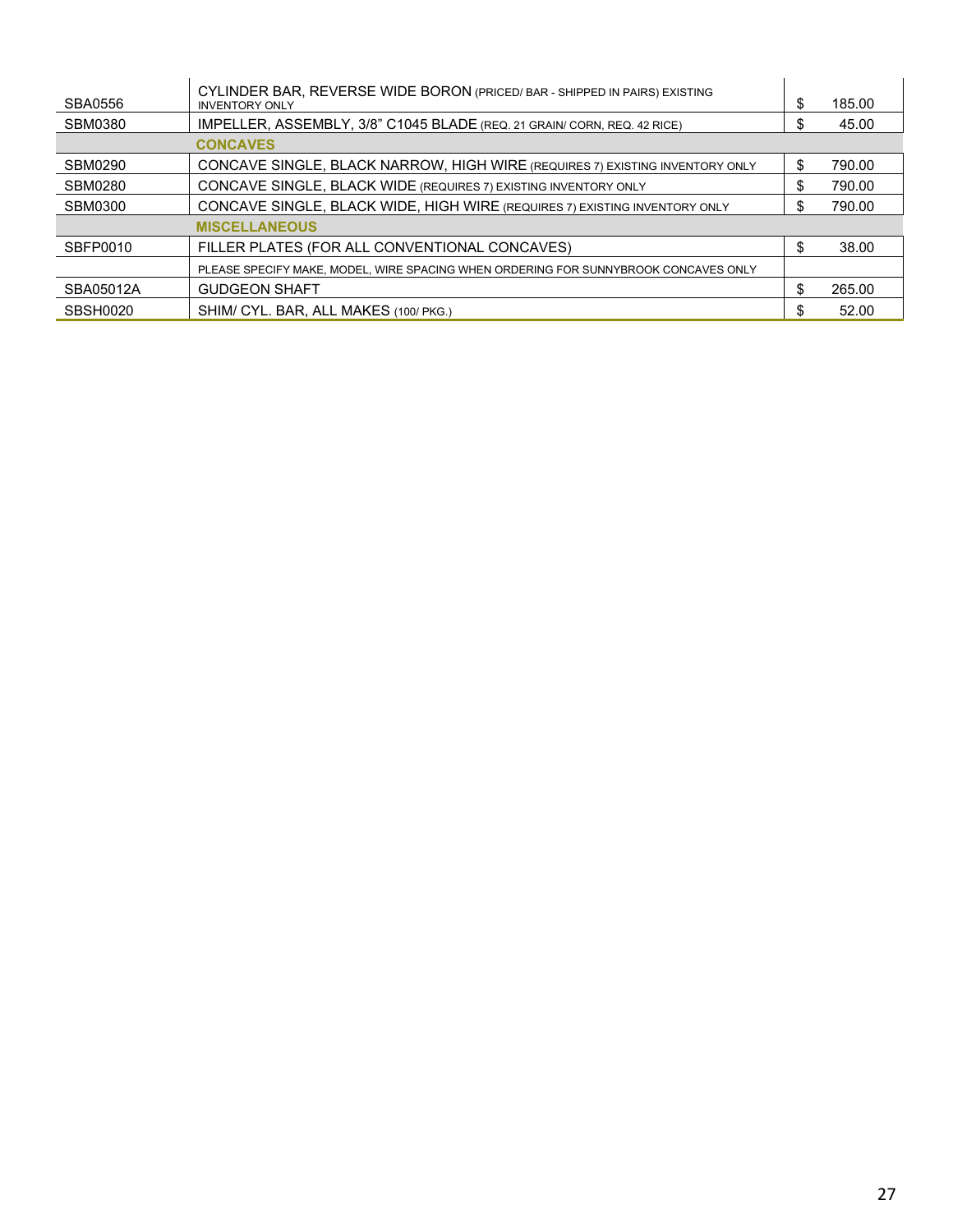| | | | |
|---|---|---|---|
| SBA0556 | CYLINDER BAR, REVERSE WIDE BORON (PRICED/ BAR - SHIPPED IN PAIRS) EXISTING INVENTORY ONLY | $ | 185.00 |
| SBM0380 | IMPELLER, ASSEMBLY, 3/8" C1045 BLADE (REQ. 21 GRAIN/ CORN, REQ. 42 RICE) | $ | 45.00 |
| | **CONCAVES** | | |
| SBM0290 | CONCAVE SINGLE, BLACK NARROW, HIGH WIRE (REQUIRES 7) EXISTING INVENTORY ONLY | $ | 790.00 |
| SBM0280 | CONCAVE SINGLE, BLACK WIDE (REQUIRES 7) EXISTING INVENTORY ONLY | $ | 790.00 |
| SBM0300 | CONCAVE SINGLE, BLACK WIDE, HIGH WIRE (REQUIRES 7) EXISTING INVENTORY ONLY | $ | 790.00 |
| | **MISCELLANEOUS** | | |
| SBFP0010 | FILLER PLATES (FOR ALL CONVENTIONAL CONCAVES) | $ | 38.00 |
| | PLEASE SPECIFY MAKE, MODEL, WIRE SPACING WHEN ORDERING FOR SUNNYBROOK CONCAVES ONLY | | |
| SBA05012A | GUDGEON SHAFT | $ | 265.00 |
| SBSH0020 | SHIM/ CYL. BAR, ALL MAKES (100/ PKG.) | $ | 52.00 |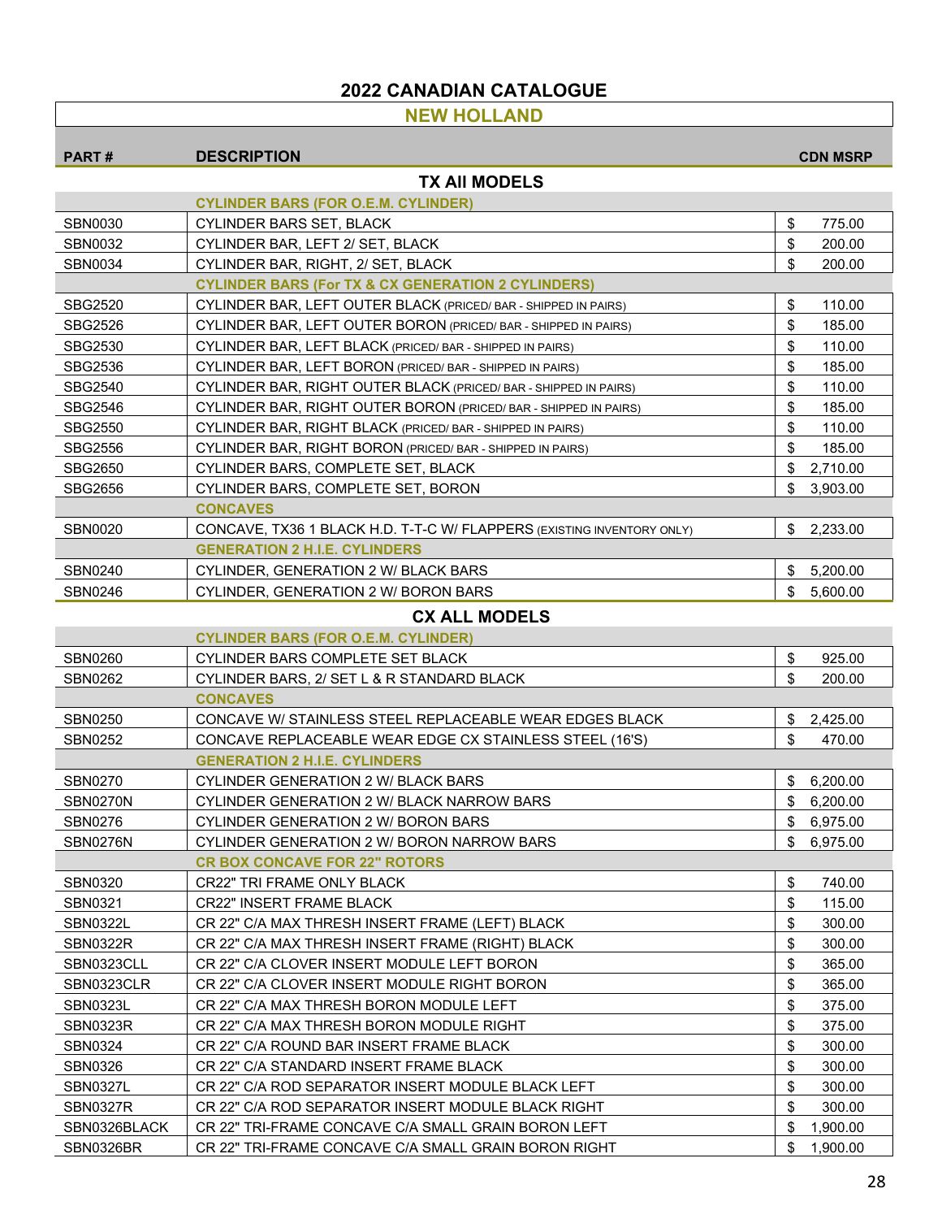## 2022 CANADIAN CATALOGUE

### NEW HOLLAND

| PART # | DESCRIPTION | CDN MSRP |
|---|---|---|
| | **TX All MODELS** | |
| | **CYLINDER BARS (FOR O.E.M. CYLINDER)** | |
| SBN0030 | CYLINDER BARS SET, BLACK | $ 775.00 |
| SBN0032 | CYLINDER BAR, LEFT 2/ SET, BLACK | $ 200.00 |
| SBN0034 | CYLINDER BAR, RIGHT, 2/ SET, BLACK | $ 200.00 |
| | **CYLINDER BARS (For TX & CX GENERATION 2 CYLINDERS)** | |
| SBG2520 | CYLINDER BAR, LEFT OUTER BLACK (PRICED/ BAR - SHIPPED IN PAIRS) | $ 110.00 |
| SBG2526 | CYLINDER BAR, LEFT OUTER BORON (PRICED/ BAR - SHIPPED IN PAIRS) | $ 185.00 |
| SBG2530 | CYLINDER BAR, LEFT BLACK (PRICED/ BAR - SHIPPED IN PAIRS) | $ 110.00 |
| SBG2536 | CYLINDER BAR, LEFT BORON (PRICED/ BAR - SHIPPED IN PAIRS) | $ 185.00 |
| SBG2540 | CYLINDER BAR, RIGHT OUTER BLACK (PRICED/ BAR - SHIPPED IN PAIRS) | $ 110.00 |
| SBG2546 | CYLINDER BAR, RIGHT OUTER BORON (PRICED/ BAR - SHIPPED IN PAIRS) | $ 185.00 |
| SBG2550 | CYLINDER BAR, RIGHT BLACK (PRICED/ BAR - SHIPPED IN PAIRS) | $ 110.00 |
| SBG2556 | CYLINDER BAR, RIGHT BORON (PRICED/ BAR - SHIPPED IN PAIRS) | $ 185.00 |
| SBG2650 | CYLINDER BARS, COMPLETE SET, BLACK | $ 2,710.00 |
| SBG2656 | CYLINDER BARS, COMPLETE SET, BORON | $ 3,903.00 |
| | **CONCAVES** | |
| SBN0020 | CONCAVE, TX36 1 BLACK H.D. T-T-C W/ FLAPPERS (EXISTING INVENTORY ONLY) | $ 2,233.00 |
| | **GENERATION 2 H.I.E. CYLINDERS** | |
| SBN0240 | CYLINDER, GENERATION 2 W/ BLACK BARS | $ 5,200.00 |
| SBN0246 | CYLINDER, GENERATION 2 W/ BORON BARS | $ 5,600.00 |
| | **CX ALL MODELS** | |
| | **CYLINDER BARS (FOR O.E.M. CYLINDER)** | |
| SBN0260 | CYLINDER BARS COMPLETE SET BLACK | $ 925.00 |
| SBN0262 | CYLINDER BARS, 2/ SET L & R STANDARD BLACK | $ 200.00 |
| | **CONCAVES** | |
| SBN0250 | CONCAVE W/ STAINLESS STEEL REPLACEABLE WEAR EDGES BLACK | $ 2,425.00 |
| SBN0252 | CONCAVE REPLACEABLE WEAR EDGE CX STAINLESS STEEL (16'S) | $ 470.00 |
| | **GENERATION 2 H.I.E. CYLINDERS** | |
| SBN0270 | CYLINDER GENERATION 2 W/ BLACK BARS | $ 6,200.00 |
| SBN0270N | CYLINDER GENERATION 2 W/ BLACK NARROW BARS | $ 6,200.00 |
| SBN0276 | CYLINDER GENERATION 2 W/ BORON BARS | $ 6,975.00 |
| SBN0276N | CYLINDER GENERATION 2 W/ BORON NARROW BARS | $ 6,975.00 |
| | **CR BOX CONCAVE FOR 22" ROTORS** | |
| SBN0320 | CR22" TRI FRAME ONLY BLACK | $ 740.00 |
| SBN0321 | CR22" INSERT FRAME BLACK | $ 115.00 |
| SBN0322L | CR 22" C/A MAX THRESH INSERT FRAME (LEFT) BLACK | $ 300.00 |
| SBN0322R | CR 22" C/A MAX THRESH INSERT FRAME (RIGHT) BLACK | $ 300.00 |
| SBN0323CLL | CR 22" C/A CLOVER INSERT MODULE LEFT BORON | $ 365.00 |
| SBN0323CLR | CR 22" C/A CLOVER INSERT MODULE RIGHT BORON | $ 365.00 |
| SBN0323L | CR 22" C/A MAX THRESH BORON MODULE LEFT | $ 375.00 |
| SBN0323R | CR 22" C/A MAX THRESH BORON MODULE RIGHT | $ 375.00 |
| SBN0324 | CR 22" C/A ROUND BAR INSERT FRAME BLACK | $ 300.00 |
| SBN0326 | CR 22" C/A STANDARD INSERT FRAME BLACK | $ 300.00 |
| SBN0327L | CR 22" C/A ROD SEPARATOR INSERT MODULE BLACK LEFT | $ 300.00 |
| SBN0327R | CR 22" C/A ROD SEPARATOR INSERT MODULE BLACK RIGHT | $ 300.00 |
| SBN0326BLACK | CR 22" TRI-FRAME CONCAVE C/A SMALL GRAIN BORON LEFT | $ 1,900.00 |
| SBN0326BR | CR 22" TRI-FRAME CONCAVE C/A SMALL GRAIN BORON RIGHT | $ 1,900.00 |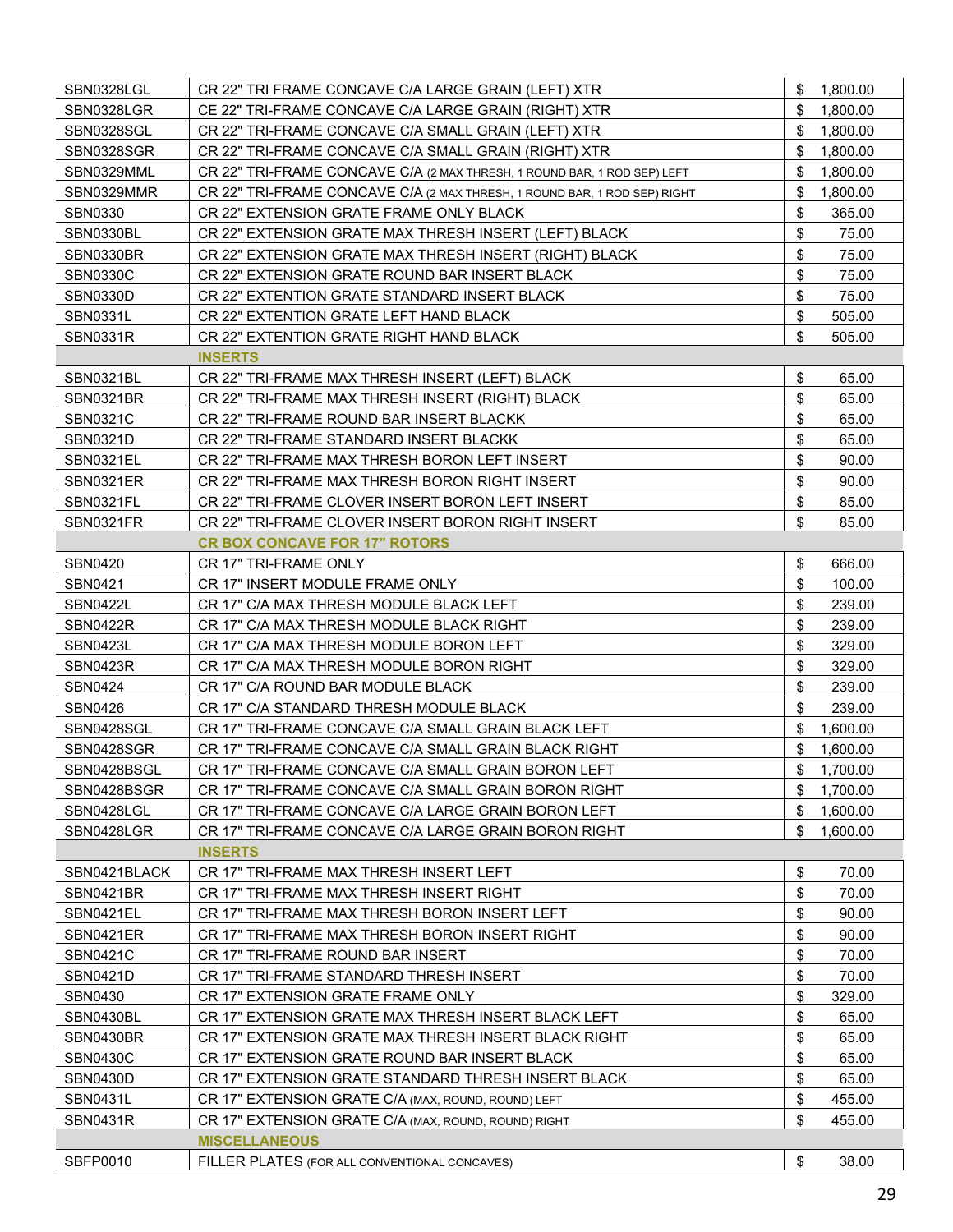| | | |
|---|---|---|
| SBN0328LGL | CR 22" TRI FRAME CONCAVE C/A LARGE GRAIN (LEFT) XTR | $ 1,800.00 |
| SBN0328LGR | CE 22" TRI-FRAME CONCAVE C/A LARGE GRAIN (RIGHT) XTR | $ 1,800.00 |
| SBN0328SGL | CR 22" TRI-FRAME CONCAVE C/A SMALL GRAIN (LEFT) XTR | $ 1,800.00 |
| SBN0328SGR | CR 22" TRI-FRAME CONCAVE C/A SMALL GRAIN (RIGHT) XTR | $ 1,800.00 |
| SBN0329MML | CR 22" TRI-FRAME CONCAVE C/A (2 MAX THRESH, 1 ROUND BAR, 1 ROD SEP) LEFT | $ 1,800.00 |
| SBN0329MMR | CR 22" TRI-FRAME CONCAVE C/A (2 MAX THRESH, 1 ROUND BAR, 1 ROD SEP) RIGHT | $ 1,800.00 |
| SBN0330 | CR 22" EXTENSION GRATE FRAME ONLY BLACK | $ 365.00 |
| SBN0330BL | CR 22" EXTENSION GRATE MAX THRESH INSERT (LEFT) BLACK | $ 75.00 |
| SBN0330BR | CR 22" EXTENSION GRATE MAX THRESH INSERT (RIGHT) BLACK | $ 75.00 |
| SBN0330C | CR 22" EXTENSION GRATE ROUND BAR INSERT BLACK | $ 75.00 |
| SBN0330D | CR 22" EXTENTION GRATE STANDARD INSERT BLACK | $ 75.00 |
| SBN0331L | CR 22" EXTENTION GRATE LEFT HAND BLACK | $ 505.00 |
| SBN0331R | CR 22" EXTENTION GRATE RIGHT HAND BLACK | $ 505.00 |
| | **INSERTS** | |
| SBN0321BL | CR 22" TRI-FRAME MAX THRESH INSERT (LEFT) BLACK | $ 65.00 |
| SBN0321BR | CR 22" TRI-FRAME MAX THRESH INSERT (RIGHT) BLACK | $ 65.00 |
| SBN0321C | CR 22" TRI-FRAME ROUND BAR INSERT BLACKK | $ 65.00 |
| SBN0321D | CR 22" TRI-FRAME STANDARD INSERT BLACKK | $ 65.00 |
| SBN0321EL | CR 22" TRI-FRAME MAX THRESH BORON LEFT INSERT | $ 90.00 |
| SBN0321ER | CR 22" TRI-FRAME MAX THRESH BORON RIGHT INSERT | $ 90.00 |
| SBN0321FL | CR 22" TRI-FRAME CLOVER INSERT BORON LEFT INSERT | $ 85.00 |
| SBN0321FR | CR 22" TRI-FRAME CLOVER INSERT BORON RIGHT INSERT | $ 85.00 |
| | **CR BOX CONCAVE FOR 17" ROTORS** | |
| SBN0420 | CR 17" TRI-FRAME ONLY | $ 666.00 |
| SBN0421 | CR 17" INSERT MODULE FRAME ONLY | $ 100.00 |
| SBN0422L | CR 17" C/A MAX THRESH MODULE BLACK LEFT | $ 239.00 |
| SBN0422R | CR 17" C/A MAX THRESH MODULE BLACK RIGHT | $ 239.00 |
| SBN0423L | CR 17" C/A MAX THRESH MODULE BORON LEFT | $ 329.00 |
| SBN0423R | CR 17" C/A MAX THRESH MODULE BORON RIGHT | $ 329.00 |
| SBN0424 | CR 17" C/A ROUND BAR MODULE BLACK | $ 239.00 |
| SBN0426 | CR 17" C/A STANDARD THRESH MODULE BLACK | $ 239.00 |
| SBN0428SGL | CR 17" TRI-FRAME CONCAVE C/A SMALL GRAIN BLACK LEFT | $ 1,600.00 |
| SBN0428SGR | CR 17" TRI-FRAME CONCAVE C/A SMALL GRAIN BLACK RIGHT | $ 1,600.00 |
| SBN0428BSGL | CR 17" TRI-FRAME CONCAVE C/A SMALL GRAIN BORON LEFT | $ 1,700.00 |
| SBN0428BSGR | CR 17" TRI-FRAME CONCAVE C/A SMALL GRAIN BORON RIGHT | $ 1,700.00 |
| SBN0428LGL | CR 17" TRI-FRAME CONCAVE C/A LARGE GRAIN BORON LEFT | $ 1,600.00 |
| SBN0428LGR | CR 17" TRI-FRAME CONCAVE C/A LARGE GRAIN BORON RIGHT | $ 1,600.00 |
| | **INSERTS** | |
| SBN0421BLACK | CR 17" TRI-FRAME MAX THRESH INSERT LEFT | $ 70.00 |
| SBN0421BR | CR 17" TRI-FRAME MAX THRESH INSERT RIGHT | $ 70.00 |
| SBN0421EL | CR 17" TRI-FRAME MAX THRESH BORON INSERT LEFT | $ 90.00 |
| SBN0421ER | CR 17" TRI-FRAME MAX THRESH BORON INSERT RIGHT | $ 90.00 |
| SBN0421C | CR 17" TRI-FRAME ROUND BAR INSERT | $ 70.00 |
| SBN0421D | CR 17" TRI-FRAME STANDARD THRESH INSERT | $ 70.00 |
| SBN0430 | CR 17" EXTENSION GRATE FRAME ONLY | $ 329.00 |
| SBN0430BL | CR 17" EXTENSION GRATE MAX THRESH INSERT BLACK LEFT | $ 65.00 |
| SBN0430BR | CR 17" EXTENSION GRATE MAX THRESH INSERT BLACK RIGHT | $ 65.00 |
| SBN0430C | CR 17" EXTENSION GRATE ROUND BAR INSERT BLACK | $ 65.00 |
| SBN0430D | CR 17" EXTENSION GRATE STANDARD THRESH INSERT BLACK | $ 65.00 |
| SBN0431L | CR 17" EXTENSION GRATE C/A (MAX, ROUND, ROUND) LEFT | $ 455.00 |
| SBN0431R | CR 17" EXTENSION GRATE C/A (MAX, ROUND, ROUND) RIGHT | $ 455.00 |
| | **MISCELLANEOUS** | |
| SBFP0010 | FILLER PLATES (FOR ALL CONVENTIONAL CONCAVES) | $ 38.00 |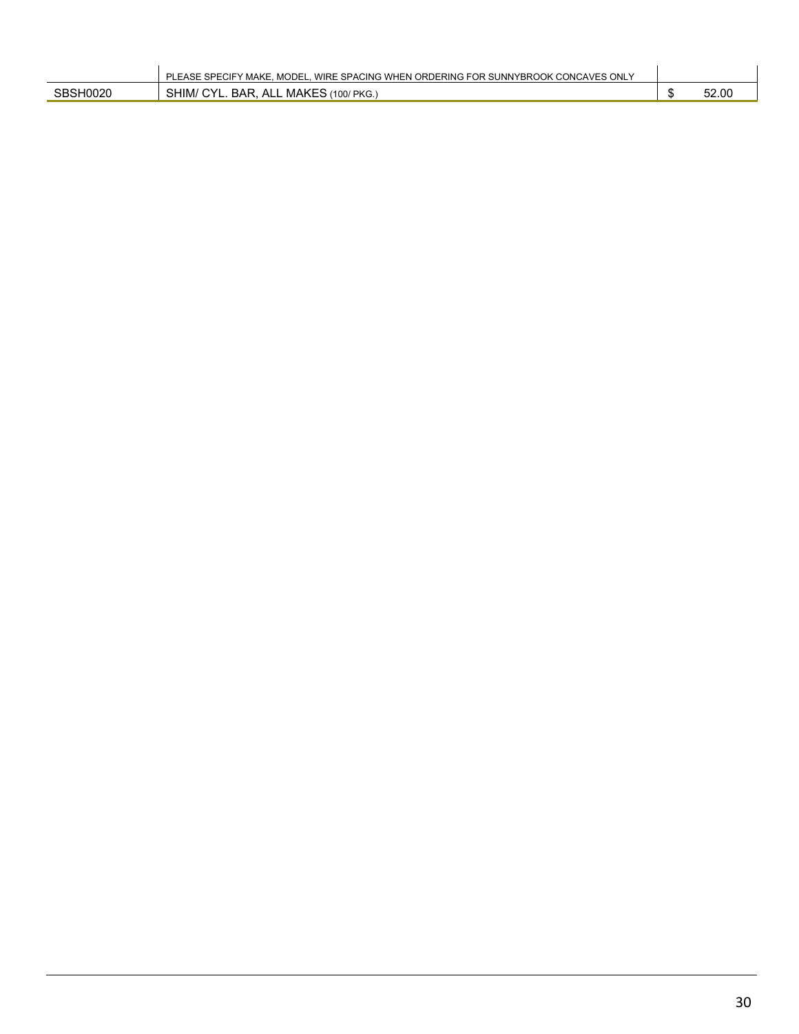| | | | |
|---|---|---|---|
| | PLEASE SPECIFY MAKE, MODEL, WIRE SPACING WHEN ORDERING FOR SUNNYBROOK CONCAVES ONLY | | |
| SBSH0020 | SHIM/ CYL. BAR, ALL MAKES (100/ PKG.) | $ | 52.00 |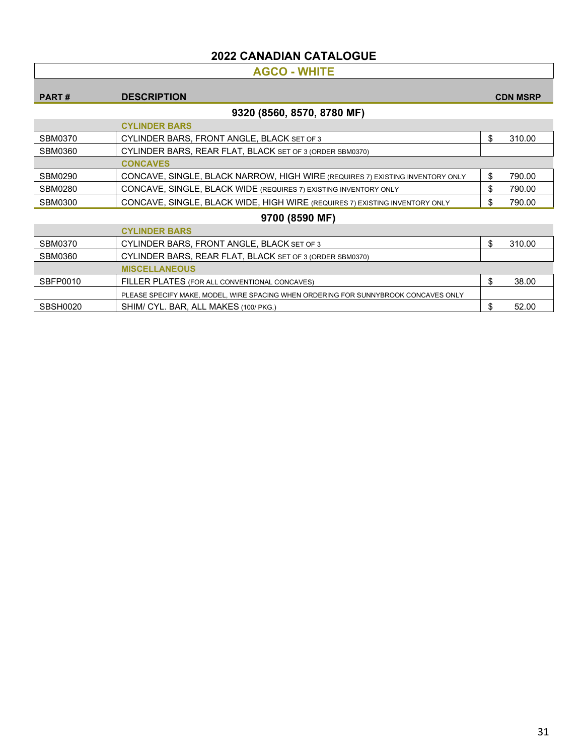## 2022 CANADIAN CATALOGUE

### AGCO - WHITE

| PART # | DESCRIPTION | CDN MSRP |
|---|---|---|
| | **9320 (8560, 8570, 8780 MF)** | |
| | **CYLINDER BARS** | |
| SBM0370 | CYLINDER BARS, FRONT ANGLE, BLACK SET OF 3 | $ 310.00 |
| SBM0360 | CYLINDER BARS, REAR FLAT, BLACK SET OF 3 (ORDER SBM0370) | |
| | **CONCAVES** | |
| SBM0290 | CONCAVE, SINGLE, BLACK NARROW, HIGH WIRE (REQUIRES 7) EXISTING INVENTORY ONLY | $ 790.00 |
| SBM0280 | CONCAVE, SINGLE, BLACK WIDE (REQUIRES 7) EXISTING INVENTORY ONLY | $ 790.00 |
| SBM0300 | CONCAVE, SINGLE, BLACK WIDE, HIGH WIRE (REQUIRES 7) EXISTING INVENTORY ONLY | $ 790.00 |
| | **9700 (8590 MF)** | |
| | **CYLINDER BARS** | |
| SBM0370 | CYLINDER BARS, FRONT ANGLE, BLACK SET OF 3 | $ 310.00 |
| SBM0360 | CYLINDER BARS, REAR FLAT, BLACK SET OF 3 (ORDER SBM0370) | |
| | **MISCELLANEOUS** | |
| SBFP0010 | FILLER PLATES (FOR ALL CONVENTIONAL CONCAVES) | $ 38.00 |
| | PLEASE SPECIFY MAKE, MODEL, WIRE SPACING WHEN ORDERING FOR SUNNYBROOK CONCAVES ONLY | |
| SBSH0020 | SHIM/ CYL. BAR, ALL MAKES (100/ PKG.) | $ 52.00 |